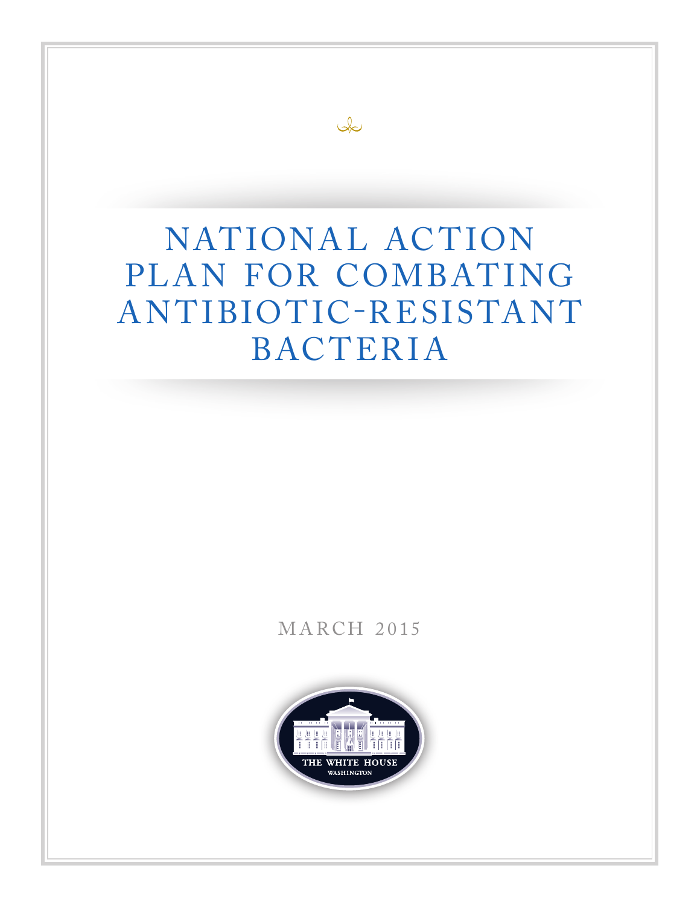# NATIONAL ACTION PLAN FOR COMBATING ANTIBIOTIC-RESISTANT BACTERIA

MARCH 2015

THE WHITE HOUSE

WASHINGTON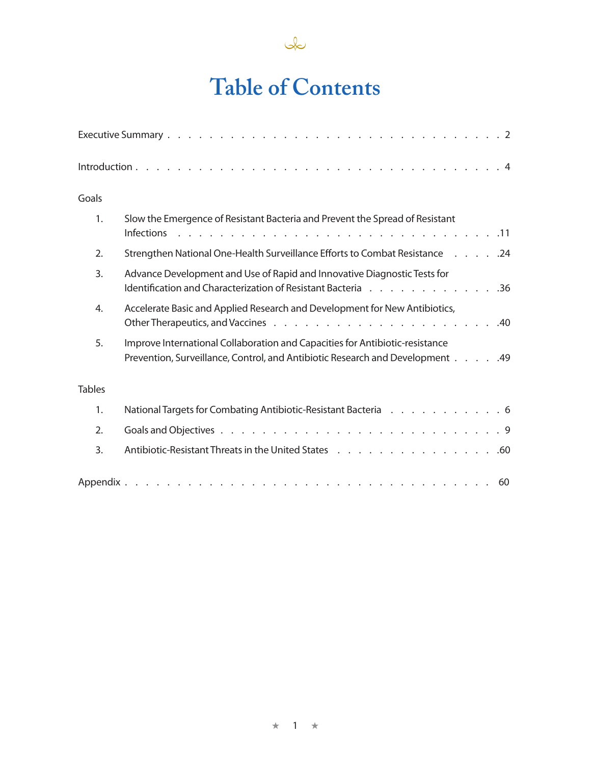# Table of Contents

Executive Summary . . . . . . . . . . 2

Introduction . . . . . . . . . . 4

Goals

1. Slow the Emergence of Resistant Bacteria and Prevent the Spread of Resistant Infections . . . . . . . . . . 11
2. Strengthen National One-Health Surveillance Efforts to Combat Resistance . . . . . 24
3. Advance Development and Use of Rapid and Innovative Diagnostic Tests for Identification and Characterization of Resistant Bacteria . . . . . . . . . . 36
4. Accelerate Basic and Applied Research and Development for New Antibiotics, Other Therapeutics, and Vaccines . . . . . . . . . . 40
5. Improve International Collaboration and Capacities for Antibiotic-resistance Prevention, Surveillance, Control, and Antibiotic Research and Development . . . . . 49

Tables

1. National Targets for Combating Antibiotic-Resistant Bacteria . . . . . . . . . . 6
2. Goals and Objectives . . . . . . . . . . 9
3. Antibiotic-Resistant Threats in the United States . . . . . . . . . . 60

Appendix . . . . . . . . . . 60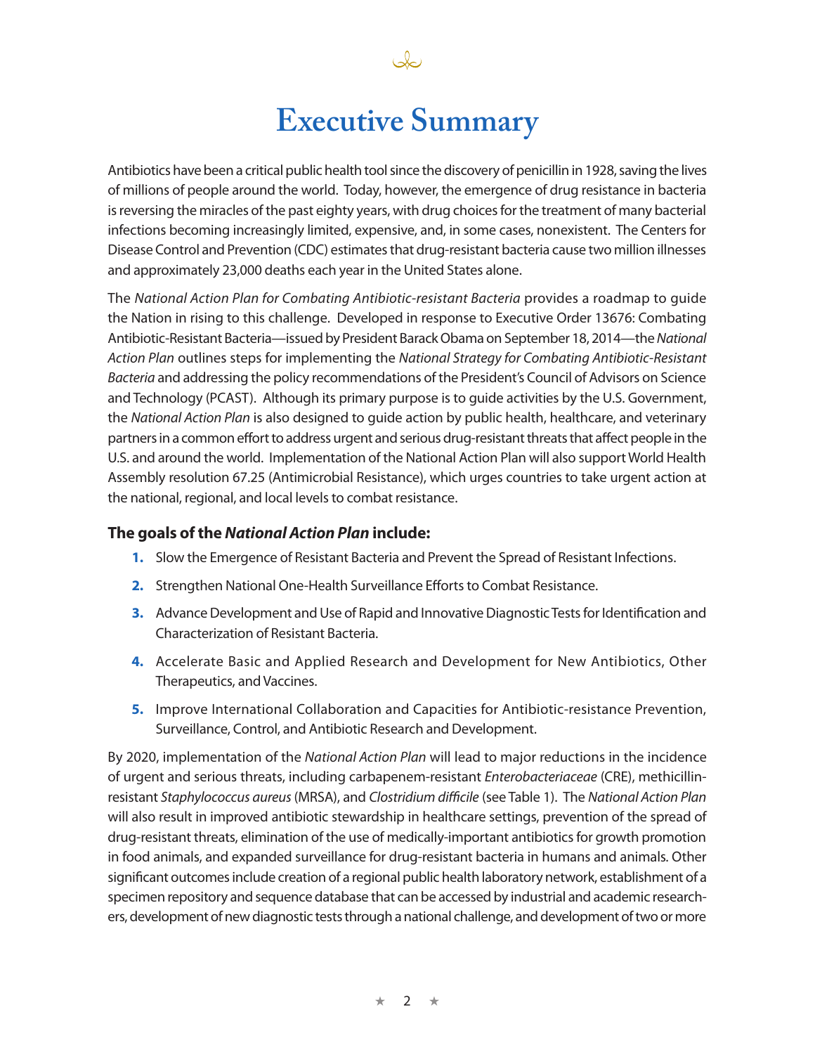# Executive Summary

Antibiotics have been a critical public health tool since the discovery of penicillin in 1928, saving the lives of millions of people around the world. Today, however, the emergence of drug resistance in bacteria is reversing the miracles of the past eighty years, with drug choices for the treatment of many bacterial infections becoming increasingly limited, expensive, and, in some cases, nonexistent. The Centers for Disease Control and Prevention (CDC) estimates that drug-resistant bacteria cause two million illnesses and approximately 23,000 deaths each year in the United States alone.

The *National Action Plan for Combating Antibiotic-resistant Bacteria* provides a roadmap to guide the Nation in rising to this challenge. Developed in response to Executive Order 13676: Combating Antibiotic-Resistant Bacteria—issued by President Barack Obama on September 18, 2014—the *National Action Plan* outlines steps for implementing the *National Strategy for Combating Antibiotic-Resistant Bacteria* and addressing the policy recommendations of the President's Council of Advisors on Science and Technology (PCAST). Although its primary purpose is to guide activities by the U.S. Government, the *National Action Plan* is also designed to guide action by public health, healthcare, and veterinary partners in a common effort to address urgent and serious drug-resistant threats that affect people in the U.S. and around the world. Implementation of the National Action Plan will also support World Health Assembly resolution 67.25 (Antimicrobial Resistance), which urges countries to take urgent action at the national, regional, and local levels to combat resistance.

### The goals of the *National Action Plan* include:

1. Slow the Emergence of Resistant Bacteria and Prevent the Spread of Resistant Infections.
2. Strengthen National One-Health Surveillance Efforts to Combat Resistance.
3. Advance Development and Use of Rapid and Innovative Diagnostic Tests for Identification and Characterization of Resistant Bacteria.
4. Accelerate Basic and Applied Research and Development for New Antibiotics, Other Therapeutics, and Vaccines.
5. Improve International Collaboration and Capacities for Antibiotic-resistance Prevention, Surveillance, Control, and Antibiotic Research and Development.

By 2020, implementation of the *National Action Plan* will lead to major reductions in the incidence of urgent and serious threats, including carbapenem-resistant *Enterobacteriaceae* (CRE), methicillin-resistant *Staphylococcus aureus* (MRSA), and *Clostridium difficile* (see Table 1). The *National Action Plan* will also result in improved antibiotic stewardship in healthcare settings, prevention of the spread of drug-resistant threats, elimination of the use of medically-important antibiotics for growth promotion in food animals, and expanded surveillance for drug-resistant bacteria in humans and animals. Other significant outcomes include creation of a regional public health laboratory network, establishment of a specimen repository and sequence database that can be accessed by industrial and academic researchers, development of new diagnostic tests through a national challenge, and development of two or more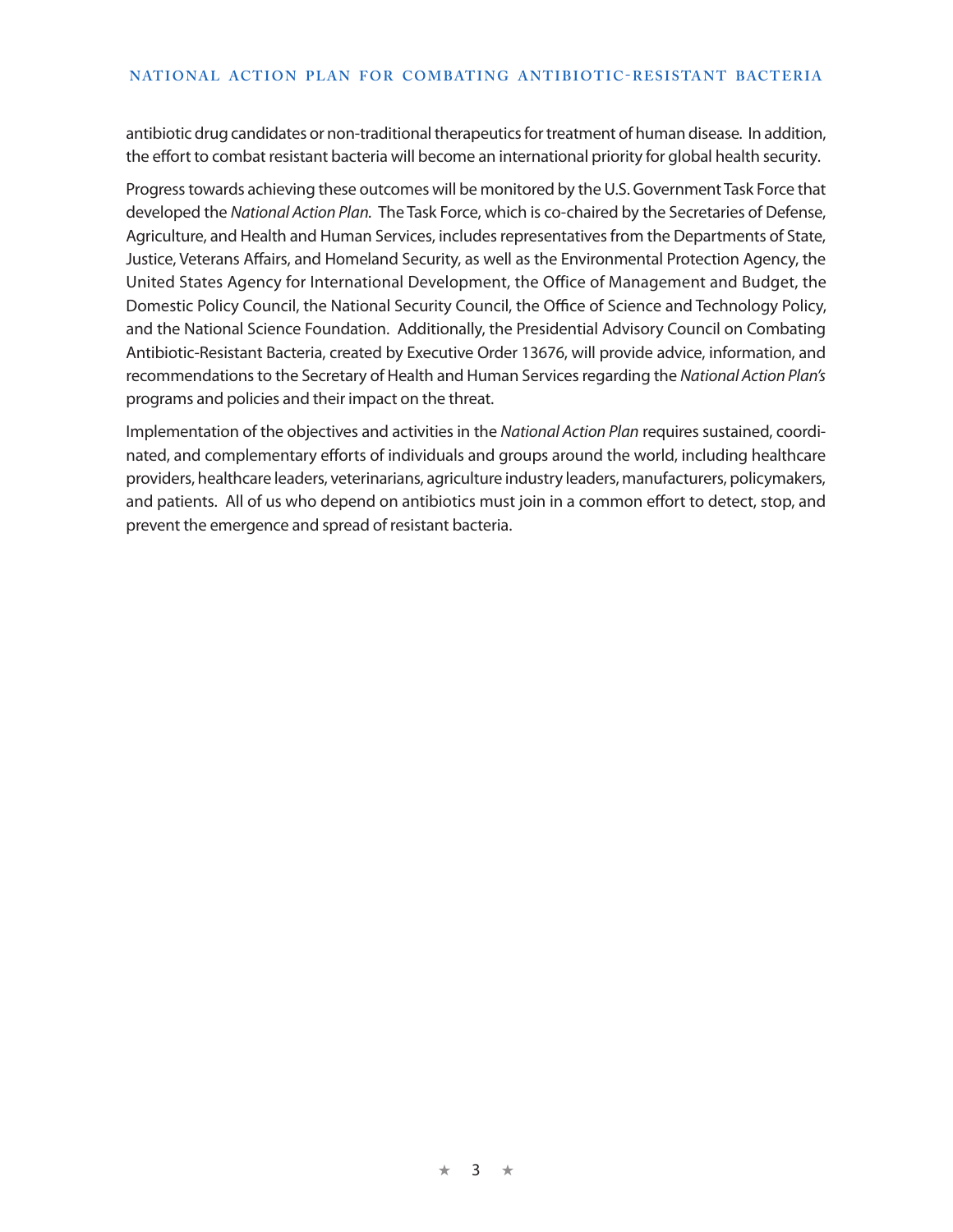antibiotic drug candidates or non-traditional therapeutics for treatment of human disease. In addition, the effort to combat resistant bacteria will become an international priority for global health security.

Progress towards achieving these outcomes will be monitored by the U.S. Government Task Force that developed the *National Action Plan*. The Task Force, which is co-chaired by the Secretaries of Defense, Agriculture, and Health and Human Services, includes representatives from the Departments of State, Justice, Veterans Affairs, and Homeland Security, as well as the Environmental Protection Agency, the United States Agency for International Development, the Office of Management and Budget, the Domestic Policy Council, the National Security Council, the Office of Science and Technology Policy, and the National Science Foundation. Additionally, the Presidential Advisory Council on Combating Antibiotic-Resistant Bacteria, created by Executive Order 13676, will provide advice, information, and recommendations to the Secretary of Health and Human Services regarding the *National Action Plan's* programs and policies and their impact on the threat.

Implementation of the objectives and activities in the *National Action Plan* requires sustained, coordinated, and complementary efforts of individuals and groups around the world, including healthcare providers, healthcare leaders, veterinarians, agriculture industry leaders, manufacturers, policymakers, and patients. All of us who depend on antibiotics must join in a common effort to detect, stop, and prevent the emergence and spread of resistant bacteria.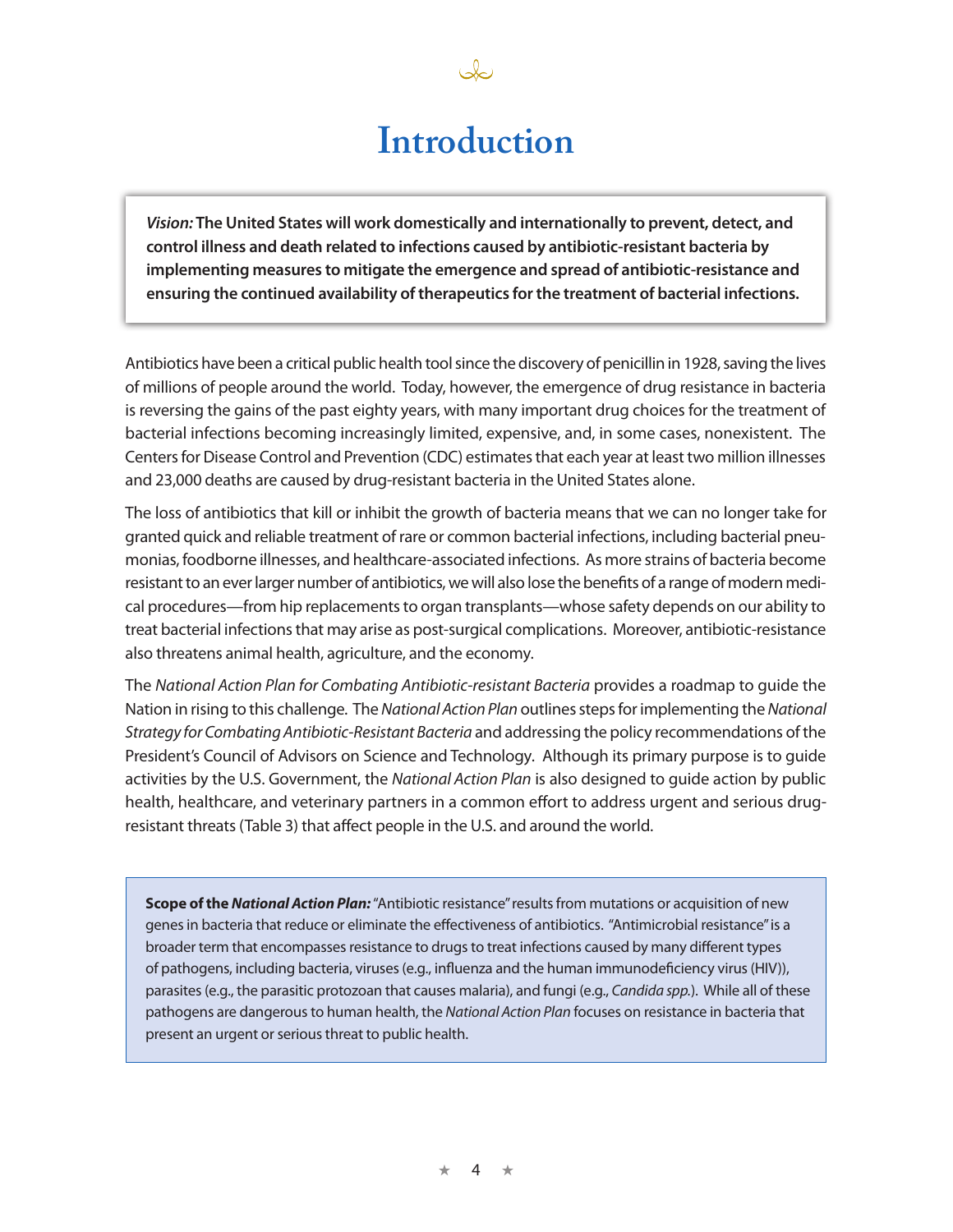# Introduction

> *Vision:* **The United States will work domestically and internationally to prevent, detect, and control illness and death related to infections caused by antibiotic-resistant bacteria by implementing measures to mitigate the emergence and spread of antibiotic-resistance and ensuring the continued availability of therapeutics for the treatment of bacterial infections.**

Antibiotics have been a critical public health tool since the discovery of penicillin in 1928, saving the lives of millions of people around the world. Today, however, the emergence of drug resistance in bacteria is reversing the gains of the past eighty years, with many important drug choices for the treatment of bacterial infections becoming increasingly limited, expensive, and, in some cases, nonexistent. The Centers for Disease Control and Prevention (CDC) estimates that each year at least two million illnesses and 23,000 deaths are caused by drug-resistant bacteria in the United States alone.

The loss of antibiotics that kill or inhibit the growth of bacteria means that we can no longer take for granted quick and reliable treatment of rare or common bacterial infections, including bacterial pneumonias, foodborne illnesses, and healthcare-associated infections. As more strains of bacteria become resistant to an ever larger number of antibiotics, we will also lose the benefits of a range of modern medical procedures—from hip replacements to organ transplants—whose safety depends on our ability to treat bacterial infections that may arise as post-surgical complications. Moreover, antibiotic-resistance also threatens animal health, agriculture, and the economy.

The *National Action Plan for Combating Antibiotic-resistant Bacteria* provides a roadmap to guide the Nation in rising to this challenge. The *National Action Plan* outlines steps for implementing the *National Strategy for Combating Antibiotic-Resistant Bacteria* and addressing the policy recommendations of the President's Council of Advisors on Science and Technology. Although its primary purpose is to guide activities by the U.S. Government, the *National Action Plan* is also designed to guide action by public health, healthcare, and veterinary partners in a common effort to address urgent and serious drug-resistant threats (Table 3) that affect people in the U.S. and around the world.

> **Scope of the *National Action Plan:*** "Antibiotic resistance" results from mutations or acquisition of new genes in bacteria that reduce or eliminate the effectiveness of antibiotics. "Antimicrobial resistance" is a broader term that encompasses resistance to drugs to treat infections caused by many different types of pathogens, including bacteria, viruses (e.g., influenza and the human immunodeficiency virus (HIV)), parasites (e.g., the parasitic protozoan that causes malaria), and fungi (e.g., *Candida spp.*). While all of these pathogens are dangerous to human health, the *National Action Plan* focuses on resistance in bacteria that present an urgent or serious threat to public health.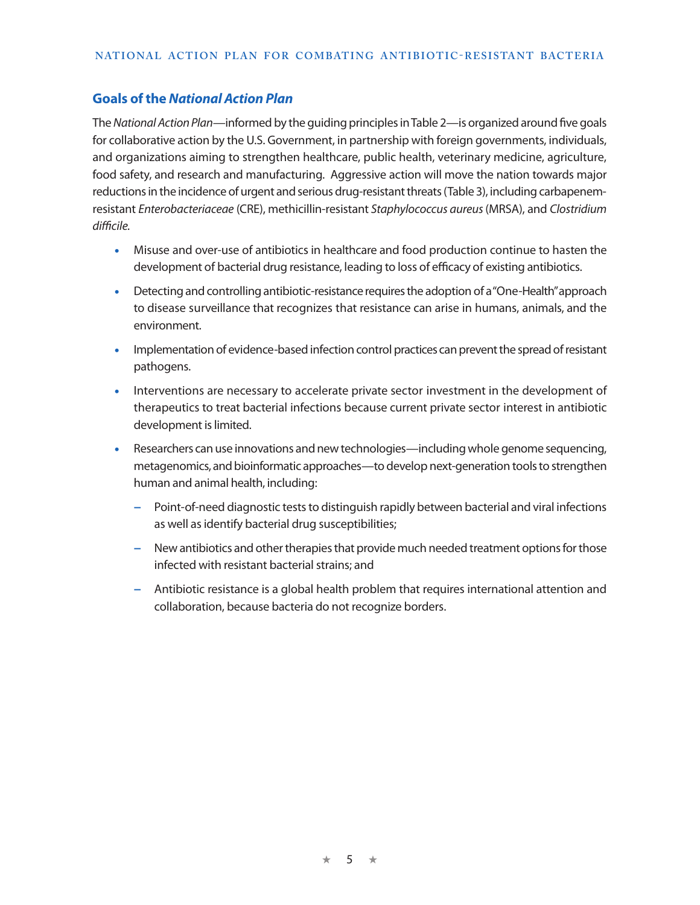## Goals of the *National Action Plan*

The *National Action Plan*—informed by the guiding principles in Table 2—is organized around five goals for collaborative action by the U.S. Government, in partnership with foreign governments, individuals, and organizations aiming to strengthen healthcare, public health, veterinary medicine, agriculture, food safety, and research and manufacturing. Aggressive action will move the nation towards major reductions in the incidence of urgent and serious drug-resistant threats (Table 3), including carbapenem-resistant *Enterobacteriaceae* (CRE), methicillin-resistant *Staphylococcus aureus* (MRSA), and *Clostridium difficile.*

- Misuse and over-use of antibiotics in healthcare and food production continue to hasten the development of bacterial drug resistance, leading to loss of efficacy of existing antibiotics.
- Detecting and controlling antibiotic-resistance requires the adoption of a "One-Health" approach to disease surveillance that recognizes that resistance can arise in humans, animals, and the environment.
- Implementation of evidence-based infection control practices can prevent the spread of resistant pathogens.
- Interventions are necessary to accelerate private sector investment in the development of therapeutics to treat bacterial infections because current private sector interest in antibiotic development is limited.
- Researchers can use innovations and new technologies—including whole genome sequencing, metagenomics, and bioinformatic approaches—to develop next-generation tools to strengthen human and animal health, including:
  - Point-of-need diagnostic tests to distinguish rapidly between bacterial and viral infections as well as identify bacterial drug susceptibilities;
  - New antibiotics and other therapies that provide much needed treatment options for those infected with resistant bacterial strains; and
  - Antibiotic resistance is a global health problem that requires international attention and collaboration, because bacteria do not recognize borders.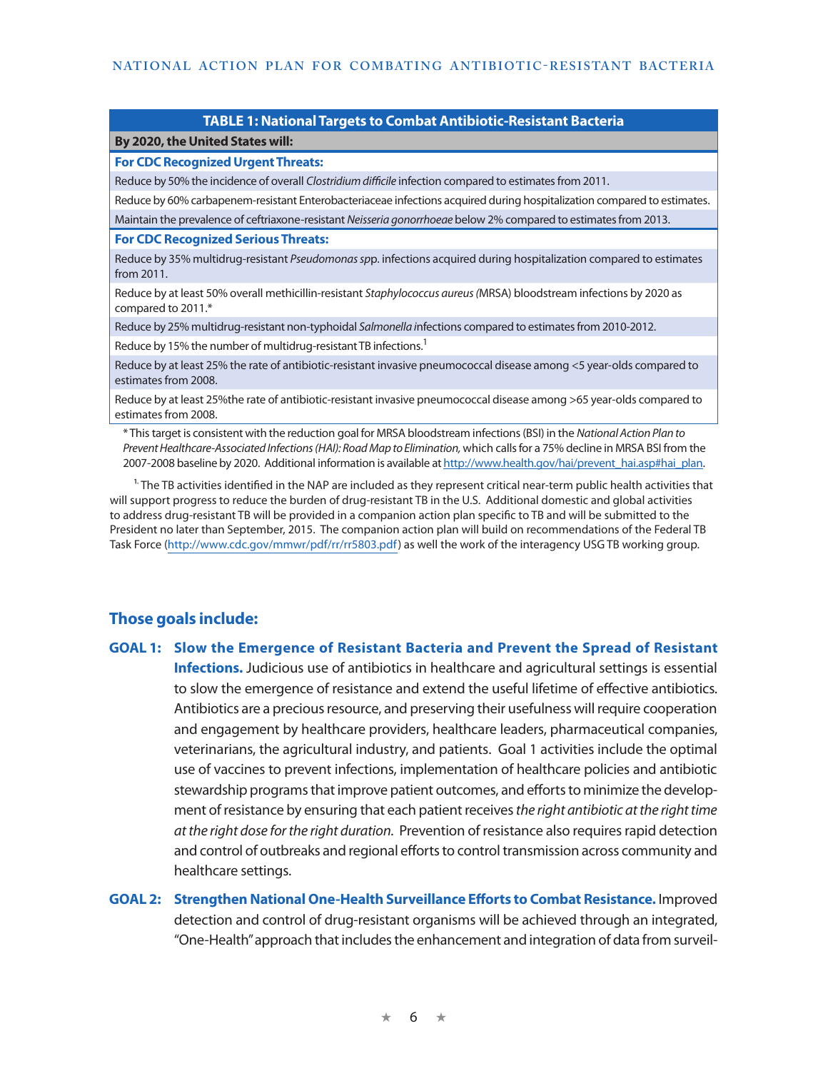| TABLE 1: National Targets to Combat Antibiotic-Resistant Bacteria |
|---|
| **By 2020, the United States will:** |
| **For CDC Recognized Urgent Threats:** |
| Reduce by 50% the incidence of overall *Clostridium difficile* infection compared to estimates from 2011. |
| Reduce by 60% carbapenem-resistant Enterobacteriaceae infections acquired during hospitalization compared to estimates. |
| Maintain the prevalence of ceftriaxone-resistant *Neisseria gonorrhoeae* below 2% compared to estimates from 2013. |
| **For CDC Recognized Serious Threats:** |
| Reduce by 35% multidrug-resistant *Pseudomonas spp*. infections acquired during hospitalization compared to estimates from 2011. |
| Reduce by at least 50% overall methicillin-resistant *Staphylococcus aureus* (MRSA) bloodstream infections by 2020 as compared to 2011.* |
| Reduce by 25% multidrug-resistant non-typhoidal *Salmonella* infections compared to estimates from 2010-2012. |
| Reduce by 15% the number of multidrug-resistant TB infections.[1] |
| Reduce by at least 25% the rate of antibiotic-resistant invasive pneumococcal disease among <5 year-olds compared to estimates from 2008. |
| Reduce by at least 25%the rate of antibiotic-resistant invasive pneumococcal disease among >65 year-olds compared to estimates from 2008. |

* This target is consistent with the reduction goal for MRSA bloodstream infections (BSI) in the *National Action Plan to Prevent Healthcare-Associated Infections (HAI): Road Map to Elimination,* which calls for a 75% decline in MRSA BSI from the 2007-2008 baseline by 2020. Additional information is available at http://www.health.gov/hai/prevent_hai.asp#hai_plan.

[1] The TB activities identified in the NAP are included as they represent critical near-term public health activities that will support progress to reduce the burden of drug-resistant TB in the U.S. Additional domestic and global activities to address drug-resistant TB will be provided in a companion action plan specific to TB and will be submitted to the President no later than September, 2015. The companion action plan will build on recommendations of the Federal TB Task Force (http://www.cdc.gov/mmwr/pdf/rr/rr5803.pdf) as well the work of the interagency USG TB working group.

## Those goals include:

**GOAL 1: Slow the Emergence of Resistant Bacteria and Prevent the Spread of Resistant Infections.** Judicious use of antibiotics in healthcare and agricultural settings is essential to slow the emergence of resistance and extend the useful lifetime of effective antibiotics. Antibiotics are a precious resource, and preserving their usefulness will require cooperation and engagement by healthcare providers, healthcare leaders, pharmaceutical companies, veterinarians, the agricultural industry, and patients. Goal 1 activities include the optimal use of vaccines to prevent infections, implementation of healthcare policies and antibiotic stewardship programs that improve patient outcomes, and efforts to minimize the development of resistance by ensuring that each patient receives *the right antibiotic at the right time at the right dose for the right duration.* Prevention of resistance also requires rapid detection and control of outbreaks and regional efforts to control transmission across community and healthcare settings.

**GOAL 2: Strengthen National One-Health Surveillance Efforts to Combat Resistance.** Improved detection and control of drug-resistant organisms will be achieved through an integrated, "One-Health" approach that includes the enhancement and integration of data from surveil-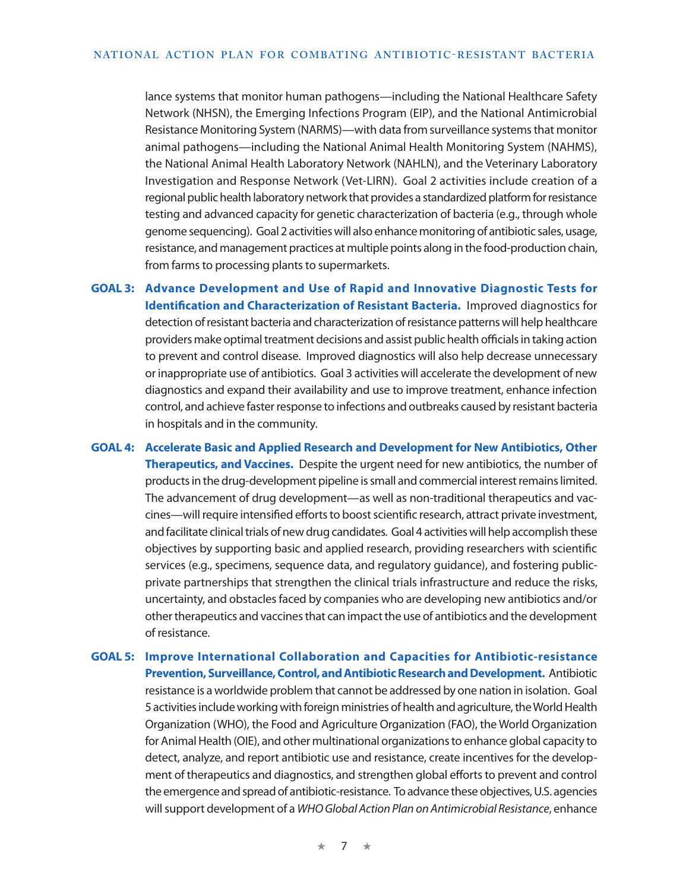lance systems that monitor human pathogens—including the National Healthcare Safety Network (NHSN), the Emerging Infections Program (EIP), and the National Antimicrobial Resistance Monitoring System (NARMS)—with data from surveillance systems that monitor animal pathogens—including the National Animal Health Monitoring System (NAHMS), the National Animal Health Laboratory Network (NAHLN), and the Veterinary Laboratory Investigation and Response Network (Vet-LIRN). Goal 2 activities include creation of a regional public health laboratory network that provides a standardized platform for resistance testing and advanced capacity for genetic characterization of bacteria (e.g., through whole genome sequencing). Goal 2 activities will also enhance monitoring of antibiotic sales, usage, resistance, and management practices at multiple points along in the food-production chain, from farms to processing plants to supermarkets.

**GOAL 3: Advance Development and Use of Rapid and Innovative Diagnostic Tests for Identification and Characterization of Resistant Bacteria.** Improved diagnostics for detection of resistant bacteria and characterization of resistance patterns will help healthcare providers make optimal treatment decisions and assist public health officials in taking action to prevent and control disease. Improved diagnostics will also help decrease unnecessary or inappropriate use of antibiotics. Goal 3 activities will accelerate the development of new diagnostics and expand their availability and use to improve treatment, enhance infection control, and achieve faster response to infections and outbreaks caused by resistant bacteria in hospitals and in the community.

**GOAL 4: Accelerate Basic and Applied Research and Development for New Antibiotics, Other Therapeutics, and Vaccines.** Despite the urgent need for new antibiotics, the number of products in the drug-development pipeline is small and commercial interest remains limited. The advancement of drug development—as well as non-traditional therapeutics and vaccines—will require intensified efforts to boost scientific research, attract private investment, and facilitate clinical trials of new drug candidates. Goal 4 activities will help accomplish these objectives by supporting basic and applied research, providing researchers with scientific services (e.g., specimens, sequence data, and regulatory guidance), and fostering public-private partnerships that strengthen the clinical trials infrastructure and reduce the risks, uncertainty, and obstacles faced by companies who are developing new antibiotics and/or other therapeutics and vaccines that can impact the use of antibiotics and the development of resistance.

**GOAL 5: Improve International Collaboration and Capacities for Antibiotic-resistance Prevention, Surveillance, Control, and Antibiotic Research and Development.** Antibiotic resistance is a worldwide problem that cannot be addressed by one nation in isolation. Goal 5 activities include working with foreign ministries of health and agriculture, the World Health Organization (WHO), the Food and Agriculture Organization (FAO), the World Organization for Animal Health (OIE), and other multinational organizations to enhance global capacity to detect, analyze, and report antibiotic use and resistance, create incentives for the development of therapeutics and diagnostics, and strengthen global efforts to prevent and control the emergence and spread of antibiotic-resistance. To advance these objectives, U.S. agencies will support development of a *WHO Global Action Plan on Antimicrobial Resistance*, enhance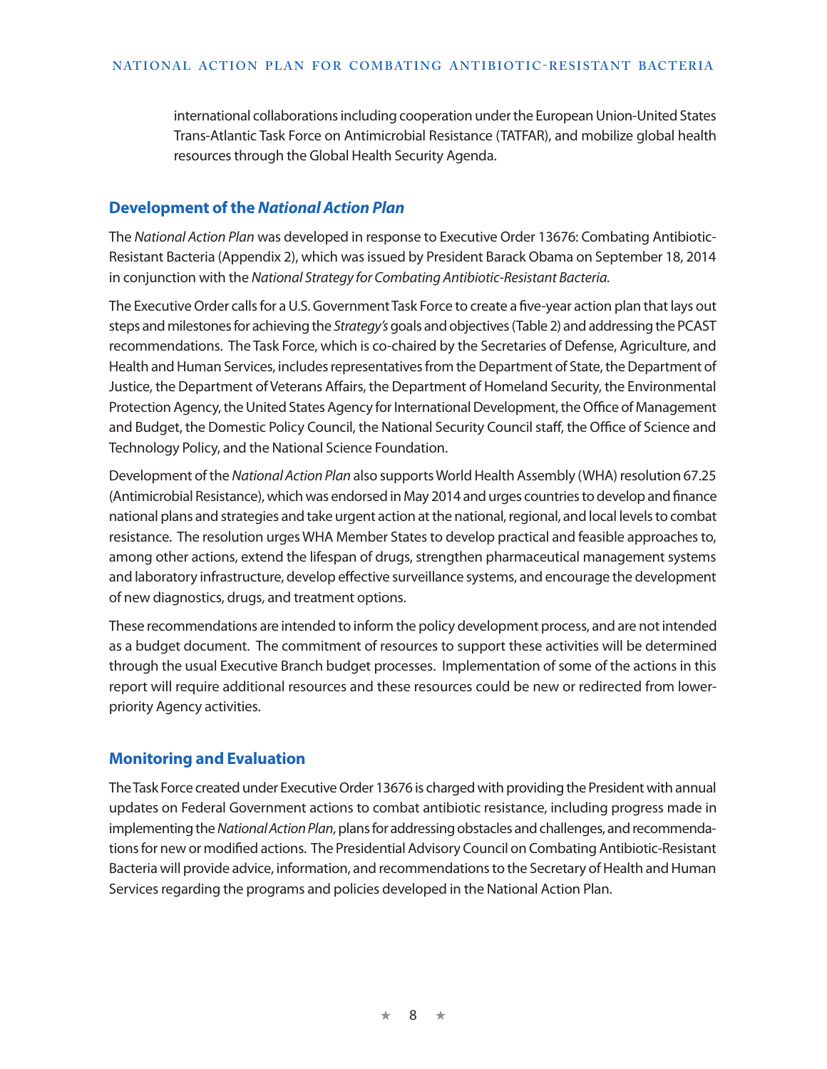international collaborations including cooperation under the European Union-United States Trans-Atlantic Task Force on Antimicrobial Resistance (TATFAR), and mobilize global health resources through the Global Health Security Agenda.

## Development of the *National Action Plan*

The *National Action Plan* was developed in response to Executive Order 13676: Combating Antibiotic-Resistant Bacteria (Appendix 2), which was issued by President Barack Obama on September 18, 2014 in conjunction with the *National Strategy for Combating Antibiotic-Resistant Bacteria.*

The Executive Order calls for a U.S. Government Task Force to create a five-year action plan that lays out steps and milestones for achieving the *Strategy's* goals and objectives (Table 2) and addressing the PCAST recommendations. The Task Force, which is co-chaired by the Secretaries of Defense, Agriculture, and Health and Human Services, includes representatives from the Department of State, the Department of Justice, the Department of Veterans Affairs, the Department of Homeland Security, the Environmental Protection Agency, the United States Agency for International Development, the Office of Management and Budget, the Domestic Policy Council, the National Security Council staff, the Office of Science and Technology Policy, and the National Science Foundation.

Development of the *National Action Plan* also supports World Health Assembly (WHA) resolution 67.25 (Antimicrobial Resistance), which was endorsed in May 2014 and urges countries to develop and finance national plans and strategies and take urgent action at the national, regional, and local levels to combat resistance. The resolution urges WHA Member States to develop practical and feasible approaches to, among other actions, extend the lifespan of drugs, strengthen pharmaceutical management systems and laboratory infrastructure, develop effective surveillance systems, and encourage the development of new diagnostics, drugs, and treatment options.

These recommendations are intended to inform the policy development process, and are not intended as a budget document. The commitment of resources to support these activities will be determined through the usual Executive Branch budget processes. Implementation of some of the actions in this report will require additional resources and these resources could be new or redirected from lower-priority Agency activities.

## Monitoring and Evaluation

The Task Force created under Executive Order 13676 is charged with providing the President with annual updates on Federal Government actions to combat antibiotic resistance, including progress made in implementing the *National Action Plan*, plans for addressing obstacles and challenges, and recommendations for new or modified actions. The Presidential Advisory Council on Combating Antibiotic-Resistant Bacteria will provide advice, information, and recommendations to the Secretary of Health and Human Services regarding the programs and policies developed in the National Action Plan.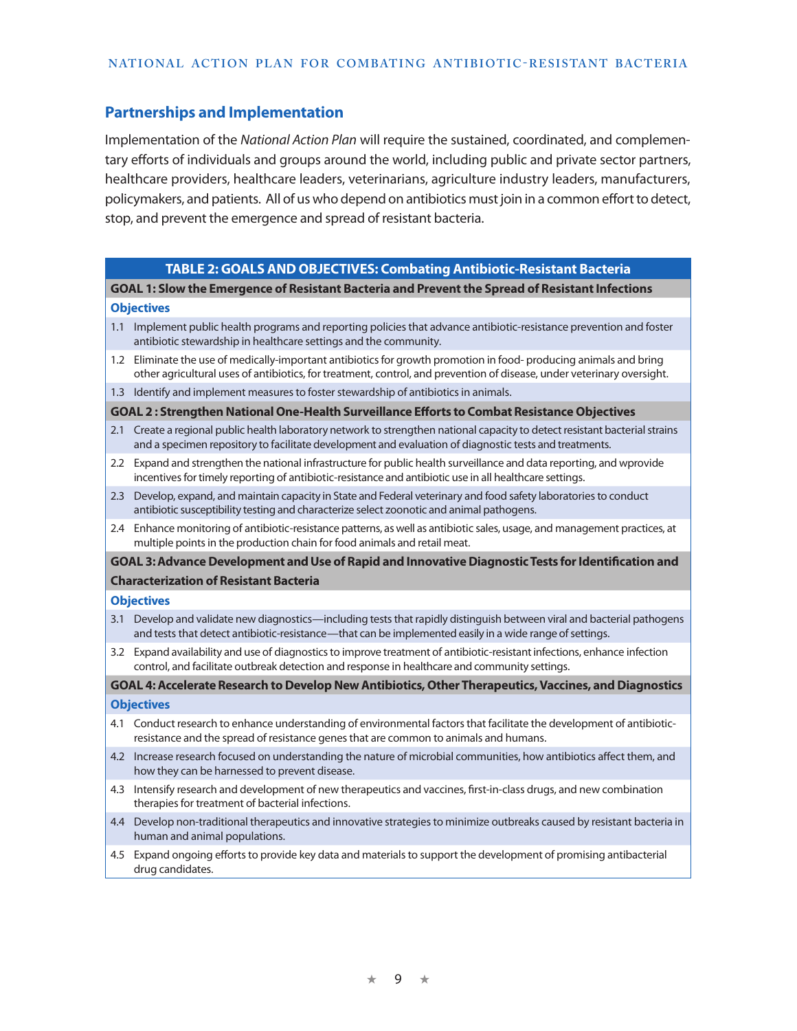## Partnerships and Implementation

Implementation of the *National Action Plan* will require the sustained, coordinated, and complementary efforts of individuals and groups around the world, including public and private sector partners, healthcare providers, healthcare leaders, veterinarians, agriculture industry leaders, manufacturers, policymakers, and patients. All of us who depend on antibiotics must join in a common effort to detect, stop, and prevent the emergence and spread of resistant bacteria.

| TABLE 2: GOALS AND OBJECTIVES: Combating Antibiotic-Resistant Bacteria | |
|---|---|
| **GOAL 1: Slow the Emergence of Resistant Bacteria and Prevent the Spread of Resistant Infections** | |
| **Objectives** | |
| 1.1 | Implement public health programs and reporting policies that advance antibiotic-resistance prevention and foster antibiotic stewardship in healthcare settings and the community. |
| 1.2 | Eliminate the use of medically-important antibiotics for growth promotion in food- producing animals and bring other agricultural uses of antibiotics, for treatment, control, and prevention of disease, under veterinary oversight. |
| 1.3 | Identify and implement measures to foster stewardship of antibiotics in animals. |
| **GOAL 2 : Strengthen National One-Health Surveillance Efforts to Combat Resistance Objectives** | |
| 2.1 | Create a regional public health laboratory network to strengthen national capacity to detect resistant bacterial strains and a specimen repository to facilitate development and evaluation of diagnostic tests and treatments. |
| 2.2 | Expand and strengthen the national infrastructure for public health surveillance and data reporting, and wprovide incentives for timely reporting of antibiotic-resistance and antibiotic use in all healthcare settings. |
| 2.3 | Develop, expand, and maintain capacity in State and Federal veterinary and food safety laboratories to conduct antibiotic susceptibility testing and characterize select zoonotic and animal pathogens. |
| 2.4 | Enhance monitoring of antibiotic-resistance patterns, as well as antibiotic sales, usage, and management practices, at multiple points in the production chain for food animals and retail meat. |
| **GOAL 3: Advance Development and Use of Rapid and Innovative Diagnostic Tests for Identification and Characterization of Resistant Bacteria** | |
| **Objectives** | |
| 3.1 | Develop and validate new diagnostics—including tests that rapidly distinguish between viral and bacterial pathogens and tests that detect antibiotic-resistance—that can be implemented easily in a wide range of settings. |
| 3.2 | Expand availability and use of diagnostics to improve treatment of antibiotic-resistant infections, enhance infection control, and facilitate outbreak detection and response in healthcare and community settings. |
| **GOAL 4: Accelerate Research to Develop New Antibiotics, Other Therapeutics, Vaccines, and Diagnostics** | |
| **Objectives** | |
| 4.1 | Conduct research to enhance understanding of environmental factors that facilitate the development of antibiotic-resistance and the spread of resistance genes that are common to animals and humans. |
| 4.2 | Increase research focused on understanding the nature of microbial communities, how antibiotics affect them, and how they can be harnessed to prevent disease. |
| 4.3 | Intensify research and development of new therapeutics and vaccines, first-in-class drugs, and new combination therapies for treatment of bacterial infections. |
| 4.4 | Develop non-traditional therapeutics and innovative strategies to minimize outbreaks caused by resistant bacteria in human and animal populations. |
| 4.5 | Expand ongoing efforts to provide key data and materials to support the development of promising antibacterial drug candidates. |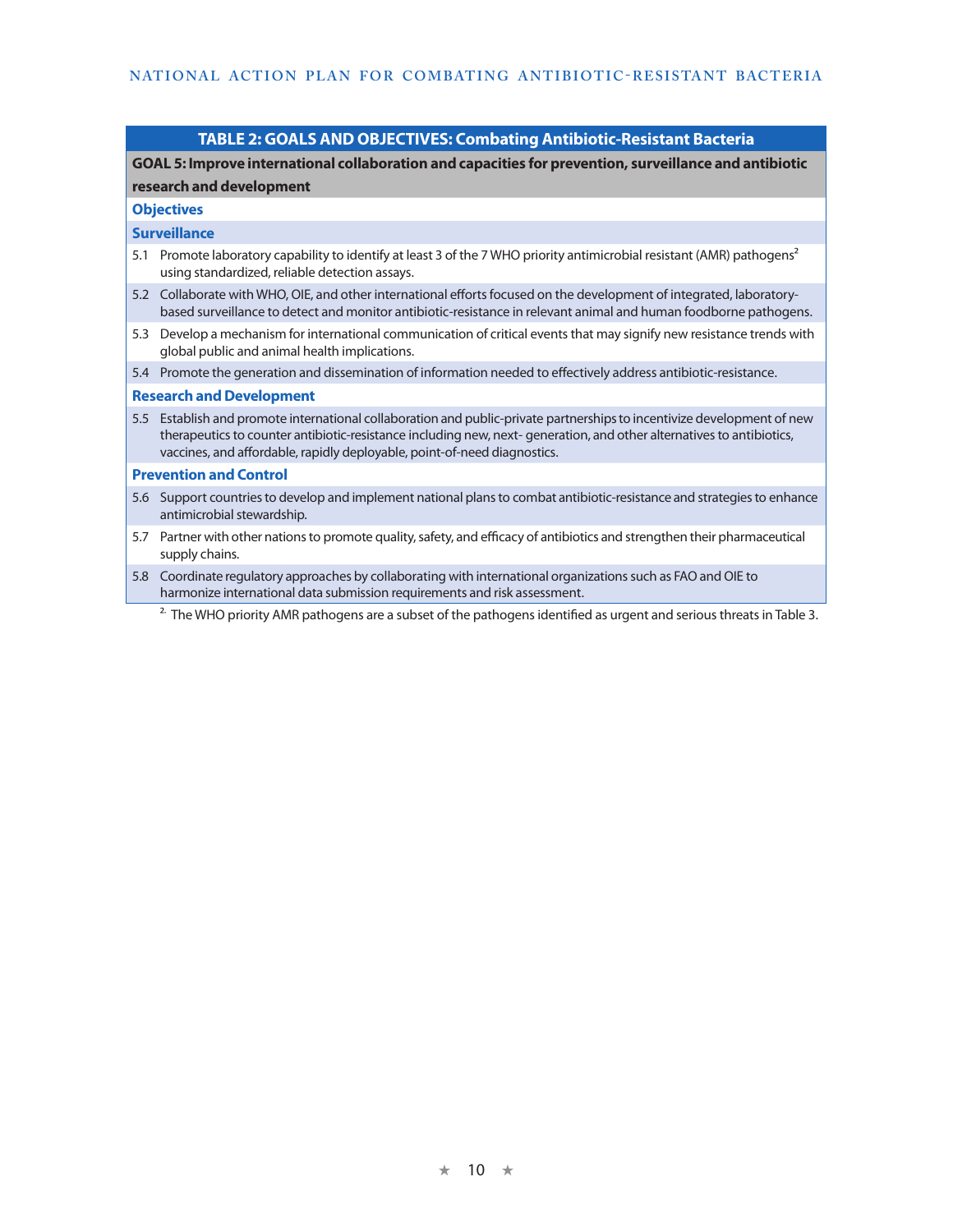| TABLE 2: GOALS AND OBJECTIVES: Combating Antibiotic-Resistant Bacteria | |
|---|---|
| **GOAL 5: Improve international collaboration and capacities for prevention, surveillance and antibiotic research and development** | |
| **Objectives** | |
| **Surveillance** | |
| 5.1 | Promote laboratory capability to identify at least 3 of the 7 WHO priority antimicrobial resistant (AMR) pathogens[2] using standardized, reliable detection assays. |
| 5.2 | Collaborate with WHO, OIE, and other international efforts focused on the development of integrated, laboratory-based surveillance to detect and monitor antibiotic-resistance in relevant animal and human foodborne pathogens. |
| 5.3 | Develop a mechanism for international communication of critical events that may signify new resistance trends with global public and animal health implications. |
| 5.4 | Promote the generation and dissemination of information needed to effectively address antibiotic-resistance. |
| **Research and Development** | |
| 5.5 | Establish and promote international collaboration and public-private partnerships to incentivize development of new therapeutics to counter antibiotic-resistance including new, next- generation, and other alternatives to antibiotics, vaccines, and affordable, rapidly deployable, point-of-need diagnostics. |
| **Prevention and Control** | |
| 5.6 | Support countries to develop and implement national plans to combat antibiotic-resistance and strategies to enhance antimicrobial stewardship. |
| 5.7 | Partner with other nations to promote quality, safety, and efficacy of antibiotics and strengthen their pharmaceutical supply chains. |
| 5.8 | Coordinate regulatory approaches by collaborating with international organizations such as FAO and OIE to harmonize international data submission requirements and risk assessment. |

[2] The WHO priority AMR pathogens are a subset of the pathogens identified as urgent and serious threats in Table 3.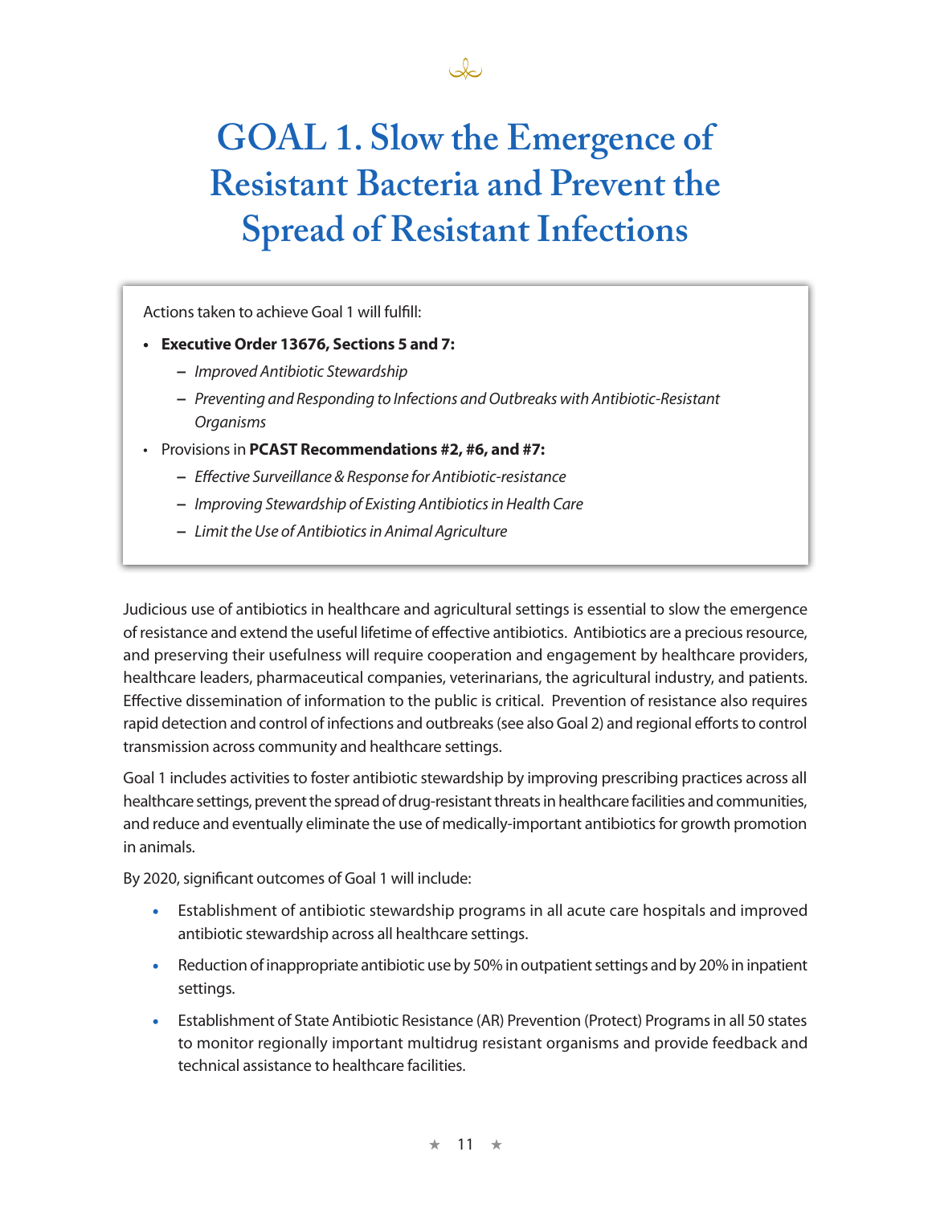# GOAL 1. Slow the Emergence of Resistant Bacteria and Prevent the Spread of Resistant Infections

Actions taken to achieve Goal 1 will fulfill:

- **Executive Order 13676, Sections 5 and 7:**
  - *Improved Antibiotic Stewardship*
  - *Preventing and Responding to Infections and Outbreaks with Antibiotic-Resistant Organisms*
- Provisions in **PCAST Recommendations #2, #6, and #7:**
  - *Effective Surveillance & Response for Antibiotic-resistance*
  - *Improving Stewardship of Existing Antibiotics in Health Care*
  - *Limit the Use of Antibiotics in Animal Agriculture*

Judicious use of antibiotics in healthcare and agricultural settings is essential to slow the emergence of resistance and extend the useful lifetime of effective antibiotics. Antibiotics are a precious resource, and preserving their usefulness will require cooperation and engagement by healthcare providers, healthcare leaders, pharmaceutical companies, veterinarians, the agricultural industry, and patients. Effective dissemination of information to the public is critical. Prevention of resistance also requires rapid detection and control of infections and outbreaks (see also Goal 2) and regional efforts to control transmission across community and healthcare settings.

Goal 1 includes activities to foster antibiotic stewardship by improving prescribing practices across all healthcare settings, prevent the spread of drug-resistant threats in healthcare facilities and communities, and reduce and eventually eliminate the use of medically-important antibiotics for growth promotion in animals.

By 2020, significant outcomes of Goal 1 will include:

- Establishment of antibiotic stewardship programs in all acute care hospitals and improved antibiotic stewardship across all healthcare settings.
- Reduction of inappropriate antibiotic use by 50% in outpatient settings and by 20% in inpatient settings.
- Establishment of State Antibiotic Resistance (AR) Prevention (Protect) Programs in all 50 states to monitor regionally important multidrug resistant organisms and provide feedback and technical assistance to healthcare facilities.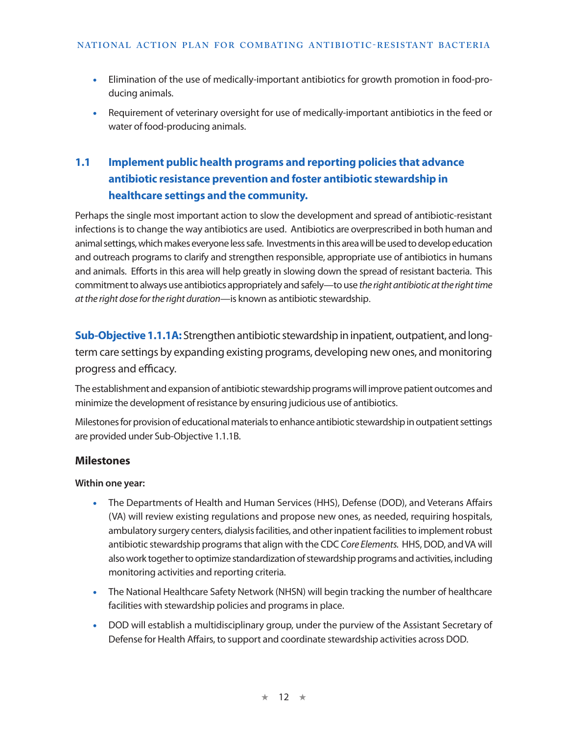- Elimination of the use of medically-important antibiotics for growth promotion in food-producing animals.
- Requirement of veterinary oversight for use of medically-important antibiotics in the feed or water of food-producing animals.

## 1.1 Implement public health programs and reporting policies that advance antibiotic resistance prevention and foster antibiotic stewardship in healthcare settings and the community.

Perhaps the single most important action to slow the development and spread of antibiotic-resistant infections is to change the way antibiotics are used. Antibiotics are overprescribed in both human and animal settings, which makes everyone less safe. Investments in this area will be used to develop education and outreach programs to clarify and strengthen responsible, appropriate use of antibiotics in humans and animals. Efforts in this area will help greatly in slowing down the spread of resistant bacteria. This commitment to always use antibiotics appropriately and safely—to use *the right antibiotic at the right time at the right dose for the right duration*—is known as antibiotic stewardship.

**Sub-Objective 1.1.1A:** Strengthen antibiotic stewardship in inpatient, outpatient, and long-term care settings by expanding existing programs, developing new ones, and monitoring progress and efficacy.

The establishment and expansion of antibiotic stewardship programs will improve patient outcomes and minimize the development of resistance by ensuring judicious use of antibiotics.

Milestones for provision of educational materials to enhance antibiotic stewardship in outpatient settings are provided under Sub-Objective 1.1.1B.

### Milestones

**Within one year:**

- The Departments of Health and Human Services (HHS), Defense (DOD), and Veterans Affairs (VA) will review existing regulations and propose new ones, as needed, requiring hospitals, ambulatory surgery centers, dialysis facilities, and other inpatient facilities to implement robust antibiotic stewardship programs that align with the CDC *Core Elements*. HHS, DOD, and VA will also work together to optimize standardization of stewardship programs and activities, including monitoring activities and reporting criteria.
- The National Healthcare Safety Network (NHSN) will begin tracking the number of healthcare facilities with stewardship policies and programs in place.
- DOD will establish a multidisciplinary group, under the purview of the Assistant Secretary of Defense for Health Affairs, to support and coordinate stewardship activities across DOD.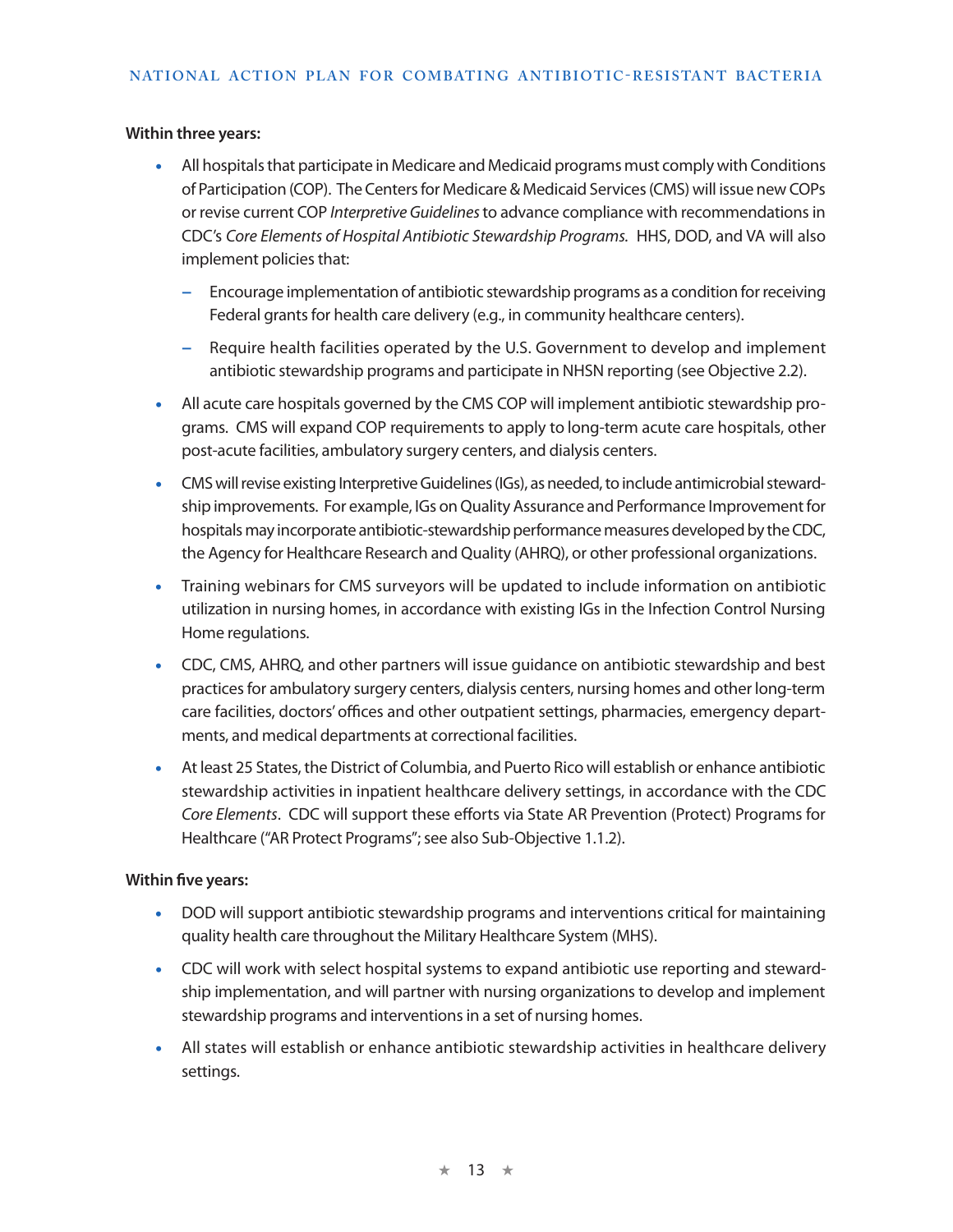**Within three years:**

- All hospitals that participate in Medicare and Medicaid programs must comply with Conditions of Participation (COP). The Centers for Medicare & Medicaid Services (CMS) will issue new COPs or revise current COP *Interpretive Guidelines* to advance compliance with recommendations in CDC's *Core Elements of Hospital Antibiotic Stewardship Programs.* HHS, DOD, and VA will also implement policies that:
  - Encourage implementation of antibiotic stewardship programs as a condition for receiving Federal grants for health care delivery (e.g., in community healthcare centers).
  - Require health facilities operated by the U.S. Government to develop and implement antibiotic stewardship programs and participate in NHSN reporting (see Objective 2.2).
- All acute care hospitals governed by the CMS COP will implement antibiotic stewardship programs. CMS will expand COP requirements to apply to long-term acute care hospitals, other post-acute facilities, ambulatory surgery centers, and dialysis centers.
- CMS will revise existing Interpretive Guidelines (IGs), as needed, to include antimicrobial stewardship improvements. For example, IGs on Quality Assurance and Performance Improvement for hospitals may incorporate antibiotic-stewardship performance measures developed by the CDC, the Agency for Healthcare Research and Quality (AHRQ), or other professional organizations.
- Training webinars for CMS surveyors will be updated to include information on antibiotic utilization in nursing homes, in accordance with existing IGs in the Infection Control Nursing Home regulations.
- CDC, CMS, AHRQ, and other partners will issue guidance on antibiotic stewardship and best practices for ambulatory surgery centers, dialysis centers, nursing homes and other long-term care facilities, doctors' offices and other outpatient settings, pharmacies, emergency departments, and medical departments at correctional facilities.
- At least 25 States, the District of Columbia, and Puerto Rico will establish or enhance antibiotic stewardship activities in inpatient healthcare delivery settings, in accordance with the CDC *Core Elements*. CDC will support these efforts via State AR Prevention (Protect) Programs for Healthcare ("AR Protect Programs"; see also Sub-Objective 1.1.2).

**Within five years:**

- DOD will support antibiotic stewardship programs and interventions critical for maintaining quality health care throughout the Military Healthcare System (MHS).
- CDC will work with select hospital systems to expand antibiotic use reporting and stewardship implementation, and will partner with nursing organizations to develop and implement stewardship programs and interventions in a set of nursing homes.
- All states will establish or enhance antibiotic stewardship activities in healthcare delivery settings.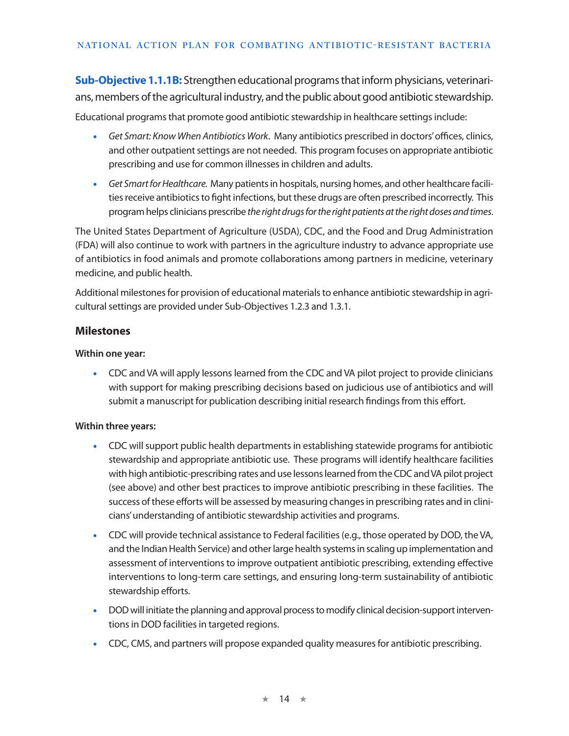**Sub-Objective 1.1.1B:** Strengthen educational programs that inform physicians, veterinarians, members of the agricultural industry, and the public about good antibiotic stewardship.

Educational programs that promote good antibiotic stewardship in healthcare settings include:

- *Get Smart: Know When Antibiotics Work*. Many antibiotics prescribed in doctors' offices, clinics, and other outpatient settings are not needed. This program focuses on appropriate antibiotic prescribing and use for common illnesses in children and adults.
- *Get Smart for Healthcare.* Many patients in hospitals, nursing homes, and other healthcare facilities receive antibiotics to fight infections, but these drugs are often prescribed incorrectly. This program helps clinicians prescribe *the right drugs for the right patients at the right doses and times*.

The United States Department of Agriculture (USDA), CDC, and the Food and Drug Administration (FDA) will also continue to work with partners in the agriculture industry to advance appropriate use of antibiotics in food animals and promote collaborations among partners in medicine, veterinary medicine, and public health.

Additional milestones for provision of educational materials to enhance antibiotic stewardship in agricultural settings are provided under Sub-Objectives 1.2.3 and 1.3.1.

### Milestones

**Within one year:**

- CDC and VA will apply lessons learned from the CDC and VA pilot project to provide clinicians with support for making prescribing decisions based on judicious use of antibiotics and will submit a manuscript for publication describing initial research findings from this effort.

**Within three years:**

- CDC will support public health departments in establishing statewide programs for antibiotic stewardship and appropriate antibiotic use. These programs will identify healthcare facilities with high antibiotic-prescribing rates and use lessons learned from the CDC and VA pilot project (see above) and other best practices to improve antibiotic prescribing in these facilities. The success of these efforts will be assessed by measuring changes in prescribing rates and in clinicians' understanding of antibiotic stewardship activities and programs.
- CDC will provide technical assistance to Federal facilities (e.g., those operated by DOD, the VA, and the Indian Health Service) and other large health systems in scaling up implementation and assessment of interventions to improve outpatient antibiotic prescribing, extending effective interventions to long-term care settings, and ensuring long-term sustainability of antibiotic stewardship efforts.
- DOD will initiate the planning and approval process to modify clinical decision-support interventions in DOD facilities in targeted regions.
- CDC, CMS, and partners will propose expanded quality measures for antibiotic prescribing.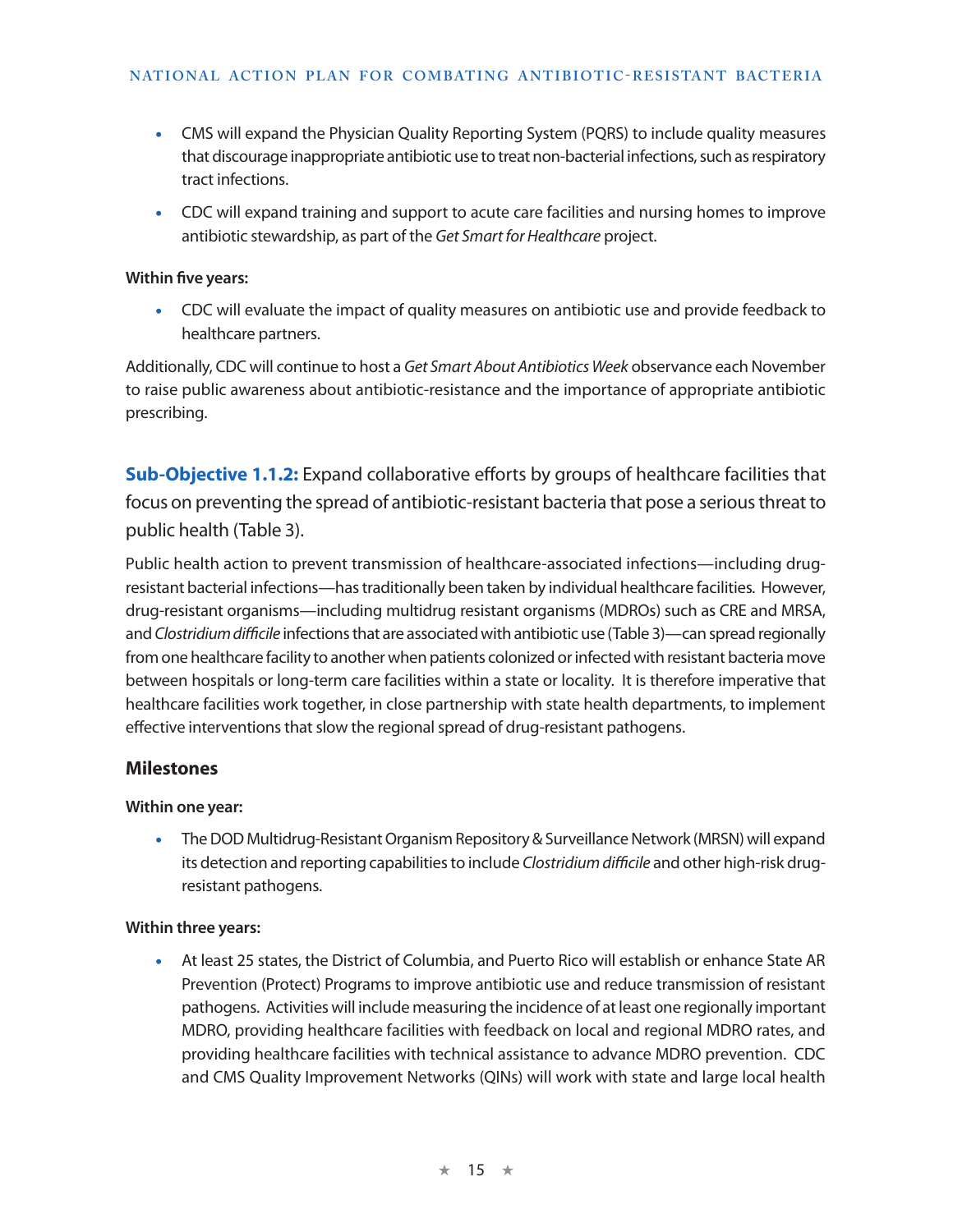- CMS will expand the Physician Quality Reporting System (PQRS) to include quality measures that discourage inappropriate antibiotic use to treat non-bacterial infections, such as respiratory tract infections.
- CDC will expand training and support to acute care facilities and nursing homes to improve antibiotic stewardship, as part of the *Get Smart for Healthcare* project.

**Within five years:**

- CDC will evaluate the impact of quality measures on antibiotic use and provide feedback to healthcare partners.

Additionally, CDC will continue to host a *Get Smart About Antibiotics Week* observance each November to raise public awareness about antibiotic-resistance and the importance of appropriate antibiotic prescribing.

**Sub-Objective 1.1.2:** Expand collaborative efforts by groups of healthcare facilities that focus on preventing the spread of antibiotic-resistant bacteria that pose a serious threat to public health (Table 3).

Public health action to prevent transmission of healthcare-associated infections—including drug-resistant bacterial infections—has traditionally been taken by individual healthcare facilities. However, drug-resistant organisms—including multidrug resistant organisms (MDROs) such as CRE and MRSA, and *Clostridium difficile* infections that are associated with antibiotic use (Table 3)—can spread regionally from one healthcare facility to another when patients colonized or infected with resistant bacteria move between hospitals or long-term care facilities within a state or locality. It is therefore imperative that healthcare facilities work together, in close partnership with state health departments, to implement effective interventions that slow the regional spread of drug-resistant pathogens.

### Milestones

**Within one year:**

- The DOD Multidrug-Resistant Organism Repository & Surveillance Network (MRSN) will expand its detection and reporting capabilities to include *Clostridium difficile* and other high-risk drug-resistant pathogens.

**Within three years:**

- At least 25 states, the District of Columbia, and Puerto Rico will establish or enhance State AR Prevention (Protect) Programs to improve antibiotic use and reduce transmission of resistant pathogens. Activities will include measuring the incidence of at least one regionally important MDRO, providing healthcare facilities with feedback on local and regional MDRO rates, and providing healthcare facilities with technical assistance to advance MDRO prevention. CDC and CMS Quality Improvement Networks (QINs) will work with state and large local health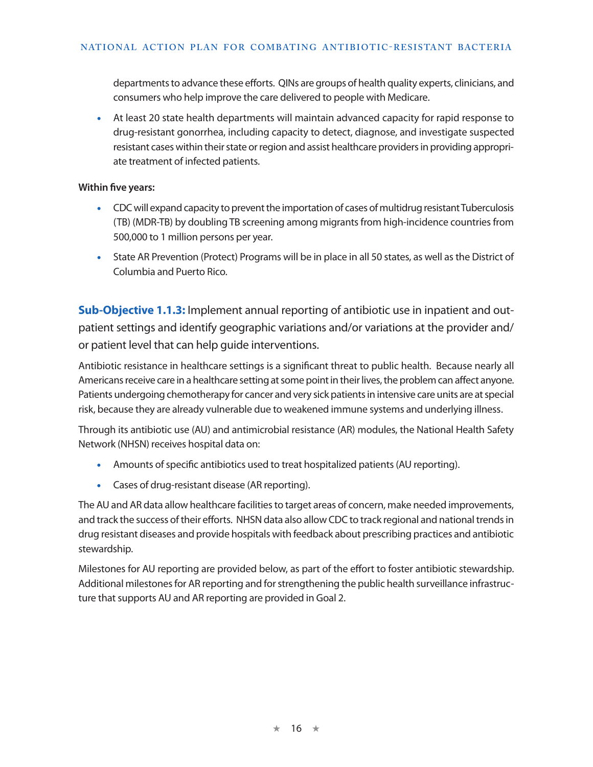departments to advance these efforts. QINs are groups of health quality experts, clinicians, and consumers who help improve the care delivered to people with Medicare.

- At least 20 state health departments will maintain advanced capacity for rapid response to drug-resistant gonorrhea, including capacity to detect, diagnose, and investigate suspected resistant cases within their state or region and assist healthcare providers in providing appropriate treatment of infected patients.

**Within five years:**

- CDC will expand capacity to prevent the importation of cases of multidrug resistant Tuberculosis (TB) (MDR-TB) by doubling TB screening among migrants from high-incidence countries from 500,000 to 1 million persons per year.
- State AR Prevention (Protect) Programs will be in place in all 50 states, as well as the District of Columbia and Puerto Rico.

### **Sub-Objective 1.1.3:** Implement annual reporting of antibiotic use in inpatient and outpatient settings and identify geographic variations and/or variations at the provider and/or patient level that can help guide interventions.

Antibiotic resistance in healthcare settings is a significant threat to public health. Because nearly all Americans receive care in a healthcare setting at some point in their lives, the problem can affect anyone. Patients undergoing chemotherapy for cancer and very sick patients in intensive care units are at special risk, because they are already vulnerable due to weakened immune systems and underlying illness.

Through its antibiotic use (AU) and antimicrobial resistance (AR) modules, the National Health Safety Network (NHSN) receives hospital data on:

- Amounts of specific antibiotics used to treat hospitalized patients (AU reporting).
- Cases of drug-resistant disease (AR reporting).

The AU and AR data allow healthcare facilities to target areas of concern, make needed improvements, and track the success of their efforts. NHSN data also allow CDC to track regional and national trends in drug resistant diseases and provide hospitals with feedback about prescribing practices and antibiotic stewardship.

Milestones for AU reporting are provided below, as part of the effort to foster antibiotic stewardship. Additional milestones for AR reporting and for strengthening the public health surveillance infrastructure that supports AU and AR reporting are provided in Goal 2.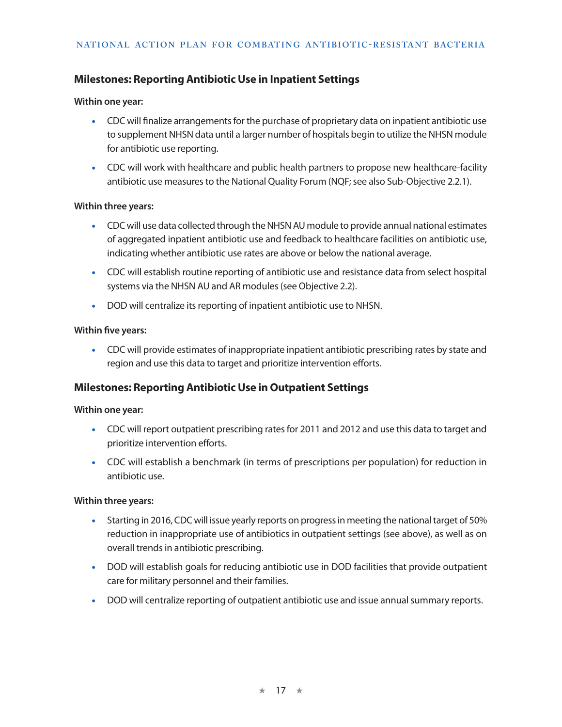### Milestones: Reporting Antibiotic Use in Inpatient Settings

**Within one year:**

- CDC will finalize arrangements for the purchase of proprietary data on inpatient antibiotic use to supplement NHSN data until a larger number of hospitals begin to utilize the NHSN module for antibiotic use reporting.
- CDC will work with healthcare and public health partners to propose new healthcare-facility antibiotic use measures to the National Quality Forum (NQF; see also Sub-Objective 2.2.1).

**Within three years:**

- CDC will use data collected through the NHSN AU module to provide annual national estimates of aggregated inpatient antibiotic use and feedback to healthcare facilities on antibiotic use, indicating whether antibiotic use rates are above or below the national average.
- CDC will establish routine reporting of antibiotic use and resistance data from select hospital systems via the NHSN AU and AR modules (see Objective 2.2).
- DOD will centralize its reporting of inpatient antibiotic use to NHSN.

**Within five years:**

- CDC will provide estimates of inappropriate inpatient antibiotic prescribing rates by state and region and use this data to target and prioritize intervention efforts.

### Milestones: Reporting Antibiotic Use in Outpatient Settings

**Within one year:**

- CDC will report outpatient prescribing rates for 2011 and 2012 and use this data to target and prioritize intervention efforts.
- CDC will establish a benchmark (in terms of prescriptions per population) for reduction in antibiotic use.

**Within three years:**

- Starting in 2016, CDC will issue yearly reports on progress in meeting the national target of 50% reduction in inappropriate use of antibiotics in outpatient settings (see above), as well as on overall trends in antibiotic prescribing.
- DOD will establish goals for reducing antibiotic use in DOD facilities that provide outpatient care for military personnel and their families.
- DOD will centralize reporting of outpatient antibiotic use and issue annual summary reports.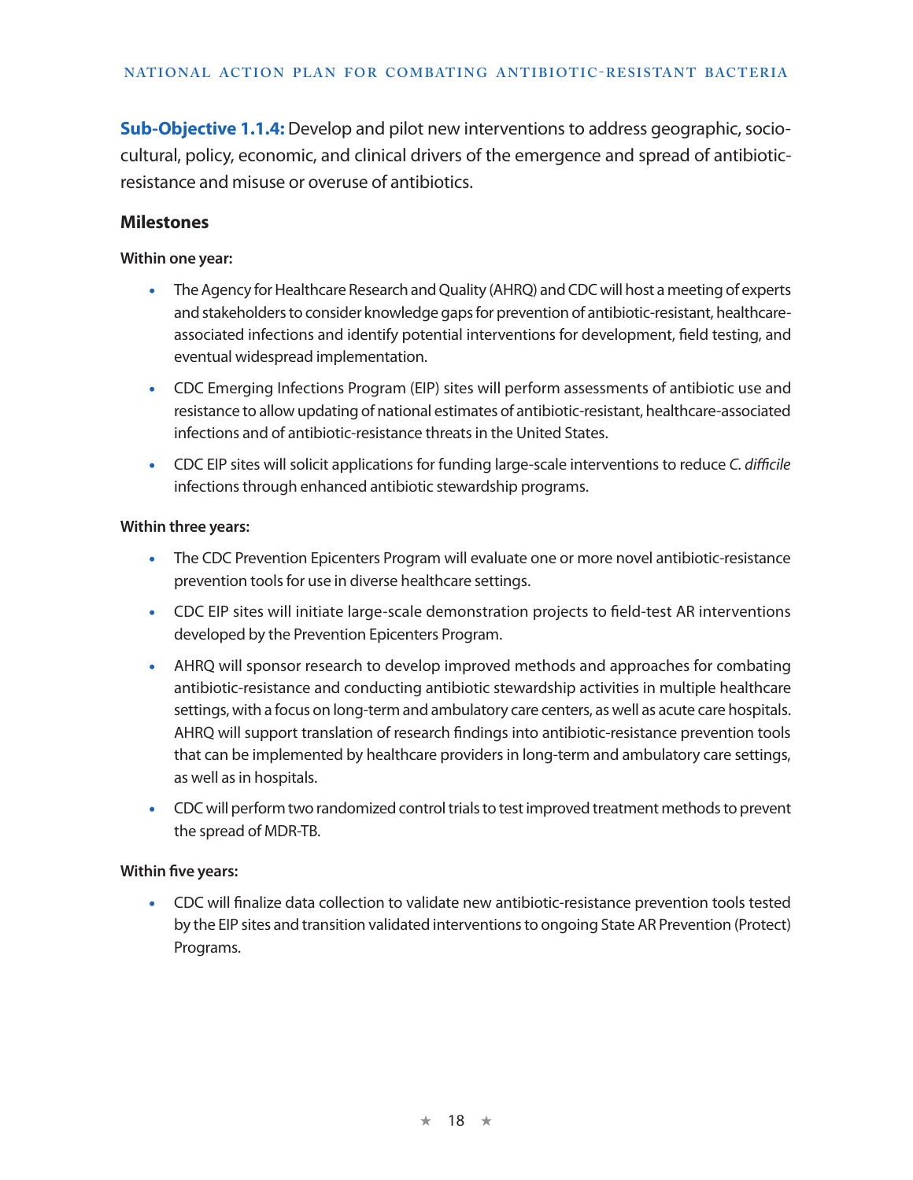**Sub-Objective 1.1.4:** Develop and pilot new interventions to address geographic, socio-cultural, policy, economic, and clinical drivers of the emergence and spread of antibiotic-resistance and misuse or overuse of antibiotics.

### Milestones

**Within one year:**

- The Agency for Healthcare Research and Quality (AHRQ) and CDC will host a meeting of experts and stakeholders to consider knowledge gaps for prevention of antibiotic-resistant, healthcare-associated infections and identify potential interventions for development, field testing, and eventual widespread implementation.
- CDC Emerging Infections Program (EIP) sites will perform assessments of antibiotic use and resistance to allow updating of national estimates of antibiotic-resistant, healthcare-associated infections and of antibiotic-resistance threats in the United States.
- CDC EIP sites will solicit applications for funding large-scale interventions to reduce *C. difficile* infections through enhanced antibiotic stewardship programs.

**Within three years:**

- The CDC Prevention Epicenters Program will evaluate one or more novel antibiotic-resistance prevention tools for use in diverse healthcare settings.
- CDC EIP sites will initiate large-scale demonstration projects to field-test AR interventions developed by the Prevention Epicenters Program.
- AHRQ will sponsor research to develop improved methods and approaches for combating antibiotic-resistance and conducting antibiotic stewardship activities in multiple healthcare settings, with a focus on long-term and ambulatory care centers, as well as acute care hospitals. AHRQ will support translation of research findings into antibiotic-resistance prevention tools that can be implemented by healthcare providers in long-term and ambulatory care settings, as well as in hospitals.
- CDC will perform two randomized control trials to test improved treatment methods to prevent the spread of MDR-TB.

**Within five years:**

- CDC will finalize data collection to validate new antibiotic-resistance prevention tools tested by the EIP sites and transition validated interventions to ongoing State AR Prevention (Protect) Programs.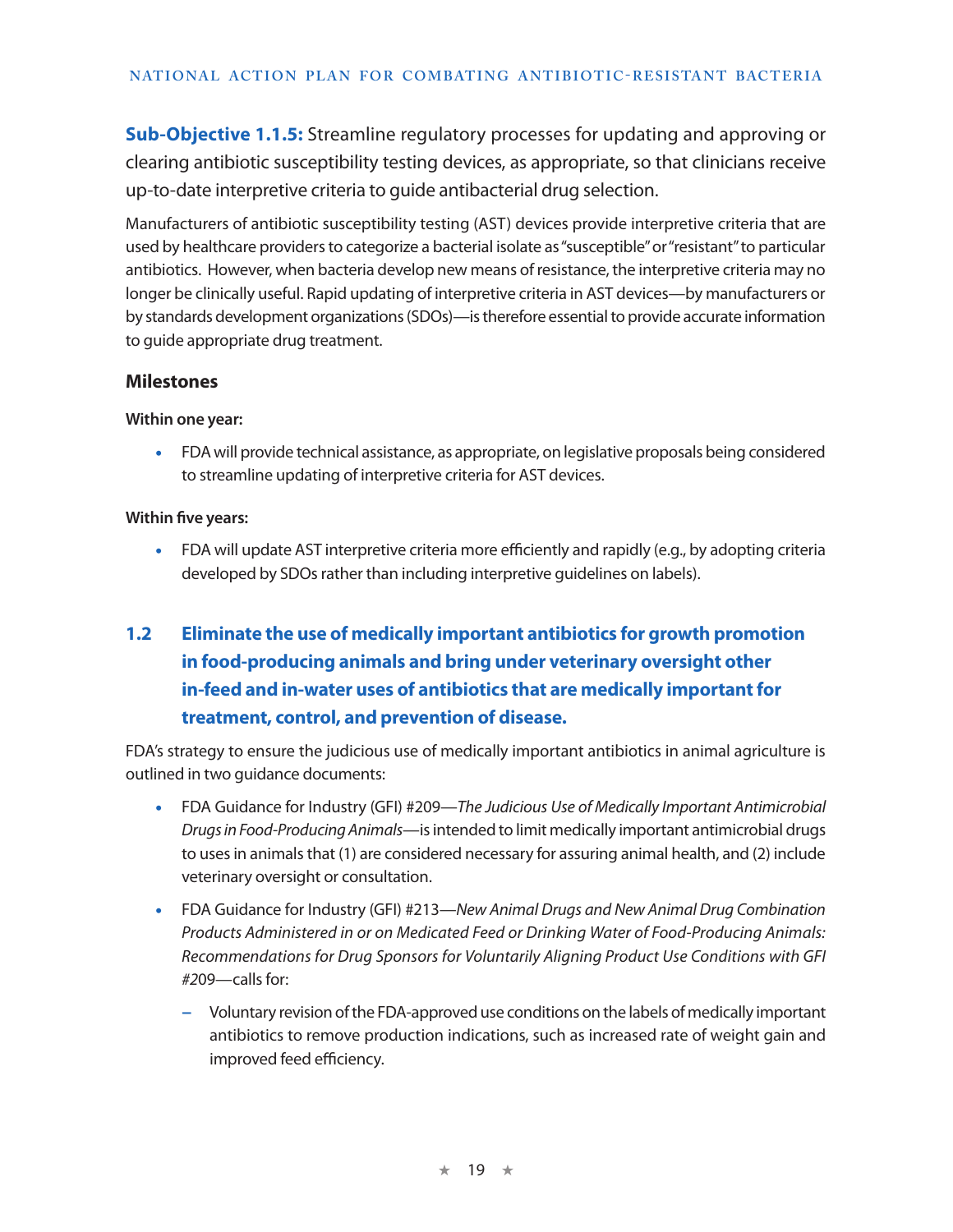**Sub-Objective 1.1.5:** Streamline regulatory processes for updating and approving or clearing antibiotic susceptibility testing devices, as appropriate, so that clinicians receive up-to-date interpretive criteria to guide antibacterial drug selection.

Manufacturers of antibiotic susceptibility testing (AST) devices provide interpretive criteria that are used by healthcare providers to categorize a bacterial isolate as "susceptible" or "resistant" to particular antibiotics. However, when bacteria develop new means of resistance, the interpretive criteria may no longer be clinically useful. Rapid updating of interpretive criteria in AST devices—by manufacturers or by standards development organizations (SDOs)—is therefore essential to provide accurate information to guide appropriate drug treatment.

### Milestones

**Within one year:**

- FDA will provide technical assistance, as appropriate, on legislative proposals being considered to streamline updating of interpretive criteria for AST devices.

**Within five years:**

- FDA will update AST interpretive criteria more efficiently and rapidly (e.g., by adopting criteria developed by SDOs rather than including interpretive guidelines on labels).

## 1.2 Eliminate the use of medically important antibiotics for growth promotion in food-producing animals and bring under veterinary oversight other in-feed and in-water uses of antibiotics that are medically important for treatment, control, and prevention of disease.

FDA's strategy to ensure the judicious use of medically important antibiotics in animal agriculture is outlined in two guidance documents:

- FDA Guidance for Industry (GFI) #209—*The Judicious Use of Medically Important Antimicrobial Drugs in Food-Producing Animals*—is intended to limit medically important antimicrobial drugs to uses in animals that (1) are considered necessary for assuring animal health, and (2) include veterinary oversight or consultation.
- FDA Guidance for Industry (GFI) #213—*New Animal Drugs and New Animal Drug Combination Products Administered in or on Medicated Feed or Drinking Water of Food-Producing Animals: Recommendations for Drug Sponsors for Voluntarily Aligning Product Use Conditions with GFI #209*—calls for:
  - Voluntary revision of the FDA-approved use conditions on the labels of medically important antibiotics to remove production indications, such as increased rate of weight gain and improved feed efficiency.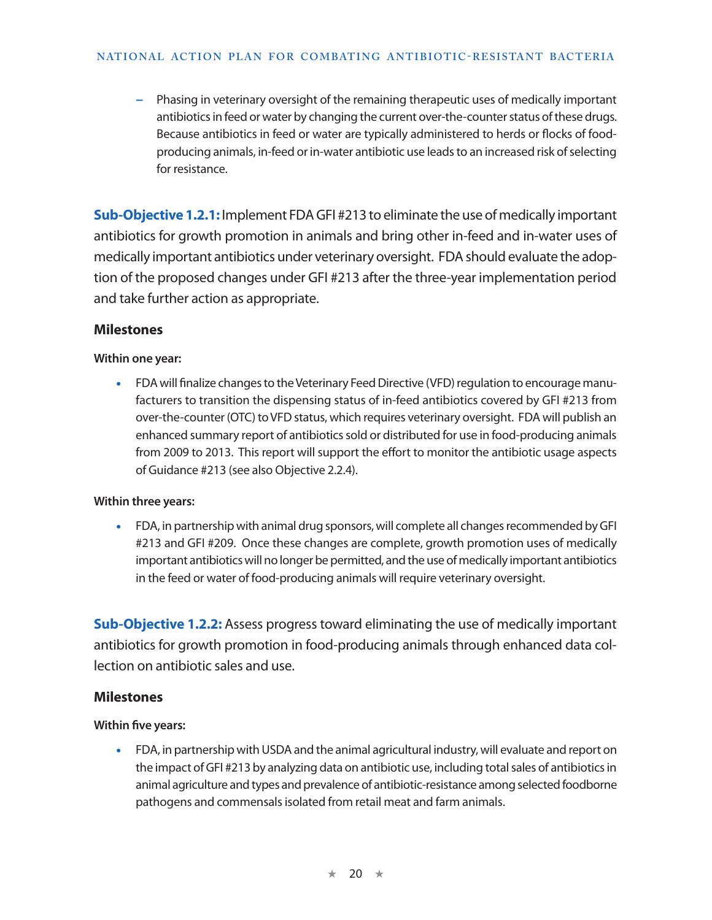- Phasing in veterinary oversight of the remaining therapeutic uses of medically important antibiotics in feed or water by changing the current over-the-counter status of these drugs. Because antibiotics in feed or water are typically administered to herds or flocks of food-producing animals, in-feed or in-water antibiotic use leads to an increased risk of selecting for resistance.

**Sub-Objective 1.2.1:** Implement FDA GFI #213 to eliminate the use of medically important antibiotics for growth promotion in animals and bring other in-feed and in-water uses of medically important antibiotics under veterinary oversight. FDA should evaluate the adoption of the proposed changes under GFI #213 after the three-year implementation period and take further action as appropriate.

### Milestones

**Within one year:**

- FDA will finalize changes to the Veterinary Feed Directive (VFD) regulation to encourage manufacturers to transition the dispensing status of in-feed antibiotics covered by GFI #213 from over-the-counter (OTC) to VFD status, which requires veterinary oversight. FDA will publish an enhanced summary report of antibiotics sold or distributed for use in food-producing animals from 2009 to 2013. This report will support the effort to monitor the antibiotic usage aspects of Guidance #213 (see also Objective 2.2.4).

**Within three years:**

- FDA, in partnership with animal drug sponsors, will complete all changes recommended by GFI #213 and GFI #209. Once these changes are complete, growth promotion uses of medically important antibiotics will no longer be permitted, and the use of medically important antibiotics in the feed or water of food-producing animals will require veterinary oversight.

**Sub-Objective 1.2.2:** Assess progress toward eliminating the use of medically important antibiotics for growth promotion in food-producing animals through enhanced data collection on antibiotic sales and use.

### Milestones

**Within five years:**

- FDA, in partnership with USDA and the animal agricultural industry, will evaluate and report on the impact of GFI #213 by analyzing data on antibiotic use, including total sales of antibiotics in animal agriculture and types and prevalence of antibiotic-resistance among selected foodborne pathogens and commensals isolated from retail meat and farm animals.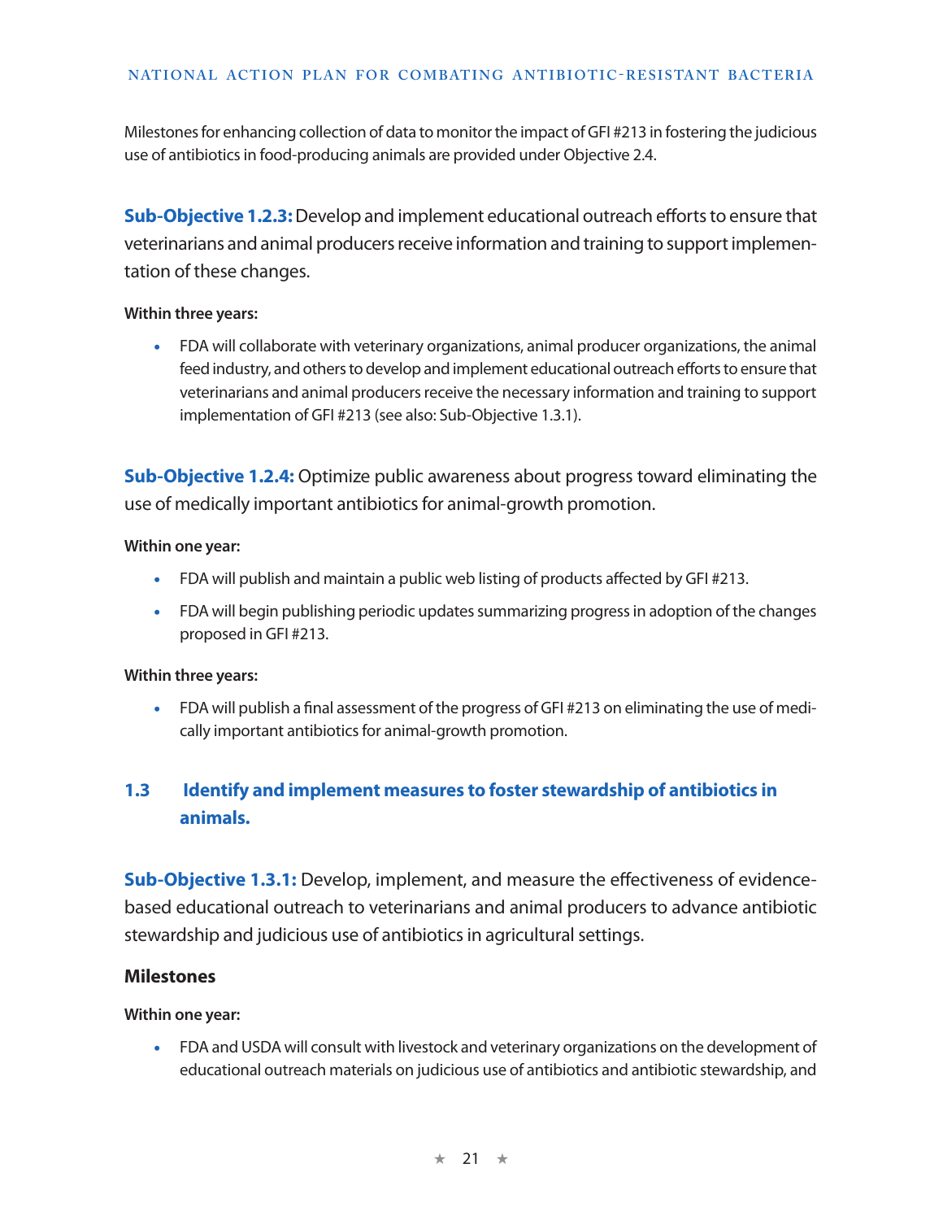Milestones for enhancing collection of data to monitor the impact of GFI #213 in fostering the judicious use of antibiotics in food-producing animals are provided under Objective 2.4.

**Sub-Objective 1.2.3:** Develop and implement educational outreach efforts to ensure that veterinarians and animal producers receive information and training to support implementation of these changes.

**Within three years:**

- FDA will collaborate with veterinary organizations, animal producer organizations, the animal feed industry, and others to develop and implement educational outreach efforts to ensure that veterinarians and animal producers receive the necessary information and training to support implementation of GFI #213 (see also: Sub-Objective 1.3.1).

**Sub-Objective 1.2.4:** Optimize public awareness about progress toward eliminating the use of medically important antibiotics for animal-growth promotion.

**Within one year:**

- FDA will publish and maintain a public web listing of products affected by GFI #213.
- FDA will begin publishing periodic updates summarizing progress in adoption of the changes proposed in GFI #213.

**Within three years:**

- FDA will publish a final assessment of the progress of GFI #213 on eliminating the use of medically important antibiotics for animal-growth promotion.

## 1.3 Identify and implement measures to foster stewardship of antibiotics in animals.

**Sub-Objective 1.3.1:** Develop, implement, and measure the effectiveness of evidence-based educational outreach to veterinarians and animal producers to advance antibiotic stewardship and judicious use of antibiotics in agricultural settings.

### Milestones

**Within one year:**

- FDA and USDA will consult with livestock and veterinary organizations on the development of educational outreach materials on judicious use of antibiotics and antibiotic stewardship, and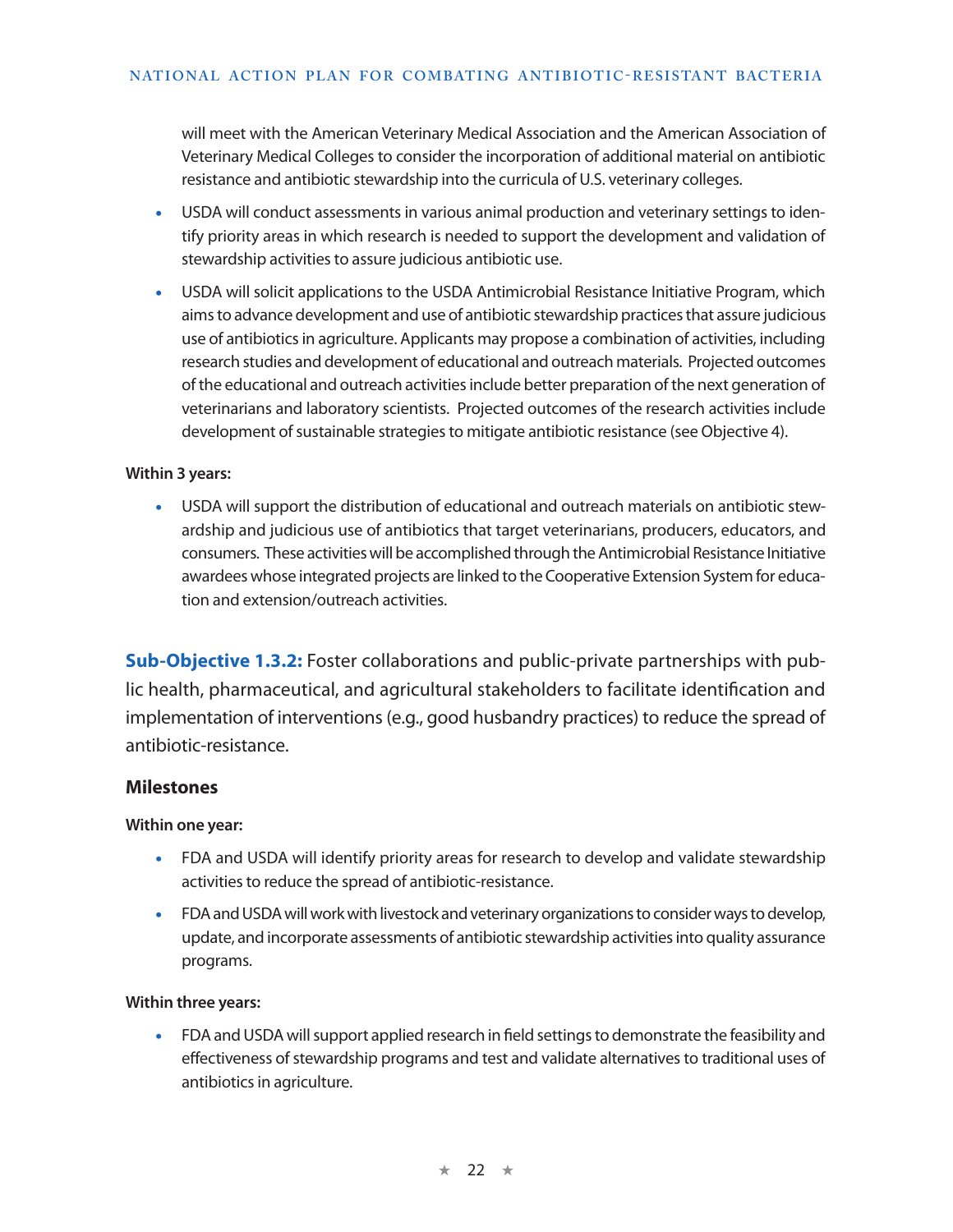will meet with the American Veterinary Medical Association and the American Association of Veterinary Medical Colleges to consider the incorporation of additional material on antibiotic resistance and antibiotic stewardship into the curricula of U.S. veterinary colleges.

- USDA will conduct assessments in various animal production and veterinary settings to identify priority areas in which research is needed to support the development and validation of stewardship activities to assure judicious antibiotic use.
- USDA will solicit applications to the USDA Antimicrobial Resistance Initiative Program, which aims to advance development and use of antibiotic stewardship practices that assure judicious use of antibiotics in agriculture. Applicants may propose a combination of activities, including research studies and development of educational and outreach materials. Projected outcomes of the educational and outreach activities include better preparation of the next generation of veterinarians and laboratory scientists. Projected outcomes of the research activities include development of sustainable strategies to mitigate antibiotic resistance (see Objective 4).

**Within 3 years:**

- USDA will support the distribution of educational and outreach materials on antibiotic stewardship and judicious use of antibiotics that target veterinarians, producers, educators, and consumers. These activities will be accomplished through the Antimicrobial Resistance Initiative awardees whose integrated projects are linked to the Cooperative Extension System for education and extension/outreach activities.

**Sub-Objective 1.3.2:** Foster collaborations and public-private partnerships with public health, pharmaceutical, and agricultural stakeholders to facilitate identification and implementation of interventions (e.g., good husbandry practices) to reduce the spread of antibiotic-resistance.

### Milestones

**Within one year:**

- FDA and USDA will identify priority areas for research to develop and validate stewardship activities to reduce the spread of antibiotic-resistance.
- FDA and USDA will work with livestock and veterinary organizations to consider ways to develop, update, and incorporate assessments of antibiotic stewardship activities into quality assurance programs.

**Within three years:**

- FDA and USDA will support applied research in field settings to demonstrate the feasibility and effectiveness of stewardship programs and test and validate alternatives to traditional uses of antibiotics in agriculture.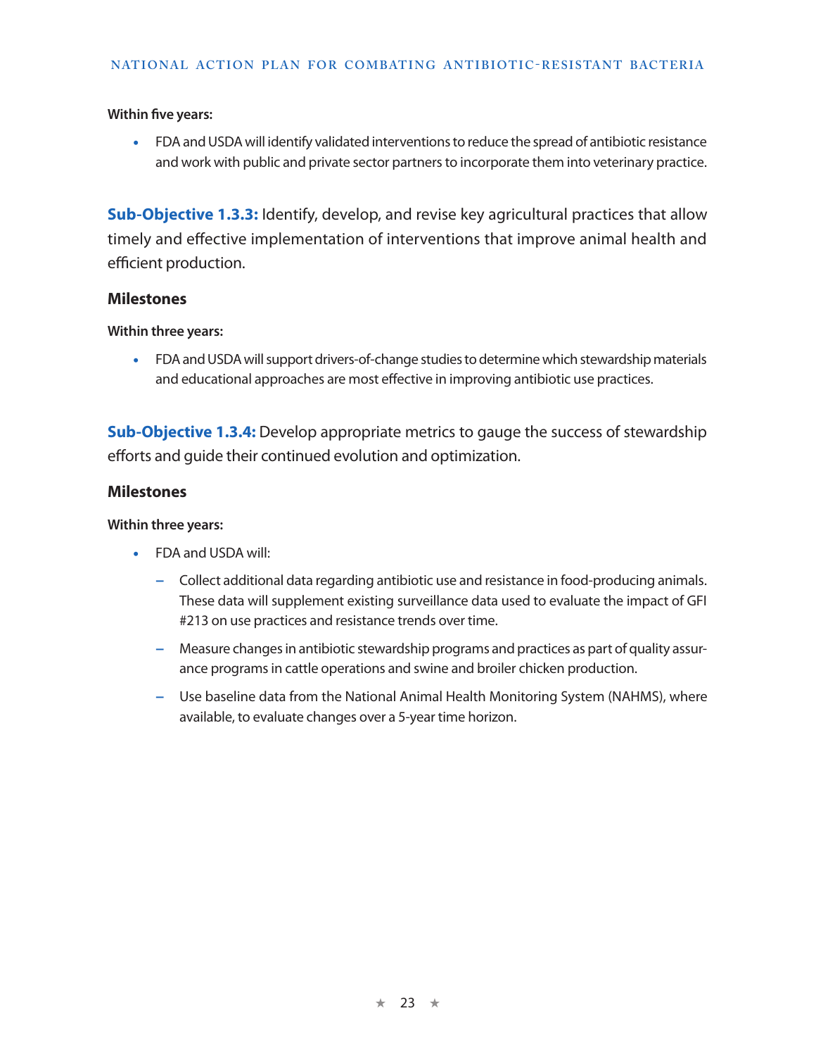**Within five years:**

- FDA and USDA will identify validated interventions to reduce the spread of antibiotic resistance and work with public and private sector partners to incorporate them into veterinary practice.

**Sub-Objective 1.3.3:** Identify, develop, and revise key agricultural practices that allow timely and effective implementation of interventions that improve animal health and efficient production.

### Milestones

**Within three years:**

- FDA and USDA will support drivers-of-change studies to determine which stewardship materials and educational approaches are most effective in improving antibiotic use practices.

**Sub-Objective 1.3.4:** Develop appropriate metrics to gauge the success of stewardship efforts and guide their continued evolution and optimization.

### Milestones

**Within three years:**

- FDA and USDA will:
  - Collect additional data regarding antibiotic use and resistance in food-producing animals. These data will supplement existing surveillance data used to evaluate the impact of GFI #213 on use practices and resistance trends over time.
  - Measure changes in antibiotic stewardship programs and practices as part of quality assurance programs in cattle operations and swine and broiler chicken production.
  - Use baseline data from the National Animal Health Monitoring System (NAHMS), where available, to evaluate changes over a 5-year time horizon.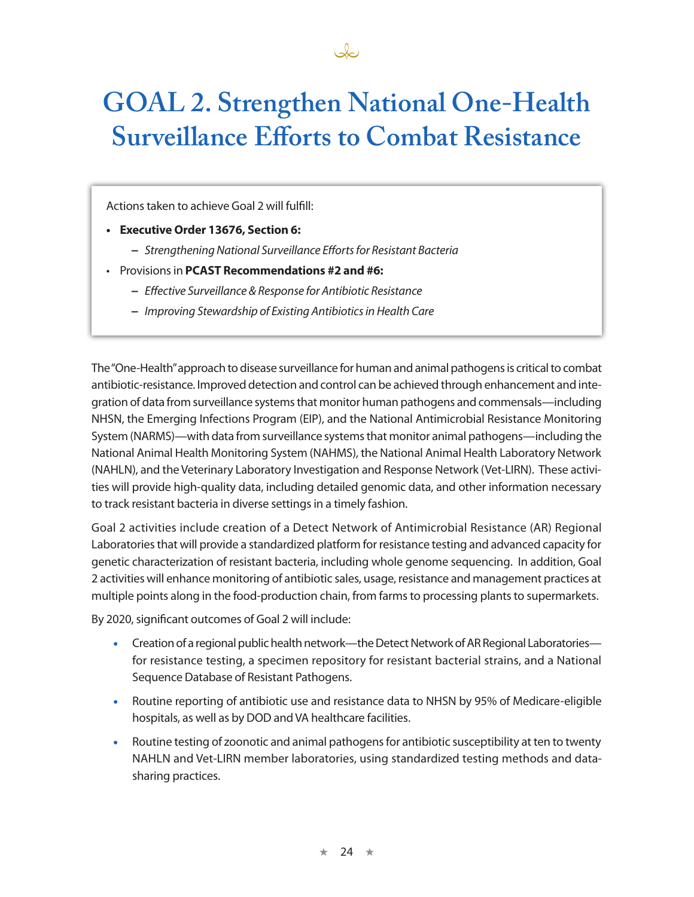# GOAL 2. Strengthen National One-Health Surveillance Efforts to Combat Resistance

Actions taken to achieve Goal 2 will fulfill:

- **Executive Order 13676, Section 6:**
  - *Strengthening National Surveillance Efforts for Resistant Bacteria*
- Provisions in **PCAST Recommendations #2 and #6:**
  - *Effective Surveillance & Response for Antibiotic Resistance*
  - *Improving Stewardship of Existing Antibiotics in Health Care*

The "One-Health" approach to disease surveillance for human and animal pathogens is critical to combat antibiotic-resistance. Improved detection and control can be achieved through enhancement and integration of data from surveillance systems that monitor human pathogens and commensals—including NHSN, the Emerging Infections Program (EIP), and the National Antimicrobial Resistance Monitoring System (NARMS)—with data from surveillance systems that monitor animal pathogens—including the National Animal Health Monitoring System (NAHMS), the National Animal Health Laboratory Network (NAHLN), and the Veterinary Laboratory Investigation and Response Network (Vet-LIRN). These activities will provide high-quality data, including detailed genomic data, and other information necessary to track resistant bacteria in diverse settings in a timely fashion.

Goal 2 activities include creation of a Detect Network of Antimicrobial Resistance (AR) Regional Laboratories that will provide a standardized platform for resistance testing and advanced capacity for genetic characterization of resistant bacteria, including whole genome sequencing. In addition, Goal 2 activities will enhance monitoring of antibiotic sales, usage, resistance and management practices at multiple points along in the food-production chain, from farms to processing plants to supermarkets.

By 2020, significant outcomes of Goal 2 will include:

- Creation of a regional public health network—the Detect Network of AR Regional Laboratories—for resistance testing, a specimen repository for resistant bacterial strains, and a National Sequence Database of Resistant Pathogens.
- Routine reporting of antibiotic use and resistance data to NHSN by 95% of Medicare-eligible hospitals, as well as by DOD and VA healthcare facilities.
- Routine testing of zoonotic and animal pathogens for antibiotic susceptibility at ten to twenty NAHLN and Vet-LIRN member laboratories, using standardized testing methods and data-sharing practices.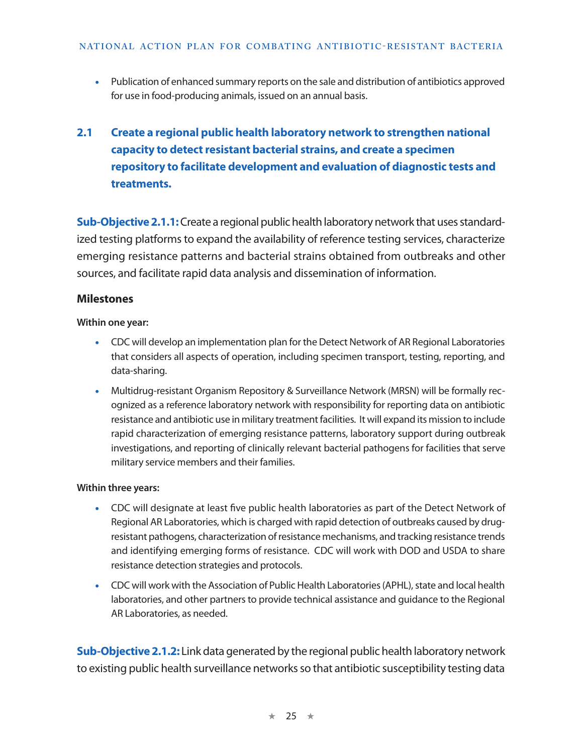- Publication of enhanced summary reports on the sale and distribution of antibiotics approved for use in food-producing animals, issued on an annual basis.

## 2.1 Create a regional public health laboratory network to strengthen national capacity to detect resistant bacterial strains, and create a specimen repository to facilitate development and evaluation of diagnostic tests and treatments.

**Sub-Objective 2.1.1:** Create a regional public health laboratory network that uses standardized testing platforms to expand the availability of reference testing services, characterize emerging resistance patterns and bacterial strains obtained from outbreaks and other sources, and facilitate rapid data analysis and dissemination of information.

### Milestones

**Within one year:**

- CDC will develop an implementation plan for the Detect Network of AR Regional Laboratories that considers all aspects of operation, including specimen transport, testing, reporting, and data-sharing.
- Multidrug-resistant Organism Repository & Surveillance Network (MRSN) will be formally recognized as a reference laboratory network with responsibility for reporting data on antibiotic resistance and antibiotic use in military treatment facilities. It will expand its mission to include rapid characterization of emerging resistance patterns, laboratory support during outbreak investigations, and reporting of clinically relevant bacterial pathogens for facilities that serve military service members and their families.

**Within three years:**

- CDC will designate at least five public health laboratories as part of the Detect Network of Regional AR Laboratories, which is charged with rapid detection of outbreaks caused by drug-resistant pathogens, characterization of resistance mechanisms, and tracking resistance trends and identifying emerging forms of resistance. CDC will work with DOD and USDA to share resistance detection strategies and protocols.
- CDC will work with the Association of Public Health Laboratories (APHL), state and local health laboratories, and other partners to provide technical assistance and guidance to the Regional AR Laboratories, as needed.

**Sub-Objective 2.1.2:** Link data generated by the regional public health laboratory network to existing public health surveillance networks so that antibiotic susceptibility testing data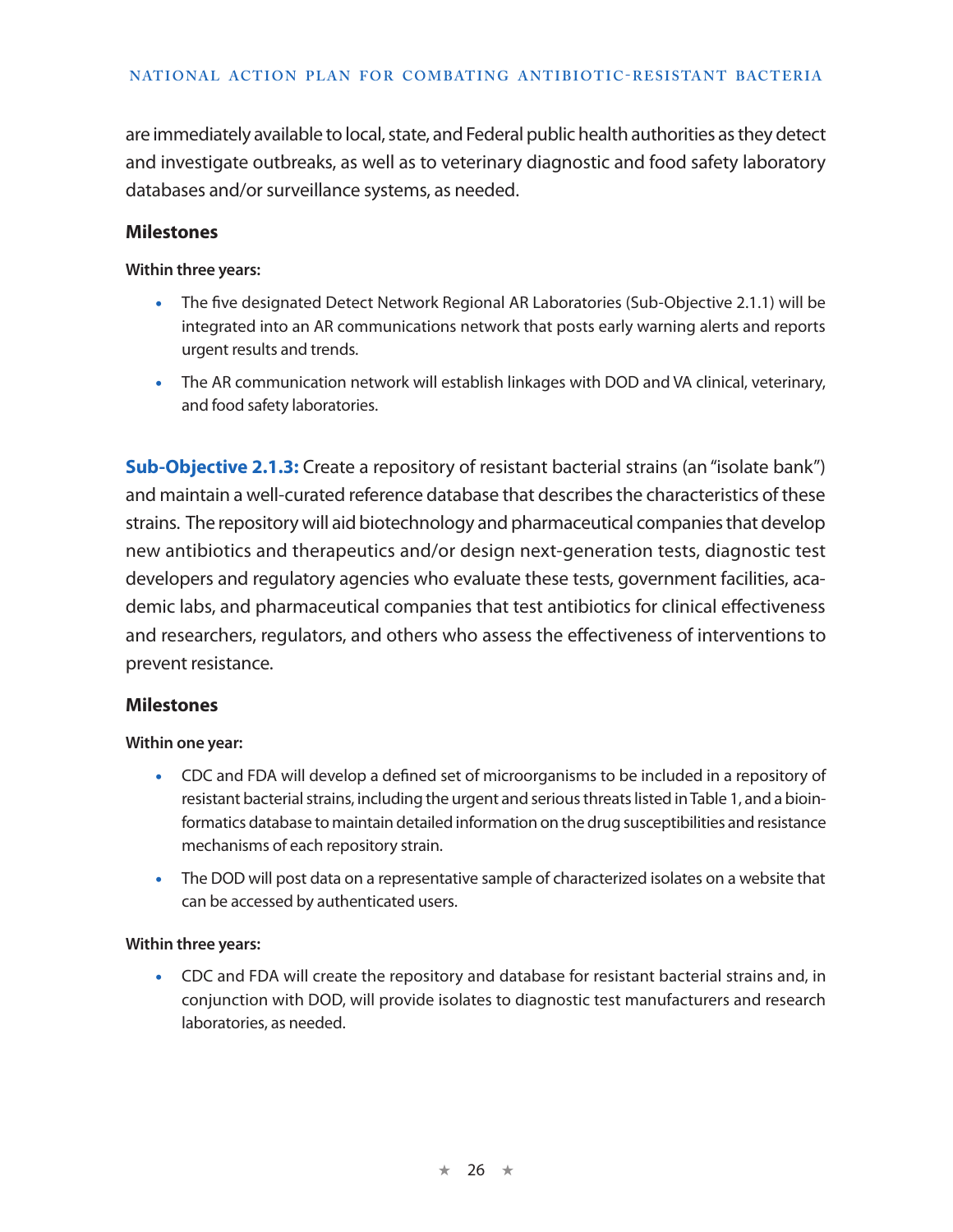are immediately available to local, state, and Federal public health authorities as they detect and investigate outbreaks, as well as to veterinary diagnostic and food safety laboratory databases and/or surveillance systems, as needed.

### Milestones

**Within three years:**

- The five designated Detect Network Regional AR Laboratories (Sub-Objective 2.1.1) will be integrated into an AR communications network that posts early warning alerts and reports urgent results and trends.
- The AR communication network will establish linkages with DOD and VA clinical, veterinary, and food safety laboratories.

**Sub-Objective 2.1.3:** Create a repository of resistant bacterial strains (an "isolate bank") and maintain a well-curated reference database that describes the characteristics of these strains. The repository will aid biotechnology and pharmaceutical companies that develop new antibiotics and therapeutics and/or design next-generation tests, diagnostic test developers and regulatory agencies who evaluate these tests, government facilities, academic labs, and pharmaceutical companies that test antibiotics for clinical effectiveness and researchers, regulators, and others who assess the effectiveness of interventions to prevent resistance.

### Milestones

**Within one year:**

- CDC and FDA will develop a defined set of microorganisms to be included in a repository of resistant bacterial strains, including the urgent and serious threats listed in Table 1, and a bioinformatics database to maintain detailed information on the drug susceptibilities and resistance mechanisms of each repository strain.
- The DOD will post data on a representative sample of characterized isolates on a website that can be accessed by authenticated users.

**Within three years:**

- CDC and FDA will create the repository and database for resistant bacterial strains and, in conjunction with DOD, will provide isolates to diagnostic test manufacturers and research laboratories, as needed.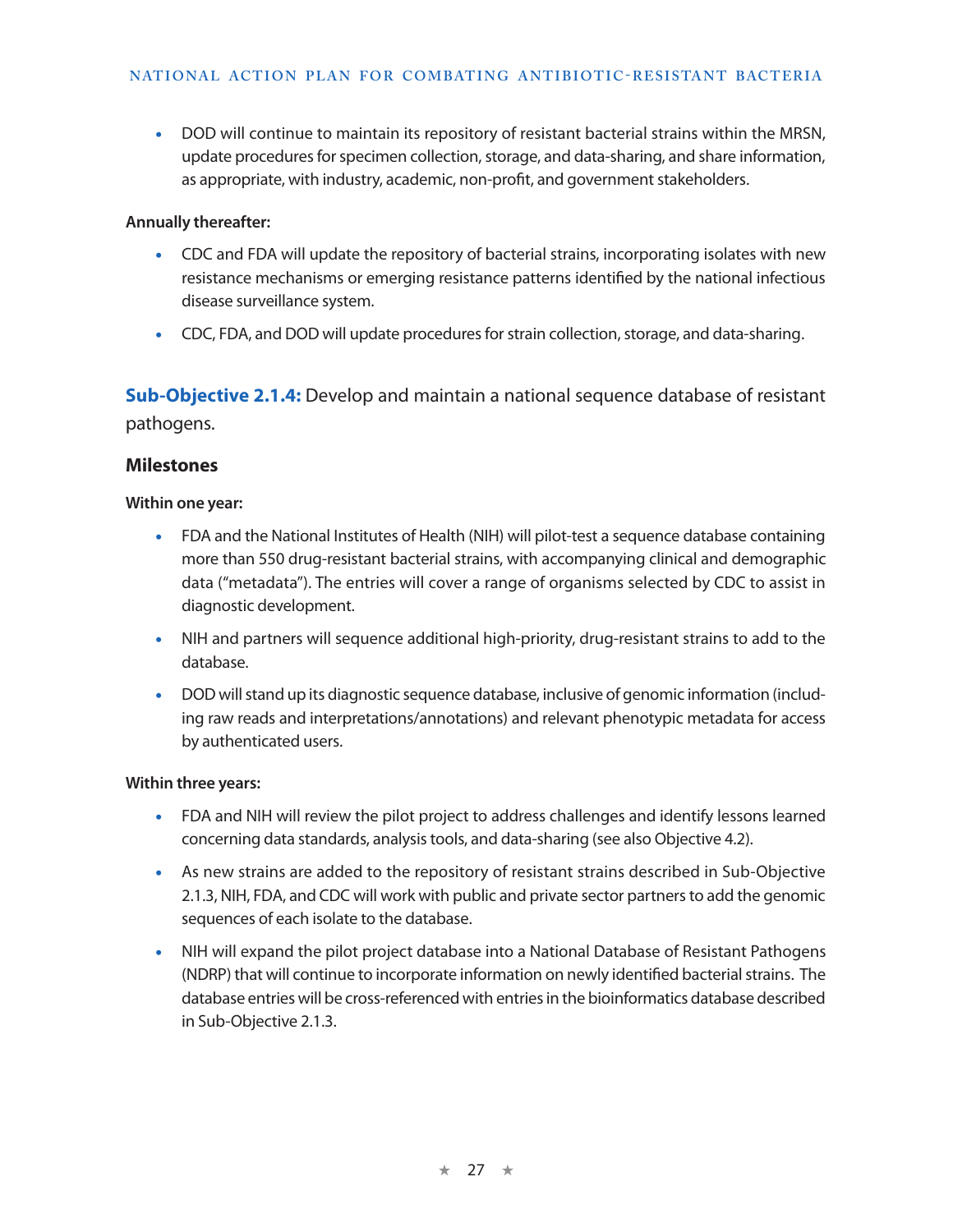- DOD will continue to maintain its repository of resistant bacterial strains within the MRSN, update procedures for specimen collection, storage, and data-sharing, and share information, as appropriate, with industry, academic, non-profit, and government stakeholders.

**Annually thereafter:**

- CDC and FDA will update the repository of bacterial strains, incorporating isolates with new resistance mechanisms or emerging resistance patterns identified by the national infectious disease surveillance system.
- CDC, FDA, and DOD will update procedures for strain collection, storage, and data-sharing.

**Sub-Objective 2.1.4:** Develop and maintain a national sequence database of resistant pathogens.

### Milestones

**Within one year:**

- FDA and the National Institutes of Health (NIH) will pilot-test a sequence database containing more than 550 drug-resistant bacterial strains, with accompanying clinical and demographic data ("metadata"). The entries will cover a range of organisms selected by CDC to assist in diagnostic development.
- NIH and partners will sequence additional high-priority, drug-resistant strains to add to the database.
- DOD will stand up its diagnostic sequence database, inclusive of genomic information (including raw reads and interpretations/annotations) and relevant phenotypic metadata for access by authenticated users.

**Within three years:**

- FDA and NIH will review the pilot project to address challenges and identify lessons learned concerning data standards, analysis tools, and data-sharing (see also Objective 4.2).
- As new strains are added to the repository of resistant strains described in Sub-Objective 2.1.3, NIH, FDA, and CDC will work with public and private sector partners to add the genomic sequences of each isolate to the database.
- NIH will expand the pilot project database into a National Database of Resistant Pathogens (NDRP) that will continue to incorporate information on newly identified bacterial strains. The database entries will be cross-referenced with entries in the bioinformatics database described in Sub-Objective 2.1.3.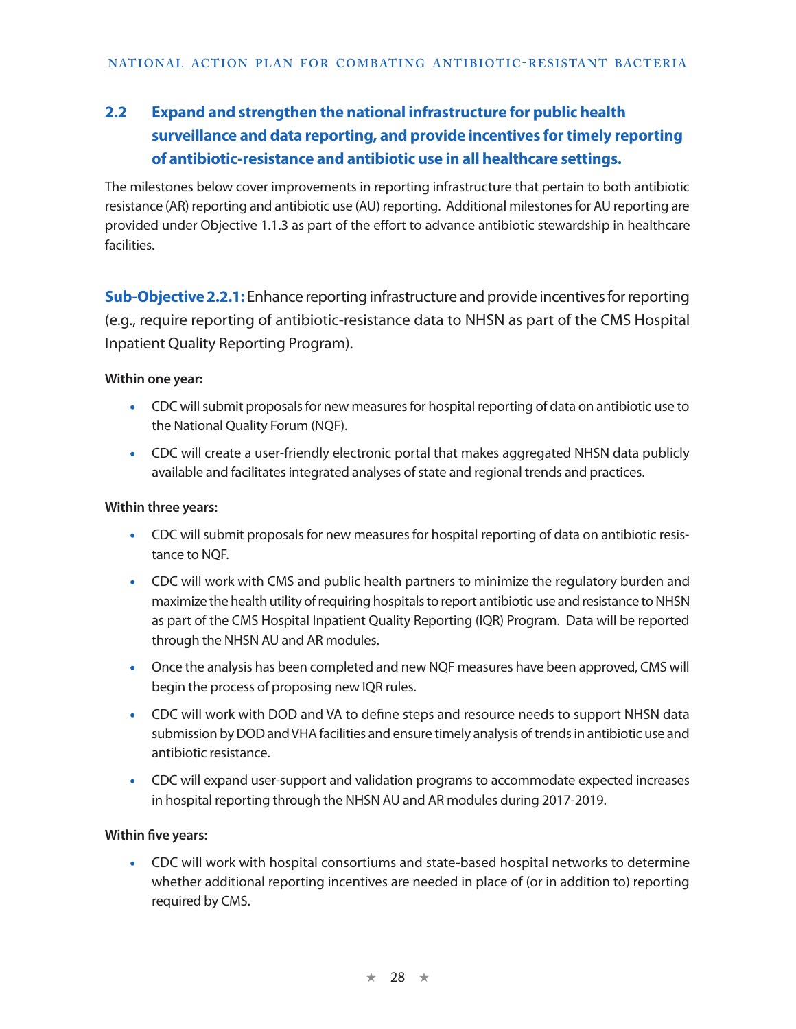## 2.2 Expand and strengthen the national infrastructure for public health surveillance and data reporting, and provide incentives for timely reporting of antibiotic-resistance and antibiotic use in all healthcare settings.

The milestones below cover improvements in reporting infrastructure that pertain to both antibiotic resistance (AR) reporting and antibiotic use (AU) reporting. Additional milestones for AU reporting are provided under Objective 1.1.3 as part of the effort to advance antibiotic stewardship in healthcare facilities.

**Sub-Objective 2.2.1:** Enhance reporting infrastructure and provide incentives for reporting (e.g., require reporting of antibiotic-resistance data to NHSN as part of the CMS Hospital Inpatient Quality Reporting Program).

**Within one year:**

- CDC will submit proposals for new measures for hospital reporting of data on antibiotic use to the National Quality Forum (NQF).
- CDC will create a user-friendly electronic portal that makes aggregated NHSN data publicly available and facilitates integrated analyses of state and regional trends and practices.

**Within three years:**

- CDC will submit proposals for new measures for hospital reporting of data on antibiotic resistance to NQF.
- CDC will work with CMS and public health partners to minimize the regulatory burden and maximize the health utility of requiring hospitals to report antibiotic use and resistance to NHSN as part of the CMS Hospital Inpatient Quality Reporting (IQR) Program. Data will be reported through the NHSN AU and AR modules.
- Once the analysis has been completed and new NQF measures have been approved, CMS will begin the process of proposing new IQR rules.
- CDC will work with DOD and VA to define steps and resource needs to support NHSN data submission by DOD and VHA facilities and ensure timely analysis of trends in antibiotic use and antibiotic resistance.
- CDC will expand user-support and validation programs to accommodate expected increases in hospital reporting through the NHSN AU and AR modules during 2017-2019.

**Within five years:**

- CDC will work with hospital consortiums and state-based hospital networks to determine whether additional reporting incentives are needed in place of (or in addition to) reporting required by CMS.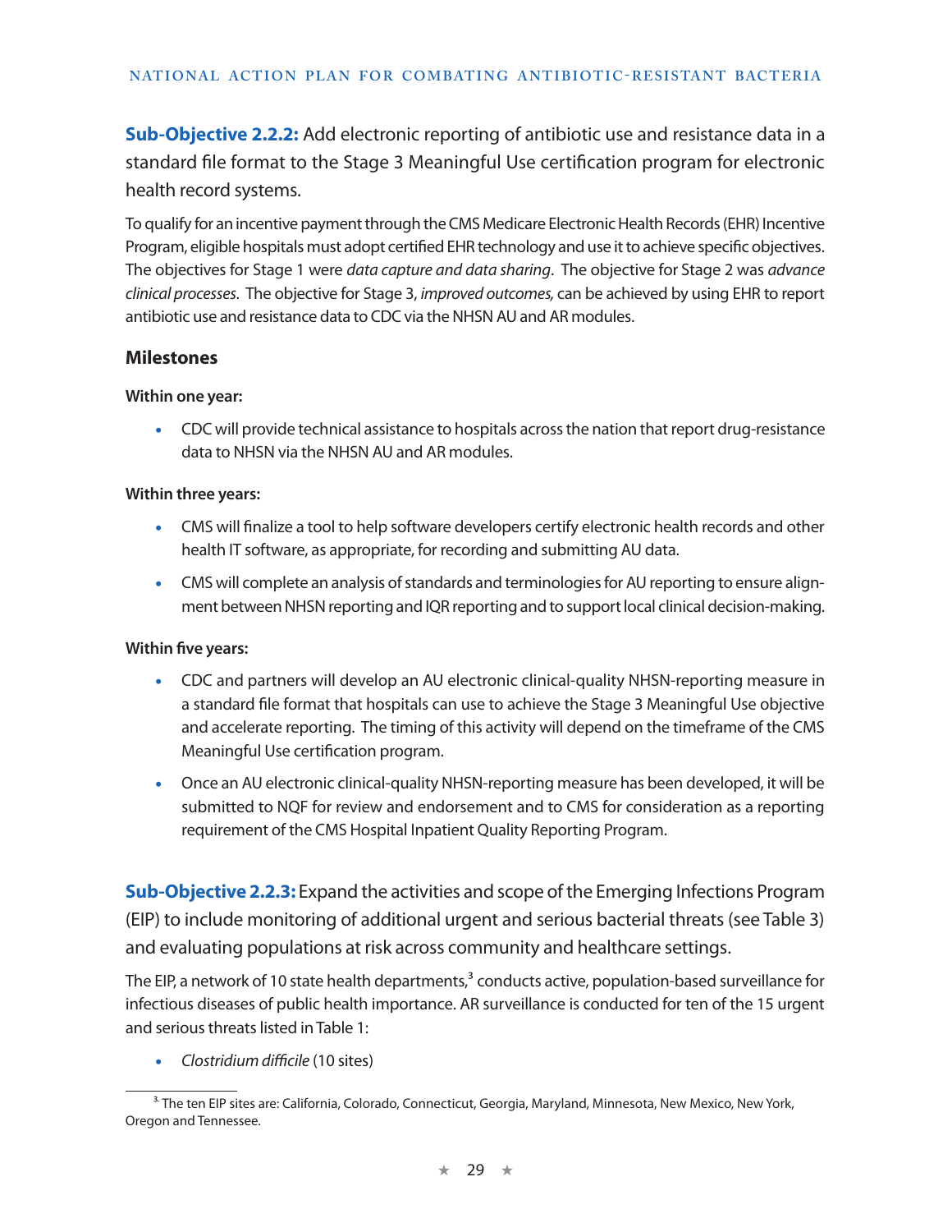**Sub-Objective 2.2.2:** Add electronic reporting of antibiotic use and resistance data in a standard file format to the Stage 3 Meaningful Use certification program for electronic health record systems.

To qualify for an incentive payment through the CMS Medicare Electronic Health Records (EHR) Incentive Program, eligible hospitals must adopt certified EHR technology and use it to achieve specific objectives. The objectives for Stage 1 were *data capture and data sharing*. The objective for Stage 2 was *advance clinical processes*. The objective for Stage 3, *improved outcomes,* can be achieved by using EHR to report antibiotic use and resistance data to CDC via the NHSN AU and AR modules.

### Milestones

**Within one year:**

- CDC will provide technical assistance to hospitals across the nation that report drug-resistance data to NHSN via the NHSN AU and AR modules.

**Within three years:**

- CMS will finalize a tool to help software developers certify electronic health records and other health IT software, as appropriate, for recording and submitting AU data.
- CMS will complete an analysis of standards and terminologies for AU reporting to ensure alignment between NHSN reporting and IQR reporting and to support local clinical decision-making.

**Within five years:**

- CDC and partners will develop an AU electronic clinical-quality NHSN-reporting measure in a standard file format that hospitals can use to achieve the Stage 3 Meaningful Use objective and accelerate reporting. The timing of this activity will depend on the timeframe of the CMS Meaningful Use certification program.
- Once an AU electronic clinical-quality NHSN-reporting measure has been developed, it will be submitted to NQF for review and endorsement and to CMS for consideration as a reporting requirement of the CMS Hospital Inpatient Quality Reporting Program.

**Sub-Objective 2.2.3:** Expand the activities and scope of the Emerging Infections Program (EIP) to include monitoring of additional urgent and serious bacterial threats (see Table 3) and evaluating populations at risk across community and healthcare settings.

The EIP, a network of 10 state health departments,[3] conducts active, population-based surveillance for infectious diseases of public health importance. AR surveillance is conducted for ten of the 15 urgent and serious threats listed in Table 1:

- *Clostridium difficile* (10 sites)

[3] The ten EIP sites are: California, Colorado, Connecticut, Georgia, Maryland, Minnesota, New Mexico, New York, Oregon and Tennessee.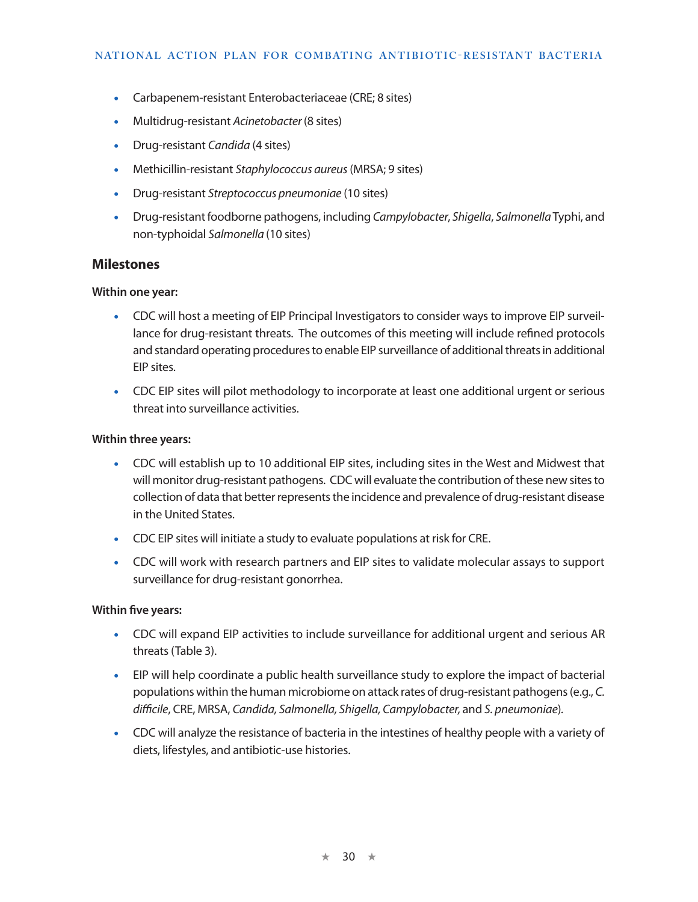- Carbapenem-resistant Enterobacteriaceae (CRE; 8 sites)
- Multidrug-resistant *Acinetobacter* (8 sites)
- Drug-resistant *Candida* (4 sites)
- Methicillin-resistant *Staphylococcus aureus* (MRSA; 9 sites)
- Drug-resistant *Streptococcus pneumoniae* (10 sites)
- Drug-resistant foodborne pathogens, including *Campylobacter*, *Shigella*, *Salmonella* Typhi, and non-typhoidal *Salmonella* (10 sites)

## Milestones

**Within one year:**

- CDC will host a meeting of EIP Principal Investigators to consider ways to improve EIP surveillance for drug-resistant threats. The outcomes of this meeting will include refined protocols and standard operating procedures to enable EIP surveillance of additional threats in additional EIP sites.
- CDC EIP sites will pilot methodology to incorporate at least one additional urgent or serious threat into surveillance activities.

**Within three years:**

- CDC will establish up to 10 additional EIP sites, including sites in the West and Midwest that will monitor drug-resistant pathogens. CDC will evaluate the contribution of these new sites to collection of data that better represents the incidence and prevalence of drug-resistant disease in the United States.
- CDC EIP sites will initiate a study to evaluate populations at risk for CRE.
- CDC will work with research partners and EIP sites to validate molecular assays to support surveillance for drug-resistant gonorrhea.

**Within five years:**

- CDC will expand EIP activities to include surveillance for additional urgent and serious AR threats (Table 3).
- EIP will help coordinate a public health surveillance study to explore the impact of bacterial populations within the human microbiome on attack rates of drug-resistant pathogens (e.g., *C. difficile*, CRE, MRSA, *Candida, Salmonella, Shigella, Campylobacter,* and *S. pneumoniae*).
- CDC will analyze the resistance of bacteria in the intestines of healthy people with a variety of diets, lifestyles, and antibiotic-use histories.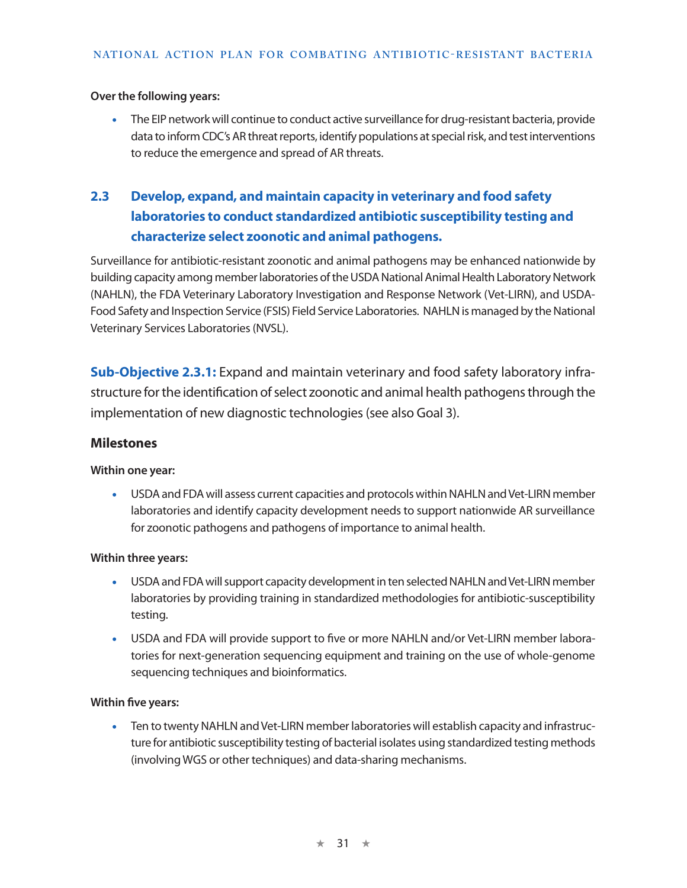**Over the following years:**

- The EIP network will continue to conduct active surveillance for drug-resistant bacteria, provide data to inform CDC's AR threat reports, identify populations at special risk, and test interventions to reduce the emergence and spread of AR threats.

## 2.3 Develop, expand, and maintain capacity in veterinary and food safety laboratories to conduct standardized antibiotic susceptibility testing and characterize select zoonotic and animal pathogens.

Surveillance for antibiotic-resistant zoonotic and animal pathogens may be enhanced nationwide by building capacity among member laboratories of the USDA National Animal Health Laboratory Network (NAHLN), the FDA Veterinary Laboratory Investigation and Response Network (Vet-LIRN), and USDA-Food Safety and Inspection Service (FSIS) Field Service Laboratories. NAHLN is managed by the National Veterinary Services Laboratories (NVSL).

**Sub-Objective 2.3.1:** Expand and maintain veterinary and food safety laboratory infrastructure for the identification of select zoonotic and animal health pathogens through the implementation of new diagnostic technologies (see also Goal 3).

### Milestones

**Within one year:**

- USDA and FDA will assess current capacities and protocols within NAHLN and Vet-LIRN member laboratories and identify capacity development needs to support nationwide AR surveillance for zoonotic pathogens and pathogens of importance to animal health.

**Within three years:**

- USDA and FDA will support capacity development in ten selected NAHLN and Vet-LIRN member laboratories by providing training in standardized methodologies for antibiotic-susceptibility testing.
- USDA and FDA will provide support to five or more NAHLN and/or Vet-LIRN member laboratories for next-generation sequencing equipment and training on the use of whole-genome sequencing techniques and bioinformatics.

**Within five years:**

- Ten to twenty NAHLN and Vet-LIRN member laboratories will establish capacity and infrastructure for antibiotic susceptibility testing of bacterial isolates using standardized testing methods (involving WGS or other techniques) and data-sharing mechanisms.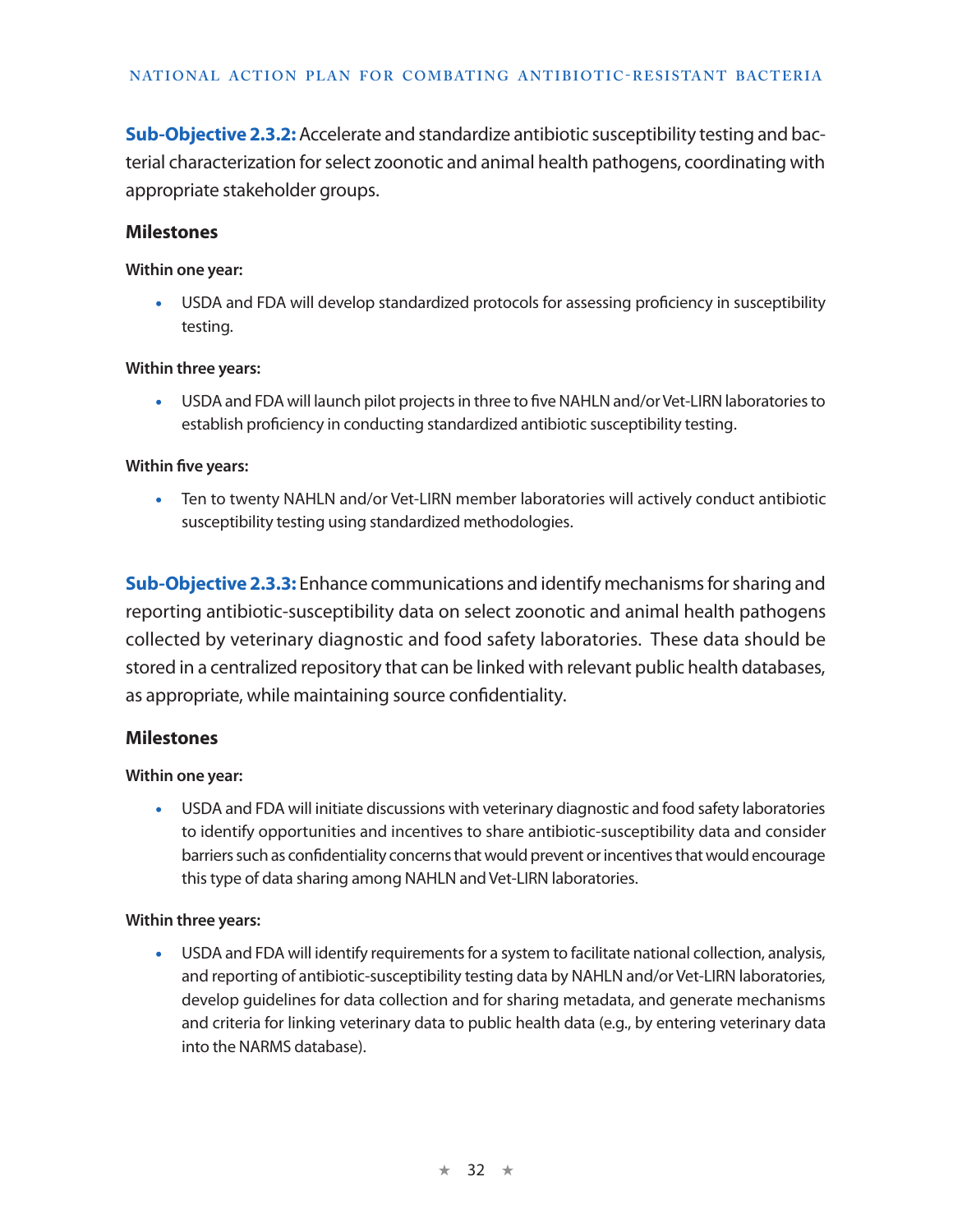**Sub-Objective 2.3.2:** Accelerate and standardize antibiotic susceptibility testing and bacterial characterization for select zoonotic and animal health pathogens, coordinating with appropriate stakeholder groups.

### Milestones

**Within one year:**

- USDA and FDA will develop standardized protocols for assessing proficiency in susceptibility testing.

**Within three years:**

- USDA and FDA will launch pilot projects in three to five NAHLN and/or Vet-LIRN laboratories to establish proficiency in conducting standardized antibiotic susceptibility testing.

**Within five years:**

- Ten to twenty NAHLN and/or Vet-LIRN member laboratories will actively conduct antibiotic susceptibility testing using standardized methodologies.

**Sub-Objective 2.3.3:** Enhance communications and identify mechanisms for sharing and reporting antibiotic-susceptibility data on select zoonotic and animal health pathogens collected by veterinary diagnostic and food safety laboratories. These data should be stored in a centralized repository that can be linked with relevant public health databases, as appropriate, while maintaining source confidentiality.

### Milestones

**Within one year:**

- USDA and FDA will initiate discussions with veterinary diagnostic and food safety laboratories to identify opportunities and incentives to share antibiotic-susceptibility data and consider barriers such as confidentiality concerns that would prevent or incentives that would encourage this type of data sharing among NAHLN and Vet-LIRN laboratories.

**Within three years:**

- USDA and FDA will identify requirements for a system to facilitate national collection, analysis, and reporting of antibiotic-susceptibility testing data by NAHLN and/or Vet-LIRN laboratories, develop guidelines for data collection and for sharing metadata, and generate mechanisms and criteria for linking veterinary data to public health data (e.g., by entering veterinary data into the NARMS database).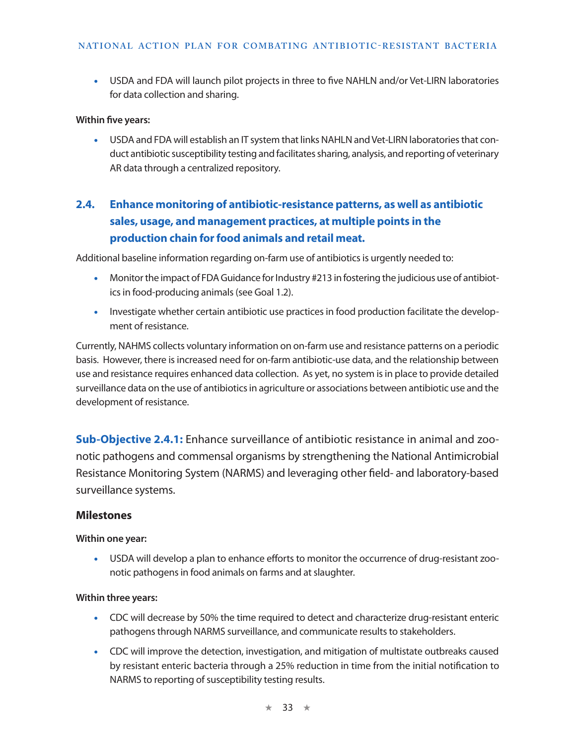- USDA and FDA will launch pilot projects in three to five NAHLN and/or Vet-LIRN laboratories for data collection and sharing.

**Within five years:**

- USDA and FDA will establish an IT system that links NAHLN and Vet-LIRN laboratories that conduct antibiotic susceptibility testing and facilitates sharing, analysis, and reporting of veterinary AR data through a centralized repository.

## 2.4. Enhance monitoring of antibiotic-resistance patterns, as well as antibiotic sales, usage, and management practices, at multiple points in the production chain for food animals and retail meat.

Additional baseline information regarding on-farm use of antibiotics is urgently needed to:

- Monitor the impact of FDA Guidance for Industry #213 in fostering the judicious use of antibiotics in food-producing animals (see Goal 1.2).
- Investigate whether certain antibiotic use practices in food production facilitate the development of resistance.

Currently, NAHMS collects voluntary information on on-farm use and resistance patterns on a periodic basis. However, there is increased need for on-farm antibiotic-use data, and the relationship between use and resistance requires enhanced data collection. As yet, no system is in place to provide detailed surveillance data on the use of antibiotics in agriculture or associations between antibiotic use and the development of resistance.

**Sub-Objective 2.4.1:** Enhance surveillance of antibiotic resistance in animal and zoonotic pathogens and commensal organisms by strengthening the National Antimicrobial Resistance Monitoring System (NARMS) and leveraging other field- and laboratory-based surveillance systems.

### Milestones

**Within one year:**

- USDA will develop a plan to enhance efforts to monitor the occurrence of drug-resistant zoonotic pathogens in food animals on farms and at slaughter.

**Within three years:**

- CDC will decrease by 50% the time required to detect and characterize drug-resistant enteric pathogens through NARMS surveillance, and communicate results to stakeholders.
- CDC will improve the detection, investigation, and mitigation of multistate outbreaks caused by resistant enteric bacteria through a 25% reduction in time from the initial notification to NARMS to reporting of susceptibility testing results.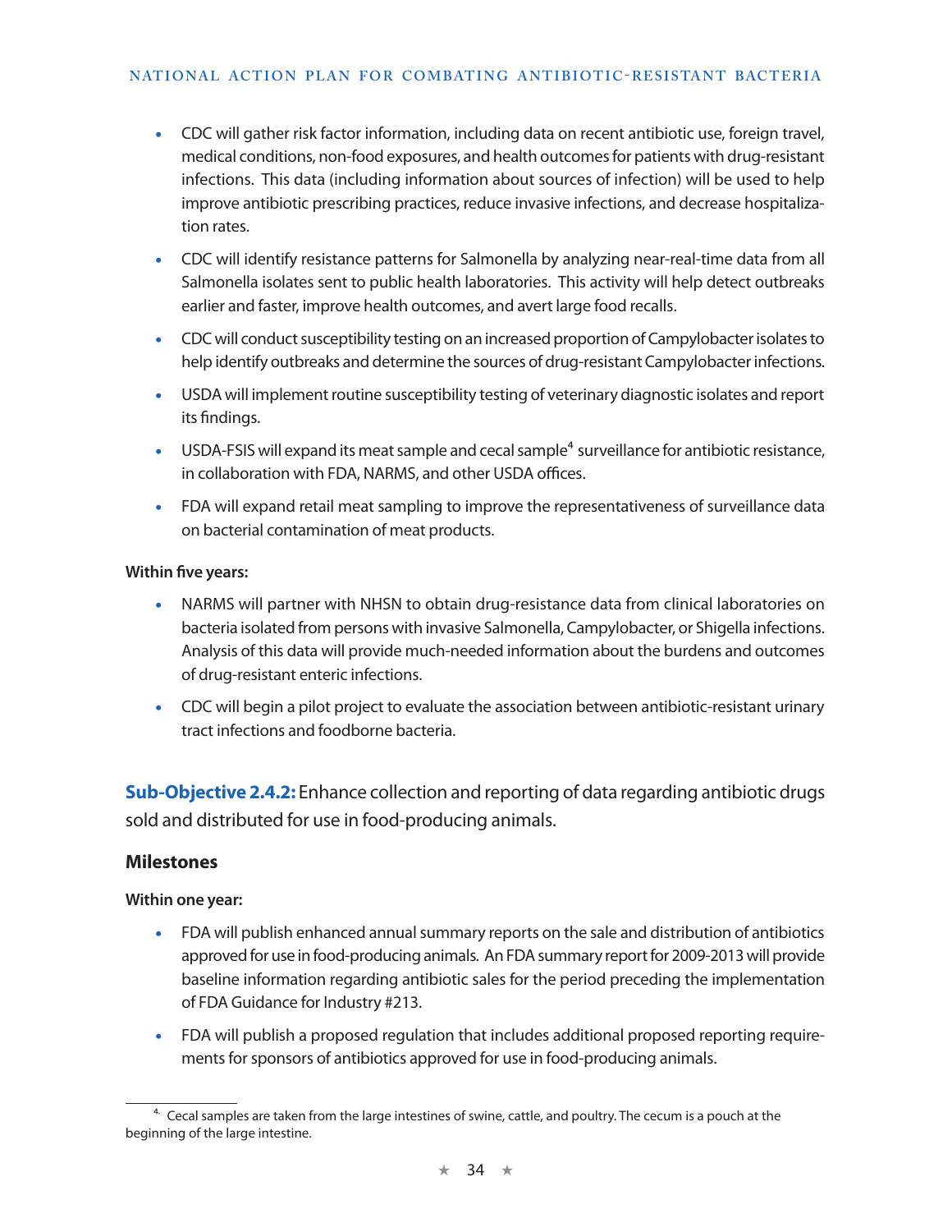- CDC will gather risk factor information, including data on recent antibiotic use, foreign travel, medical conditions, non-food exposures, and health outcomes for patients with drug-resistant infections. This data (including information about sources of infection) will be used to help improve antibiotic prescribing practices, reduce invasive infections, and decrease hospitalization rates.
- CDC will identify resistance patterns for Salmonella by analyzing near-real-time data from all Salmonella isolates sent to public health laboratories. This activity will help detect outbreaks earlier and faster, improve health outcomes, and avert large food recalls.
- CDC will conduct susceptibility testing on an increased proportion of Campylobacter isolates to help identify outbreaks and determine the sources of drug-resistant Campylobacter infections.
- USDA will implement routine susceptibility testing of veterinary diagnostic isolates and report its findings.
- USDA-FSIS will expand its meat sample and cecal sample[4] surveillance for antibiotic resistance, in collaboration with FDA, NARMS, and other USDA offices.
- FDA will expand retail meat sampling to improve the representativeness of surveillance data on bacterial contamination of meat products.

**Within five years:**

- NARMS will partner with NHSN to obtain drug-resistance data from clinical laboratories on bacteria isolated from persons with invasive Salmonella, Campylobacter, or Shigella infections. Analysis of this data will provide much-needed information about the burdens and outcomes of drug-resistant enteric infections.
- CDC will begin a pilot project to evaluate the association between antibiotic-resistant urinary tract infections and foodborne bacteria.

**Sub-Objective 2.4.2:** Enhance collection and reporting of data regarding antibiotic drugs sold and distributed for use in food-producing animals.

### Milestones

**Within one year:**

- FDA will publish enhanced annual summary reports on the sale and distribution of antibiotics approved for use in food-producing animals. An FDA summary report for 2009-2013 will provide baseline information regarding antibiotic sales for the period preceding the implementation of FDA Guidance for Industry #213.
- FDA will publish a proposed regulation that includes additional proposed reporting requirements for sponsors of antibiotics approved for use in food-producing animals.

---

[4] Cecal samples are taken from the large intestines of swine, cattle, and poultry. The cecum is a pouch at the beginning of the large intestine.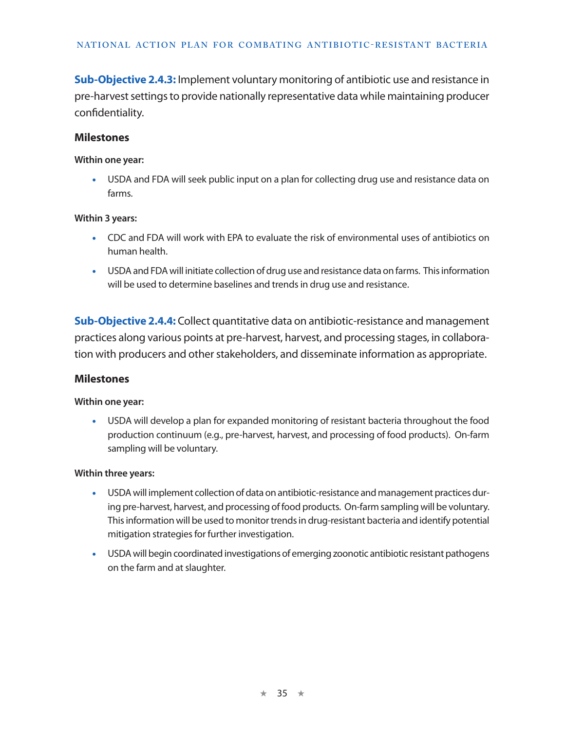**Sub-Objective 2.4.3:** Implement voluntary monitoring of antibiotic use and resistance in pre-harvest settings to provide nationally representative data while maintaining producer confidentiality.

### Milestones

**Within one year:**

- USDA and FDA will seek public input on a plan for collecting drug use and resistance data on farms.

**Within 3 years:**

- CDC and FDA will work with EPA to evaluate the risk of environmental uses of antibiotics on human health.
- USDA and FDA will initiate collection of drug use and resistance data on farms. This information will be used to determine baselines and trends in drug use and resistance.

**Sub-Objective 2.4.4:** Collect quantitative data on antibiotic-resistance and management practices along various points at pre-harvest, harvest, and processing stages, in collaboration with producers and other stakeholders, and disseminate information as appropriate.

### Milestones

**Within one year:**

- USDA will develop a plan for expanded monitoring of resistant bacteria throughout the food production continuum (e.g., pre-harvest, harvest, and processing of food products). On-farm sampling will be voluntary.

**Within three years:**

- USDA will implement collection of data on antibiotic-resistance and management practices during pre-harvest, harvest, and processing of food products. On-farm sampling will be voluntary. This information will be used to monitor trends in drug-resistant bacteria and identify potential mitigation strategies for further investigation.
- USDA will begin coordinated investigations of emerging zoonotic antibiotic resistant pathogens on the farm and at slaughter.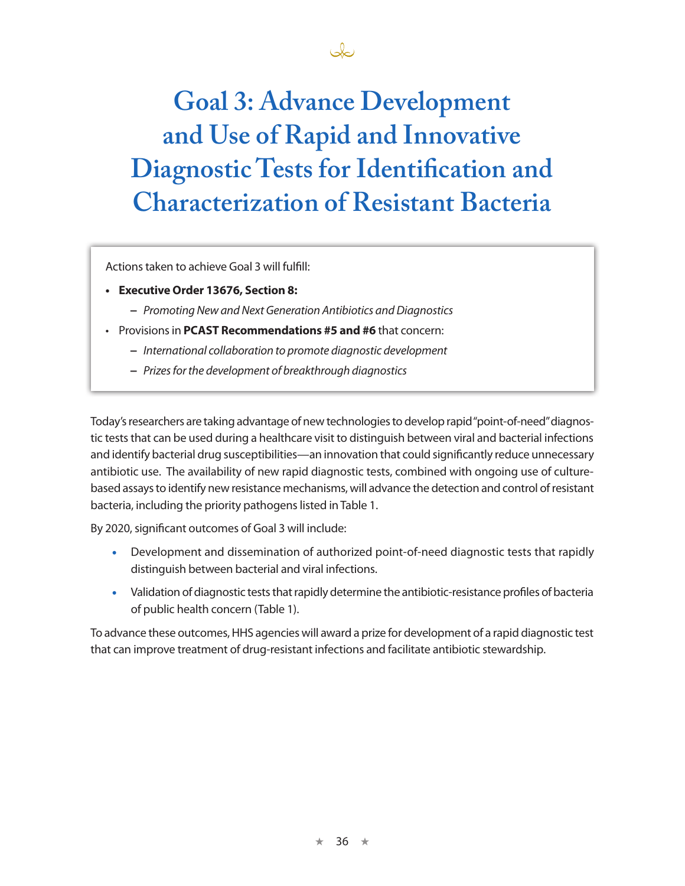# Goal 3: Advance Development and Use of Rapid and Innovative Diagnostic Tests for Identification and Characterization of Resistant Bacteria

Actions taken to achieve Goal 3 will fulfill:

- **Executive Order 13676, Section 8:**
  - *Promoting New and Next Generation Antibiotics and Diagnostics*
- Provisions in **PCAST Recommendations #5 and #6** that concern:
  - *International collaboration to promote diagnostic development*
  - *Prizes for the development of breakthrough diagnostics*

Today's researchers are taking advantage of new technologies to develop rapid "point-of-need" diagnostic tests that can be used during a healthcare visit to distinguish between viral and bacterial infections and identify bacterial drug susceptibilities—an innovation that could significantly reduce unnecessary antibiotic use. The availability of new rapid diagnostic tests, combined with ongoing use of culture-based assays to identify new resistance mechanisms, will advance the detection and control of resistant bacteria, including the priority pathogens listed in Table 1.

By 2020, significant outcomes of Goal 3 will include:

- Development and dissemination of authorized point-of-need diagnostic tests that rapidly distinguish between bacterial and viral infections.
- Validation of diagnostic tests that rapidly determine the antibiotic-resistance profiles of bacteria of public health concern (Table 1).

To advance these outcomes, HHS agencies will award a prize for development of a rapid diagnostic test that can improve treatment of drug-resistant infections and facilitate antibiotic stewardship.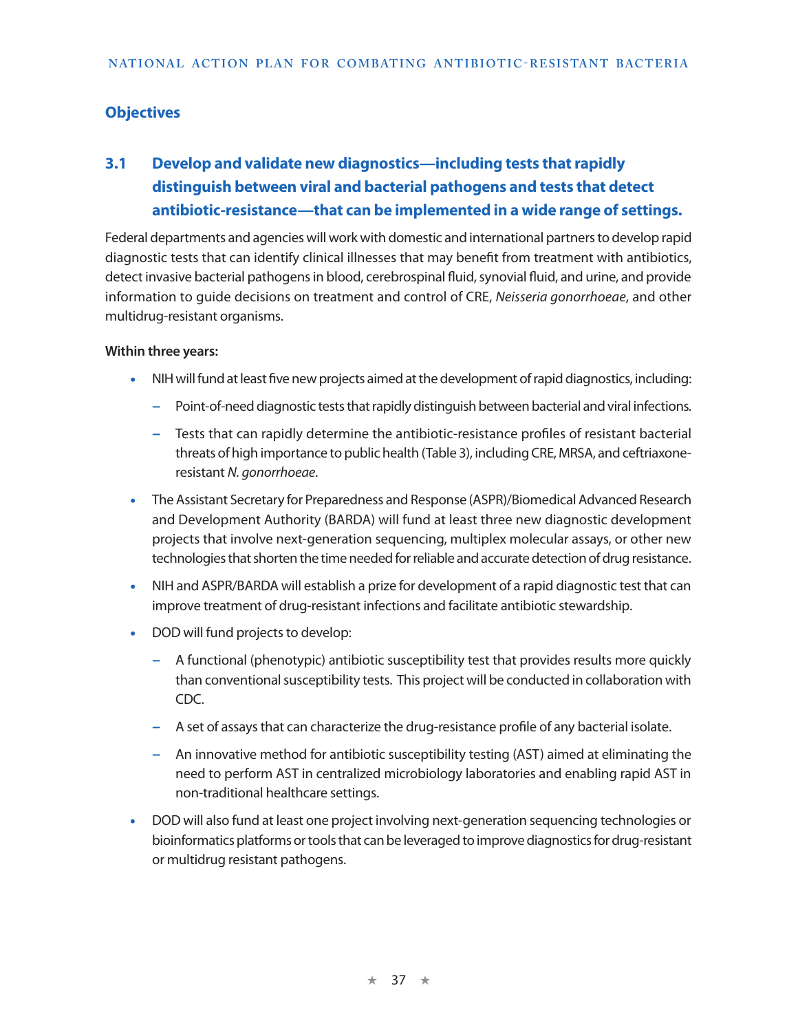## Objectives

### 3.1 Develop and validate new diagnostics—including tests that rapidly distinguish between viral and bacterial pathogens and tests that detect antibiotic-resistance—that can be implemented in a wide range of settings.

Federal departments and agencies will work with domestic and international partners to develop rapid diagnostic tests that can identify clinical illnesses that may benefit from treatment with antibiotics, detect invasive bacterial pathogens in blood, cerebrospinal fluid, synovial fluid, and urine, and provide information to guide decisions on treatment and control of CRE, *Neisseria gonorrhoeae*, and other multidrug-resistant organisms.

**Within three years:**

- NIH will fund at least five new projects aimed at the development of rapid diagnostics, including:
  - Point-of-need diagnostic tests that rapidly distinguish between bacterial and viral infections.
  - Tests that can rapidly determine the antibiotic-resistance profiles of resistant bacterial threats of high importance to public health (Table 3), including CRE, MRSA, and ceftriaxone-resistant *N. gonorrhoeae*.
- The Assistant Secretary for Preparedness and Response (ASPR)/Biomedical Advanced Research and Development Authority (BARDA) will fund at least three new diagnostic development projects that involve next-generation sequencing, multiplex molecular assays, or other new technologies that shorten the time needed for reliable and accurate detection of drug resistance.
- NIH and ASPR/BARDA will establish a prize for development of a rapid diagnostic test that can improve treatment of drug-resistant infections and facilitate antibiotic stewardship.
- DOD will fund projects to develop:
  - A functional (phenotypic) antibiotic susceptibility test that provides results more quickly than conventional susceptibility tests. This project will be conducted in collaboration with CDC.
  - A set of assays that can characterize the drug-resistance profile of any bacterial isolate.
  - An innovative method for antibiotic susceptibility testing (AST) aimed at eliminating the need to perform AST in centralized microbiology laboratories and enabling rapid AST in non-traditional healthcare settings.
- DOD will also fund at least one project involving next-generation sequencing technologies or bioinformatics platforms or tools that can be leveraged to improve diagnostics for drug-resistant or multidrug resistant pathogens.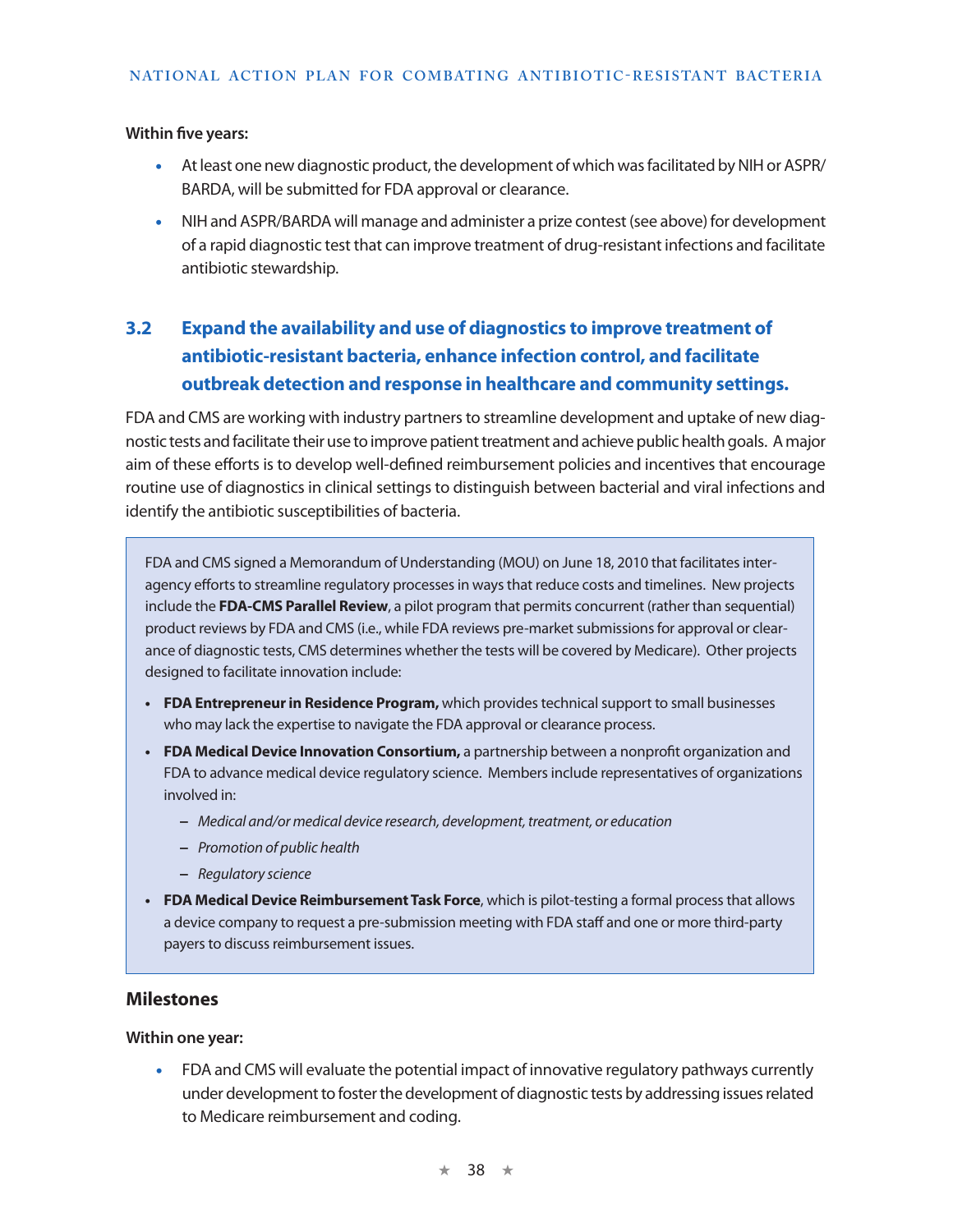**Within five years:**

- At least one new diagnostic product, the development of which was facilitated by NIH or ASPR/BARDA, will be submitted for FDA approval or clearance.
- NIH and ASPR/BARDA will manage and administer a prize contest (see above) for development of a rapid diagnostic test that can improve treatment of drug-resistant infections and facilitate antibiotic stewardship.

## 3.2 Expand the availability and use of diagnostics to improve treatment of antibiotic-resistant bacteria, enhance infection control, and facilitate outbreak detection and response in healthcare and community settings.

FDA and CMS are working with industry partners to streamline development and uptake of new diagnostic tests and facilitate their use to improve patient treatment and achieve public health goals. A major aim of these efforts is to develop well-defined reimbursement policies and incentives that encourage routine use of diagnostics in clinical settings to distinguish between bacterial and viral infections and identify the antibiotic susceptibilities of bacteria.

> FDA and CMS signed a Memorandum of Understanding (MOU) on June 18, 2010 that facilitates inter-agency efforts to streamline regulatory processes in ways that reduce costs and timelines. New projects include the **FDA-CMS Parallel Review**, a pilot program that permits concurrent (rather than sequential) product reviews by FDA and CMS (i.e., while FDA reviews pre-market submissions for approval or clearance of diagnostic tests, CMS determines whether the tests will be covered by Medicare). Other projects designed to facilitate innovation include:
>
> - **FDA Entrepreneur in Residence Program,** which provides technical support to small businesses who may lack the expertise to navigate the FDA approval or clearance process.
> - **FDA Medical Device Innovation Consortium,** a partnership between a nonprofit organization and FDA to advance medical device regulatory science. Members include representatives of organizations involved in:
>   - *Medical and/or medical device research, development, treatment, or education*
>   - *Promotion of public health*
>   - *Regulatory science*
> - **FDA Medical Device Reimbursement Task Force**, which is pilot-testing a formal process that allows a device company to request a pre-submission meeting with FDA staff and one or more third-party payers to discuss reimbursement issues.

### Milestones

**Within one year:**

- FDA and CMS will evaluate the potential impact of innovative regulatory pathways currently under development to foster the development of diagnostic tests by addressing issues related to Medicare reimbursement and coding.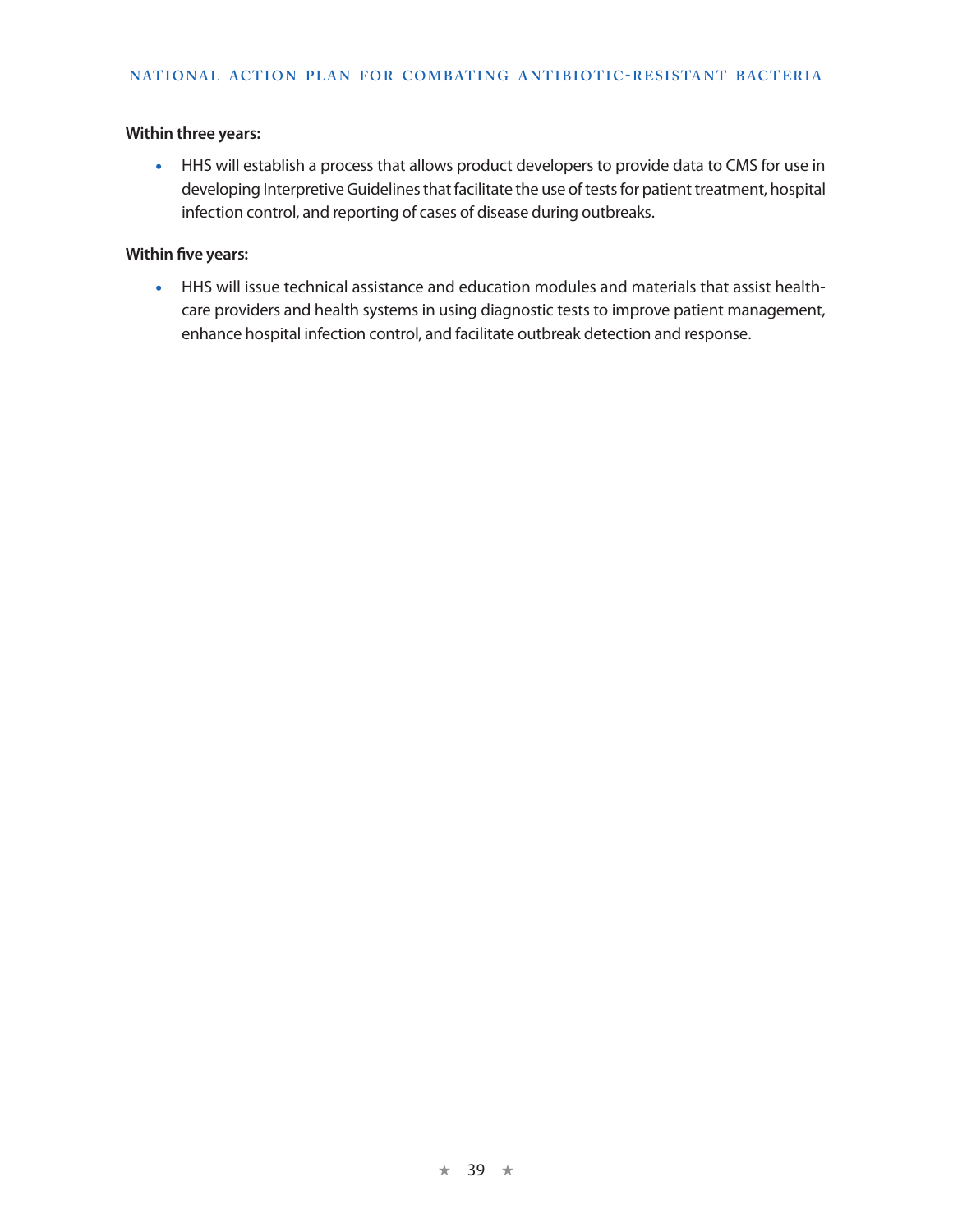**Within three years:**

- HHS will establish a process that allows product developers to provide data to CMS for use in developing Interpretive Guidelines that facilitate the use of tests for patient treatment, hospital infection control, and reporting of cases of disease during outbreaks.

**Within five years:**

- HHS will issue technical assistance and education modules and materials that assist health-care providers and health systems in using diagnostic tests to improve patient management, enhance hospital infection control, and facilitate outbreak detection and response.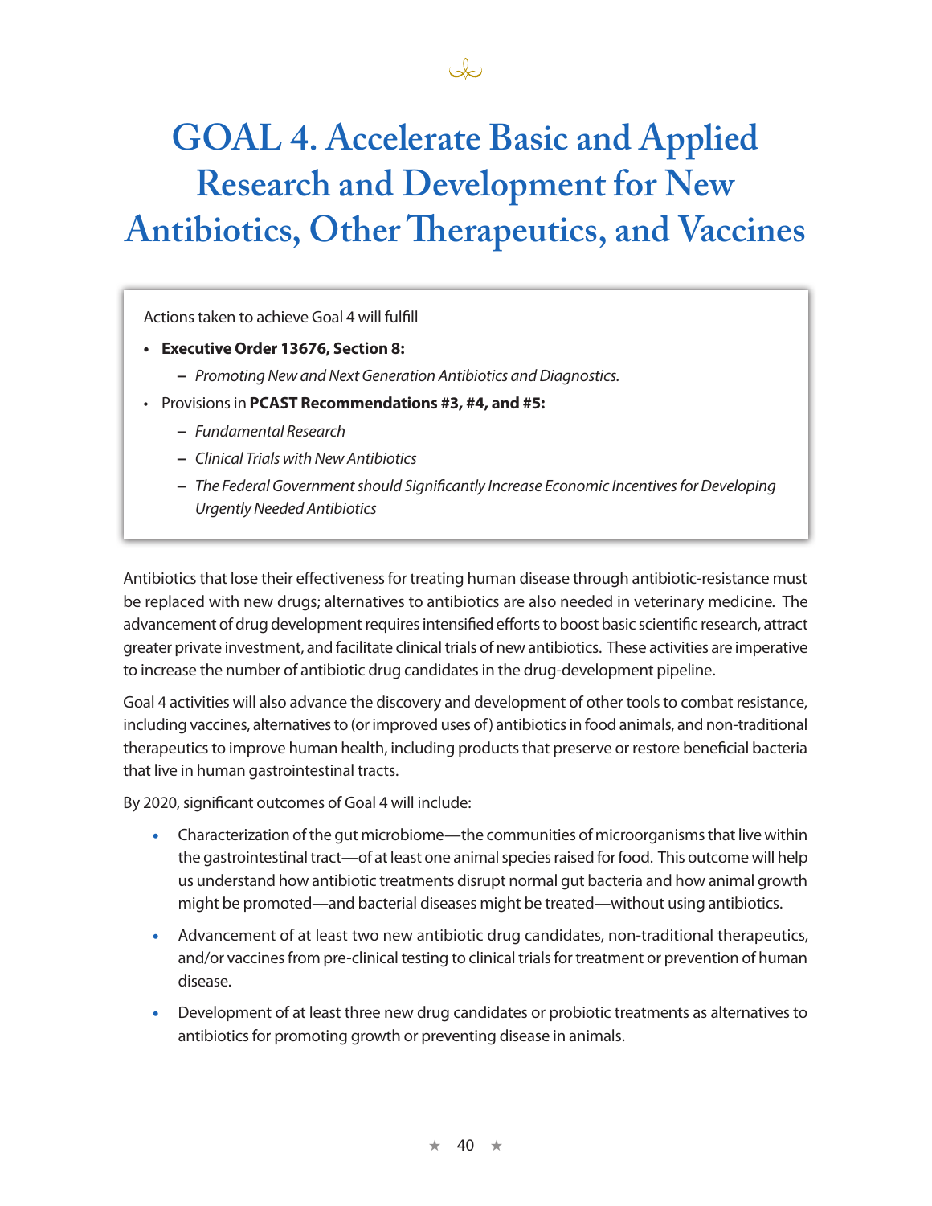# GOAL 4. Accelerate Basic and Applied Research and Development for New Antibiotics, Other Therapeutics, and Vaccines

Actions taken to achieve Goal 4 will fulfill

- **Executive Order 13676, Section 8:**
  - *Promoting New and Next Generation Antibiotics and Diagnostics.*
- Provisions in **PCAST Recommendations #3, #4, and #5:**
  - *Fundamental Research*
  - *Clinical Trials with New Antibiotics*
  - *The Federal Government should Significantly Increase Economic Incentives for Developing Urgently Needed Antibiotics*

Antibiotics that lose their effectiveness for treating human disease through antibiotic-resistance must be replaced with new drugs; alternatives to antibiotics are also needed in veterinary medicine. The advancement of drug development requires intensified efforts to boost basic scientific research, attract greater private investment, and facilitate clinical trials of new antibiotics. These activities are imperative to increase the number of antibiotic drug candidates in the drug-development pipeline.

Goal 4 activities will also advance the discovery and development of other tools to combat resistance, including vaccines, alternatives to (or improved uses of) antibiotics in food animals, and non-traditional therapeutics to improve human health, including products that preserve or restore beneficial bacteria that live in human gastrointestinal tracts.

By 2020, significant outcomes of Goal 4 will include:

- Characterization of the gut microbiome—the communities of microorganisms that live within the gastrointestinal tract—of at least one animal species raised for food. This outcome will help us understand how antibiotic treatments disrupt normal gut bacteria and how animal growth might be promoted—and bacterial diseases might be treated—without using antibiotics.
- Advancement of at least two new antibiotic drug candidates, non-traditional therapeutics, and/or vaccines from pre-clinical testing to clinical trials for treatment or prevention of human disease.
- Development of at least three new drug candidates or probiotic treatments as alternatives to antibiotics for promoting growth or preventing disease in animals.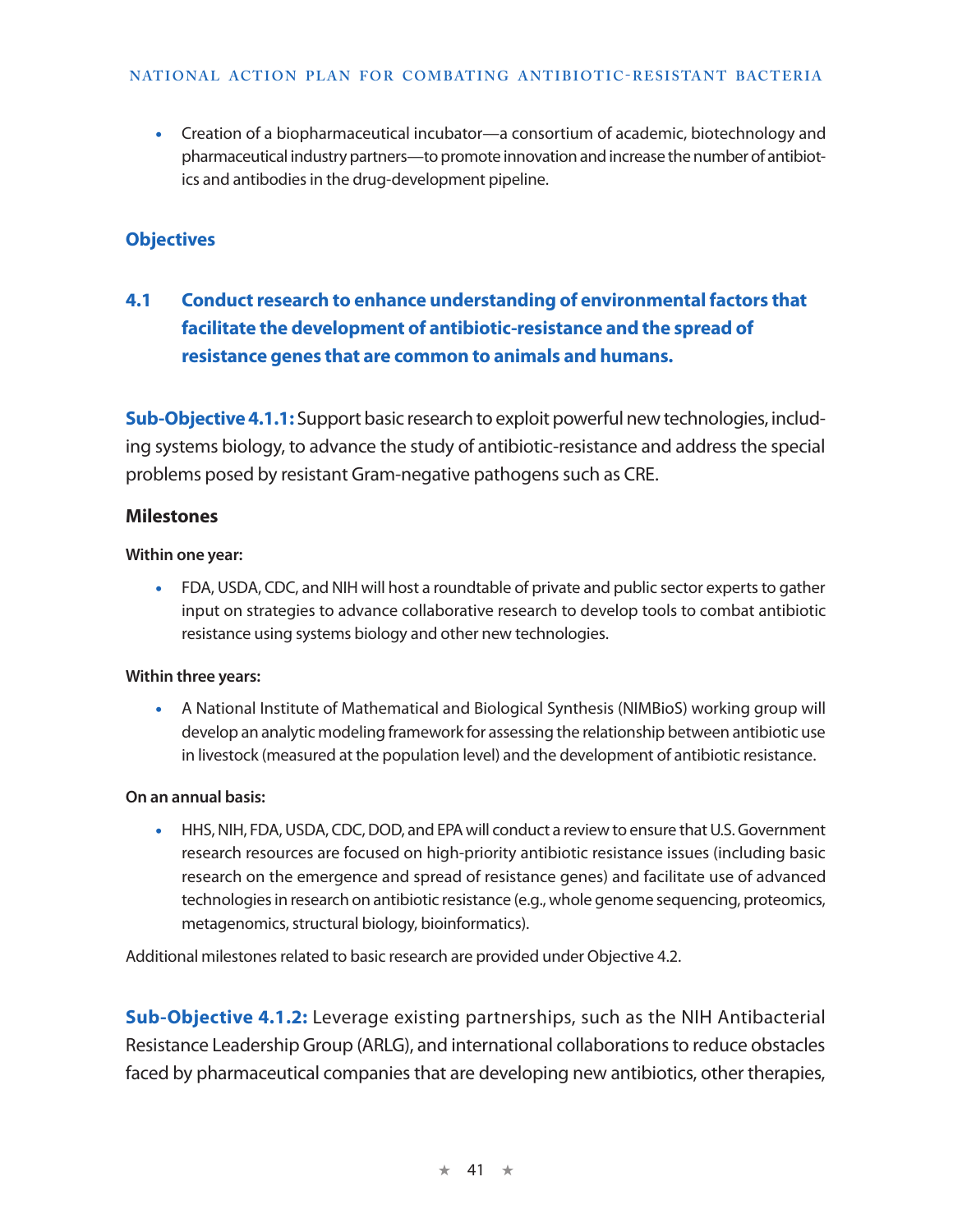- Creation of a biopharmaceutical incubator—a consortium of academic, biotechnology and pharmaceutical industry partners—to promote innovation and increase the number of antibiotics and antibodies in the drug-development pipeline.

## Objectives

### 4.1 Conduct research to enhance understanding of environmental factors that facilitate the development of antibiotic-resistance and the spread of resistance genes that are common to animals and humans.

**Sub-Objective 4.1.1:** Support basic research to exploit powerful new technologies, including systems biology, to advance the study of antibiotic-resistance and address the special problems posed by resistant Gram-negative pathogens such as CRE.

#### Milestones

**Within one year:**

- FDA, USDA, CDC, and NIH will host a roundtable of private and public sector experts to gather input on strategies to advance collaborative research to develop tools to combat antibiotic resistance using systems biology and other new technologies.

**Within three years:**

- A National Institute of Mathematical and Biological Synthesis (NIMBioS) working group will develop an analytic modeling framework for assessing the relationship between antibiotic use in livestock (measured at the population level) and the development of antibiotic resistance.

**On an annual basis:**

- HHS, NIH, FDA, USDA, CDC, DOD, and EPA will conduct a review to ensure that U.S. Government research resources are focused on high-priority antibiotic resistance issues (including basic research on the emergence and spread of resistance genes) and facilitate use of advanced technologies in research on antibiotic resistance (e.g., whole genome sequencing, proteomics, metagenomics, structural biology, bioinformatics).

Additional milestones related to basic research are provided under Objective 4.2.

**Sub-Objective 4.1.2:** Leverage existing partnerships, such as the NIH Antibacterial Resistance Leadership Group (ARLG), and international collaborations to reduce obstacles faced by pharmaceutical companies that are developing new antibiotics, other therapies,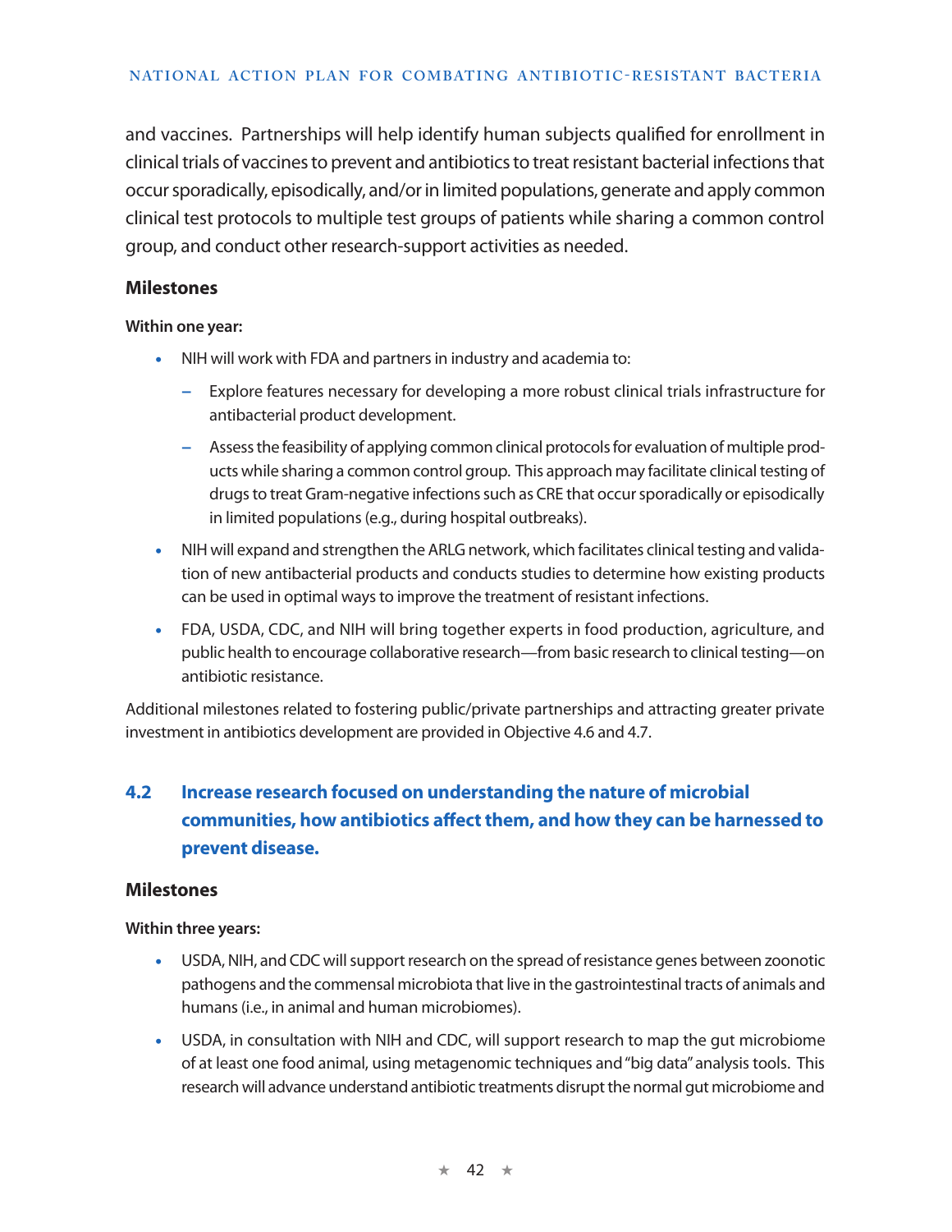and vaccines. Partnerships will help identify human subjects qualified for enrollment in clinical trials of vaccines to prevent and antibiotics to treat resistant bacterial infections that occur sporadically, episodically, and/or in limited populations, generate and apply common clinical test protocols to multiple test groups of patients while sharing a common control group, and conduct other research-support activities as needed.

### Milestones

**Within one year:**

- NIH will work with FDA and partners in industry and academia to:
  - Explore features necessary for developing a more robust clinical trials infrastructure for antibacterial product development.
  - Assess the feasibility of applying common clinical protocols for evaluation of multiple products while sharing a common control group. This approach may facilitate clinical testing of drugs to treat Gram-negative infections such as CRE that occur sporadically or episodically in limited populations (e.g., during hospital outbreaks).
- NIH will expand and strengthen the ARLG network, which facilitates clinical testing and validation of new antibacterial products and conducts studies to determine how existing products can be used in optimal ways to improve the treatment of resistant infections.
- FDA, USDA, CDC, and NIH will bring together experts in food production, agriculture, and public health to encourage collaborative research—from basic research to clinical testing—on antibiotic resistance.

Additional milestones related to fostering public/private partnerships and attracting greater private investment in antibiotics development are provided in Objective 4.6 and 4.7.

## 4.2 Increase research focused on understanding the nature of microbial communities, how antibiotics affect them, and how they can be harnessed to prevent disease.

### Milestones

**Within three years:**

- USDA, NIH, and CDC will support research on the spread of resistance genes between zoonotic pathogens and the commensal microbiota that live in the gastrointestinal tracts of animals and humans (i.e., in animal and human microbiomes).
- USDA, in consultation with NIH and CDC, will support research to map the gut microbiome of at least one food animal, using metagenomic techniques and "big data" analysis tools. This research will advance understand antibiotic treatments disrupt the normal gut microbiome and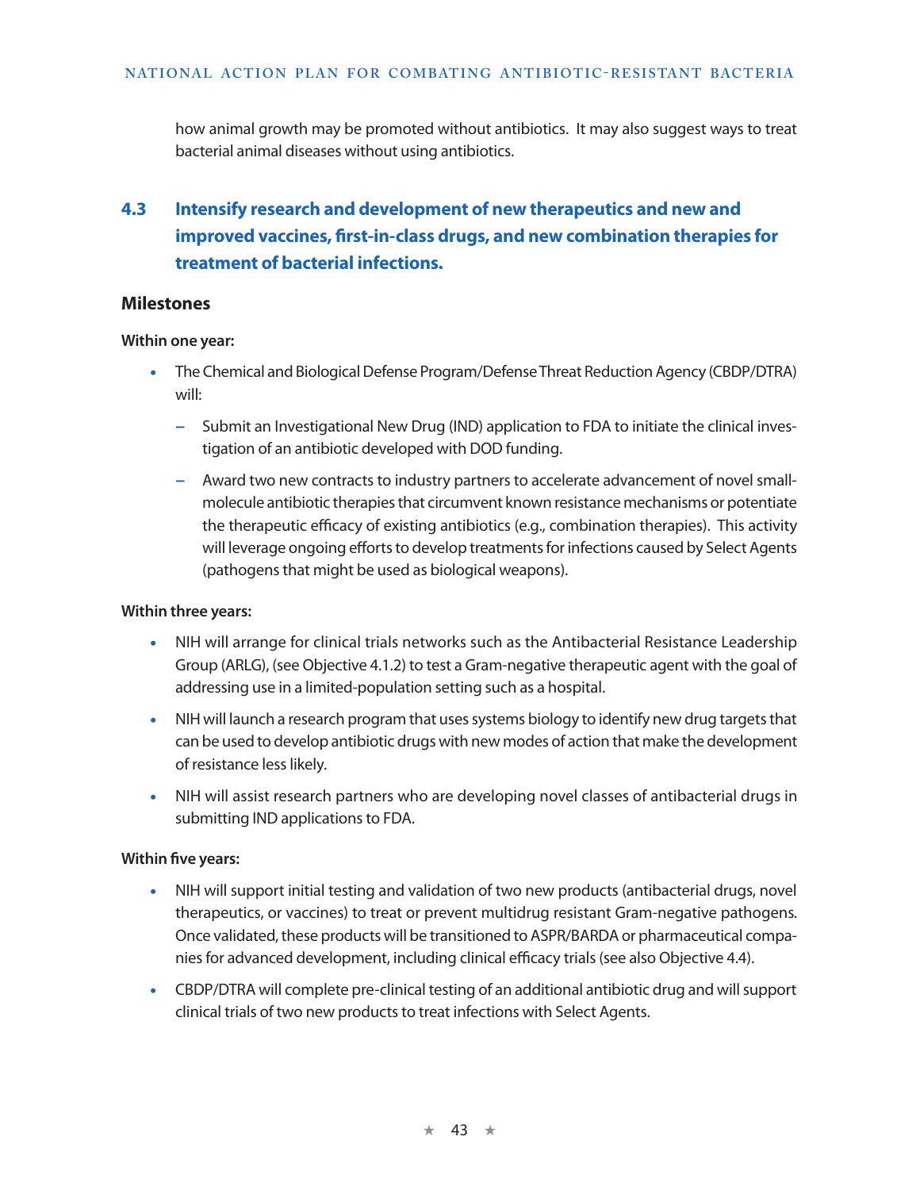how animal growth may be promoted without antibiotics. It may also suggest ways to treat bacterial animal diseases without using antibiotics.

## 4.3 Intensify research and development of new therapeutics and new and improved vaccines, first-in-class drugs, and new combination therapies for treatment of bacterial infections.

### Milestones

**Within one year:**

- The Chemical and Biological Defense Program/Defense Threat Reduction Agency (CBDP/DTRA) will:
  - Submit an Investigational New Drug (IND) application to FDA to initiate the clinical investigation of an antibiotic developed with DOD funding.
  - Award two new contracts to industry partners to accelerate advancement of novel small-molecule antibiotic therapies that circumvent known resistance mechanisms or potentiate the therapeutic efficacy of existing antibiotics (e.g., combination therapies). This activity will leverage ongoing efforts to develop treatments for infections caused by Select Agents (pathogens that might be used as biological weapons).

**Within three years:**

- NIH will arrange for clinical trials networks such as the Antibacterial Resistance Leadership Group (ARLG), (see Objective 4.1.2) to test a Gram-negative therapeutic agent with the goal of addressing use in a limited-population setting such as a hospital.
- NIH will launch a research program that uses systems biology to identify new drug targets that can be used to develop antibiotic drugs with new modes of action that make the development of resistance less likely.
- NIH will assist research partners who are developing novel classes of antibacterial drugs in submitting IND applications to FDA.

**Within five years:**

- NIH will support initial testing and validation of two new products (antibacterial drugs, novel therapeutics, or vaccines) to treat or prevent multidrug resistant Gram-negative pathogens. Once validated, these products will be transitioned to ASPR/BARDA or pharmaceutical companies for advanced development, including clinical efficacy trials (see also Objective 4.4).
- CBDP/DTRA will complete pre-clinical testing of an additional antibiotic drug and will support clinical trials of two new products to treat infections with Select Agents.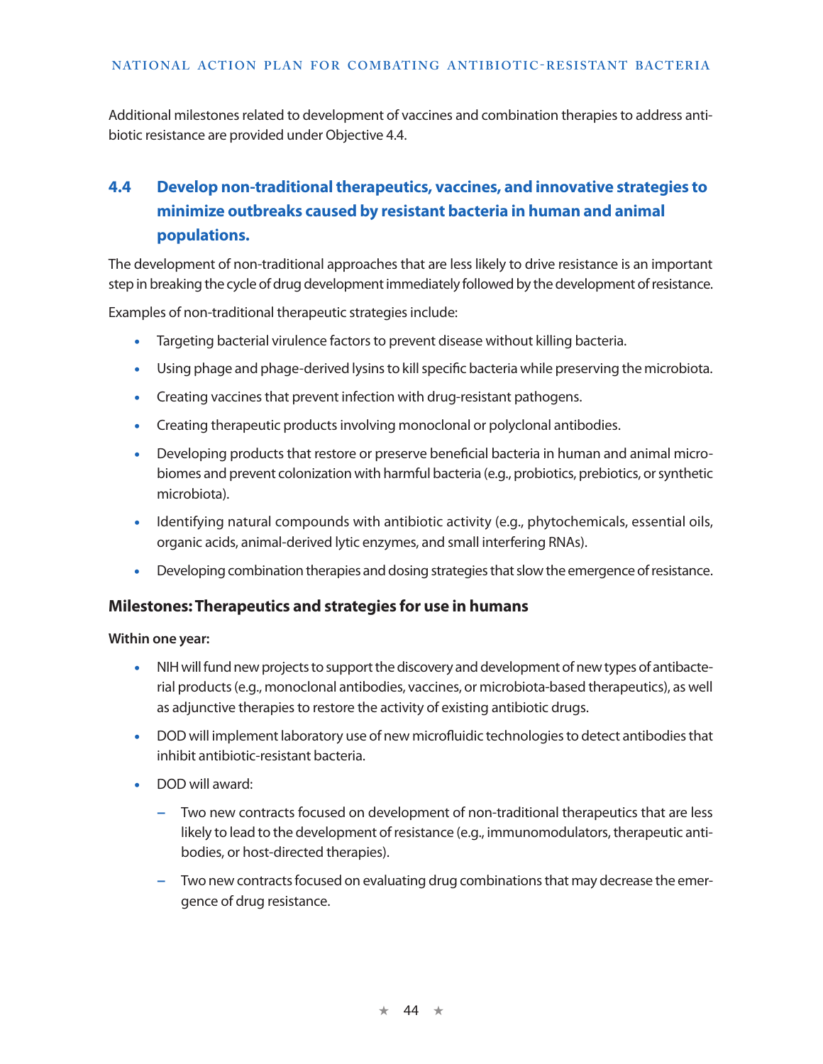Additional milestones related to development of vaccines and combination therapies to address antibiotic resistance are provided under Objective 4.4.

## 4.4 Develop non-traditional therapeutics, vaccines, and innovative strategies to minimize outbreaks caused by resistant bacteria in human and animal populations.

The development of non-traditional approaches that are less likely to drive resistance is an important step in breaking the cycle of drug development immediately followed by the development of resistance.

Examples of non-traditional therapeutic strategies include:

- Targeting bacterial virulence factors to prevent disease without killing bacteria.
- Using phage and phage-derived lysins to kill specific bacteria while preserving the microbiota.
- Creating vaccines that prevent infection with drug-resistant pathogens.
- Creating therapeutic products involving monoclonal or polyclonal antibodies.
- Developing products that restore or preserve beneficial bacteria in human and animal microbiomes and prevent colonization with harmful bacteria (e.g., probiotics, prebiotics, or synthetic microbiota).
- Identifying natural compounds with antibiotic activity (e.g., phytochemicals, essential oils, organic acids, animal-derived lytic enzymes, and small interfering RNAs).
- Developing combination therapies and dosing strategies that slow the emergence of resistance.

### Milestones: Therapeutics and strategies for use in humans

**Within one year:**

- NIH will fund new projects to support the discovery and development of new types of antibacterial products (e.g., monoclonal antibodies, vaccines, or microbiota-based therapeutics), as well as adjunctive therapies to restore the activity of existing antibiotic drugs.
- DOD will implement laboratory use of new microfluidic technologies to detect antibodies that inhibit antibiotic-resistant bacteria.
- DOD will award:
  - Two new contracts focused on development of non-traditional therapeutics that are less likely to lead to the development of resistance (e.g., immunomodulators, therapeutic antibodies, or host-directed therapies).
  - Two new contracts focused on evaluating drug combinations that may decrease the emergence of drug resistance.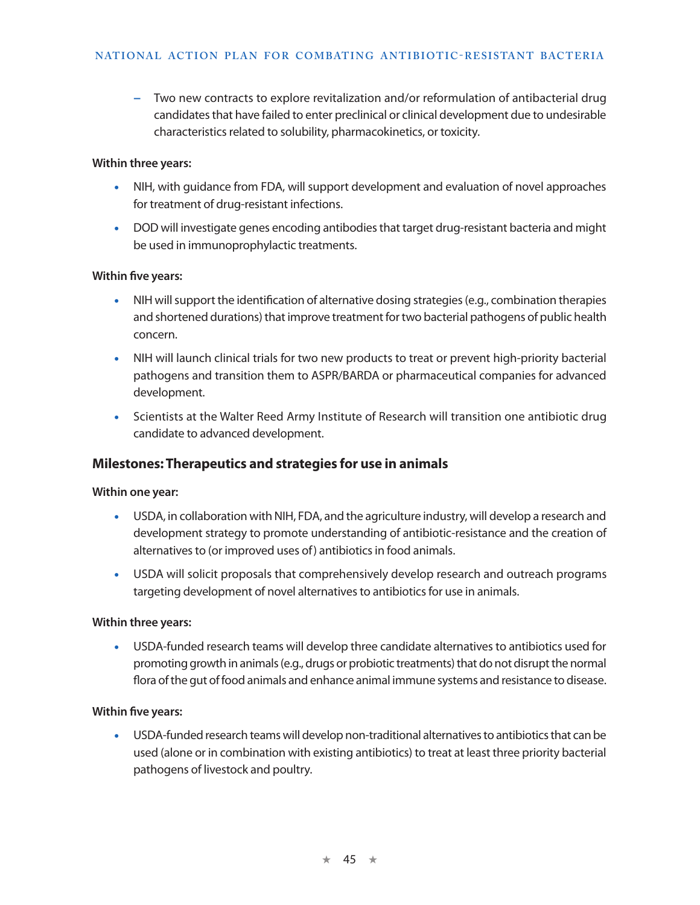- Two new contracts to explore revitalization and/or reformulation of antibacterial drug candidates that have failed to enter preclinical or clinical development due to undesirable characteristics related to solubility, pharmacokinetics, or toxicity.

**Within three years:**

- NIH, with guidance from FDA, will support development and evaluation of novel approaches for treatment of drug-resistant infections.
- DOD will investigate genes encoding antibodies that target drug-resistant bacteria and might be used in immunoprophylactic treatments.

**Within five years:**

- NIH will support the identification of alternative dosing strategies (e.g., combination therapies and shortened durations) that improve treatment for two bacterial pathogens of public health concern.
- NIH will launch clinical trials for two new products to treat or prevent high-priority bacterial pathogens and transition them to ASPR/BARDA or pharmaceutical companies for advanced development.
- Scientists at the Walter Reed Army Institute of Research will transition one antibiotic drug candidate to advanced development.

### Milestones: Therapeutics and strategies for use in animals

**Within one year:**

- USDA, in collaboration with NIH, FDA, and the agriculture industry, will develop a research and development strategy to promote understanding of antibiotic-resistance and the creation of alternatives to (or improved uses of) antibiotics in food animals.
- USDA will solicit proposals that comprehensively develop research and outreach programs targeting development of novel alternatives to antibiotics for use in animals.

**Within three years:**

- USDA-funded research teams will develop three candidate alternatives to antibiotics used for promoting growth in animals (e.g., drugs or probiotic treatments) that do not disrupt the normal flora of the gut of food animals and enhance animal immune systems and resistance to disease.

**Within five years:**

- USDA-funded research teams will develop non-traditional alternatives to antibiotics that can be used (alone or in combination with existing antibiotics) to treat at least three priority bacterial pathogens of livestock and poultry.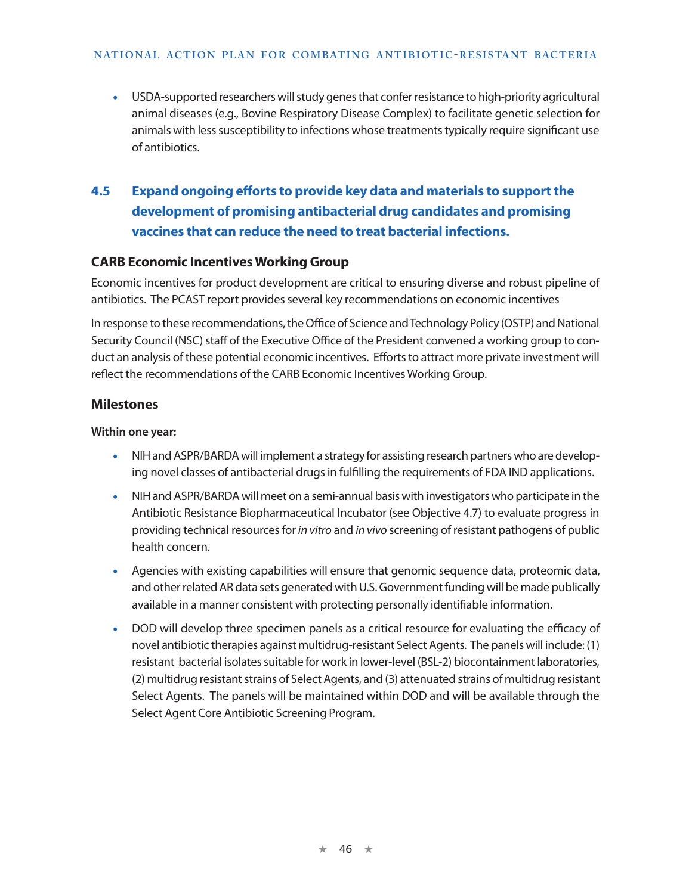- USDA-supported researchers will study genes that confer resistance to high-priority agricultural animal diseases (e.g., Bovine Respiratory Disease Complex) to facilitate genetic selection for animals with less susceptibility to infections whose treatments typically require significant use of antibiotics.

## 4.5 Expand ongoing efforts to provide key data and materials to support the development of promising antibacterial drug candidates and promising vaccines that can reduce the need to treat bacterial infections.

### CARB Economic Incentives Working Group

Economic incentives for product development are critical to ensuring diverse and robust pipeline of antibiotics. The PCAST report provides several key recommendations on economic incentives

In response to these recommendations, the Office of Science and Technology Policy (OSTP) and National Security Council (NSC) staff of the Executive Office of the President convened a working group to conduct an analysis of these potential economic incentives. Efforts to attract more private investment will reflect the recommendations of the CARB Economic Incentives Working Group.

### Milestones

**Within one year:**

- NIH and ASPR/BARDA will implement a strategy for assisting research partners who are developing novel classes of antibacterial drugs in fulfilling the requirements of FDA IND applications.
- NIH and ASPR/BARDA will meet on a semi-annual basis with investigators who participate in the Antibiotic Resistance Biopharmaceutical Incubator (see Objective 4.7) to evaluate progress in providing technical resources for *in vitro* and *in vivo* screening of resistant pathogens of public health concern.
- Agencies with existing capabilities will ensure that genomic sequence data, proteomic data, and other related AR data sets generated with U.S. Government funding will be made publically available in a manner consistent with protecting personally identifiable information.
- DOD will develop three specimen panels as a critical resource for evaluating the efficacy of novel antibiotic therapies against multidrug-resistant Select Agents. The panels will include: (1) resistant bacterial isolates suitable for work in lower-level (BSL-2) biocontainment laboratories, (2) multidrug resistant strains of Select Agents, and (3) attenuated strains of multidrug resistant Select Agents. The panels will be maintained within DOD and will be available through the Select Agent Core Antibiotic Screening Program.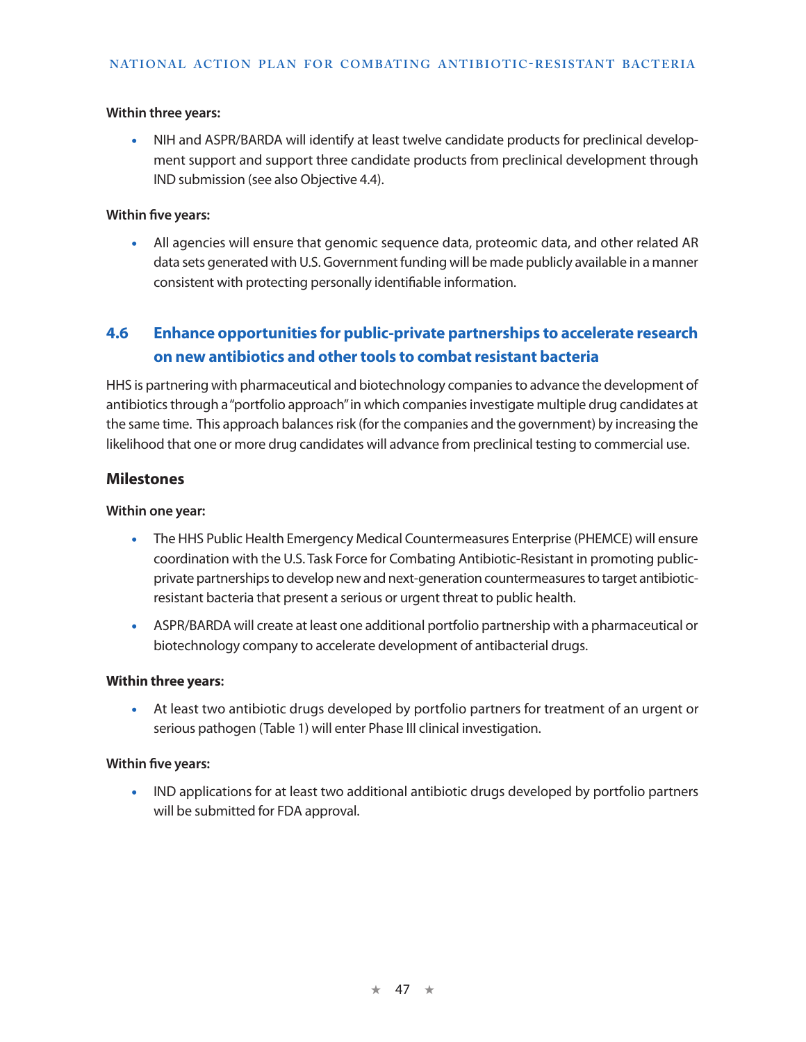**Within three years:**

- NIH and ASPR/BARDA will identify at least twelve candidate products for preclinical development support and support three candidate products from preclinical development through IND submission (see also Objective 4.4).

**Within five years:**

- All agencies will ensure that genomic sequence data, proteomic data, and other related AR data sets generated with U.S. Government funding will be made publicly available in a manner consistent with protecting personally identifiable information.

## 4.6 Enhance opportunities for public-private partnerships to accelerate research on new antibiotics and other tools to combat resistant bacteria

HHS is partnering with pharmaceutical and biotechnology companies to advance the development of antibiotics through a "portfolio approach" in which companies investigate multiple drug candidates at the same time. This approach balances risk (for the companies and the government) by increasing the likelihood that one or more drug candidates will advance from preclinical testing to commercial use.

### Milestones

**Within one year:**

- The HHS Public Health Emergency Medical Countermeasures Enterprise (PHEMCE) will ensure coordination with the U.S. Task Force for Combating Antibiotic-Resistant in promoting public-private partnerships to develop new and next-generation countermeasures to target antibiotic-resistant bacteria that present a serious or urgent threat to public health.
- ASPR/BARDA will create at least one additional portfolio partnership with a pharmaceutical or biotechnology company to accelerate development of antibacterial drugs.

**Within three years:**

- At least two antibiotic drugs developed by portfolio partners for treatment of an urgent or serious pathogen (Table 1) will enter Phase III clinical investigation.

**Within five years:**

- IND applications for at least two additional antibiotic drugs developed by portfolio partners will be submitted for FDA approval.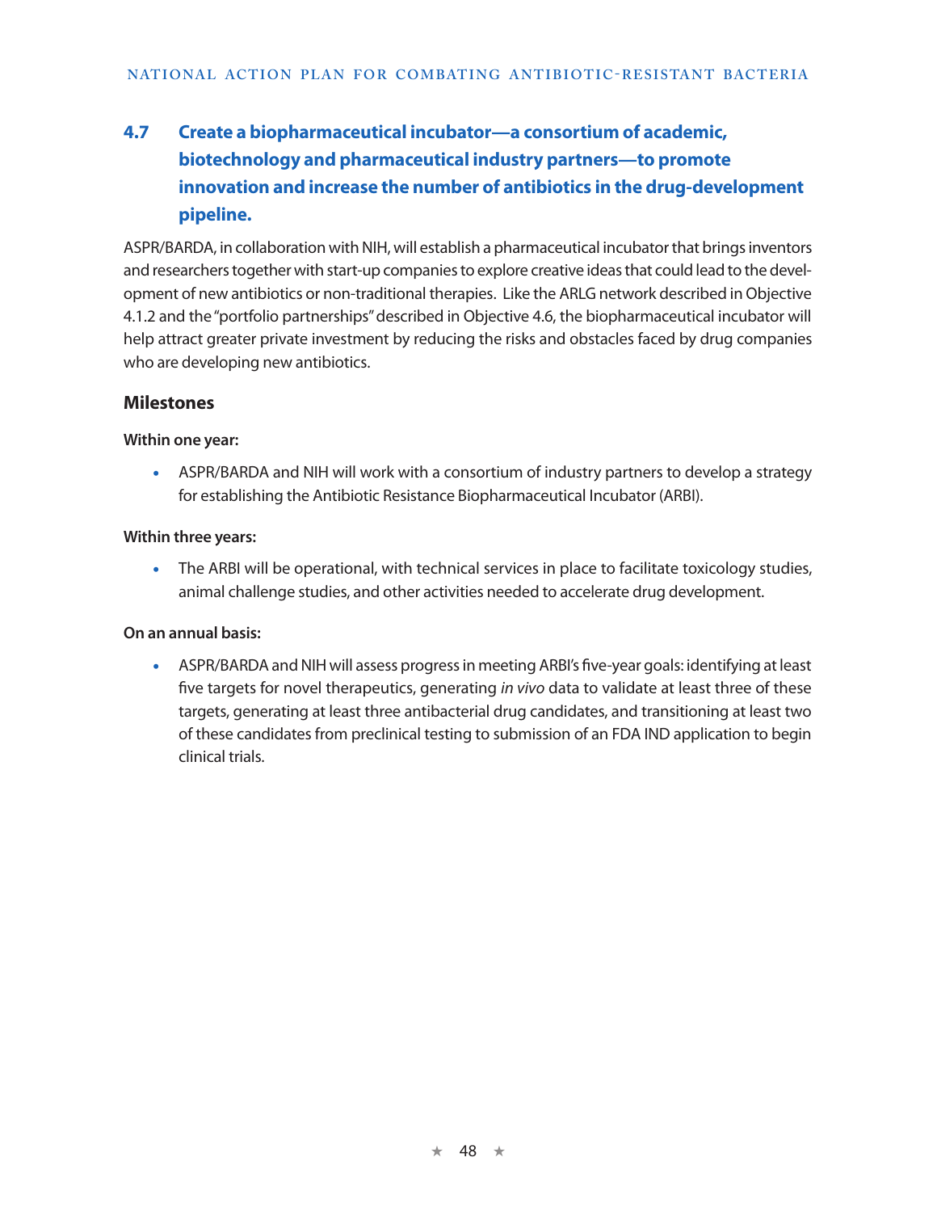## 4.7 Create a biopharmaceutical incubator—a consortium of academic, biotechnology and pharmaceutical industry partners—to promote innovation and increase the number of antibiotics in the drug-development pipeline.

ASPR/BARDA, in collaboration with NIH, will establish a pharmaceutical incubator that brings inventors and researchers together with start-up companies to explore creative ideas that could lead to the development of new antibiotics or non-traditional therapies. Like the ARLG network described in Objective 4.1.2 and the "portfolio partnerships" described in Objective 4.6, the biopharmaceutical incubator will help attract greater private investment by reducing the risks and obstacles faced by drug companies who are developing new antibiotics.

### Milestones

**Within one year:**

- ASPR/BARDA and NIH will work with a consortium of industry partners to develop a strategy for establishing the Antibiotic Resistance Biopharmaceutical Incubator (ARBI).

**Within three years:**

- The ARBI will be operational, with technical services in place to facilitate toxicology studies, animal challenge studies, and other activities needed to accelerate drug development.

**On an annual basis:**

- ASPR/BARDA and NIH will assess progress in meeting ARBI's five-year goals: identifying at least five targets for novel therapeutics, generating *in vivo* data to validate at least three of these targets, generating at least three antibacterial drug candidates, and transitioning at least two of these candidates from preclinical testing to submission of an FDA IND application to begin clinical trials.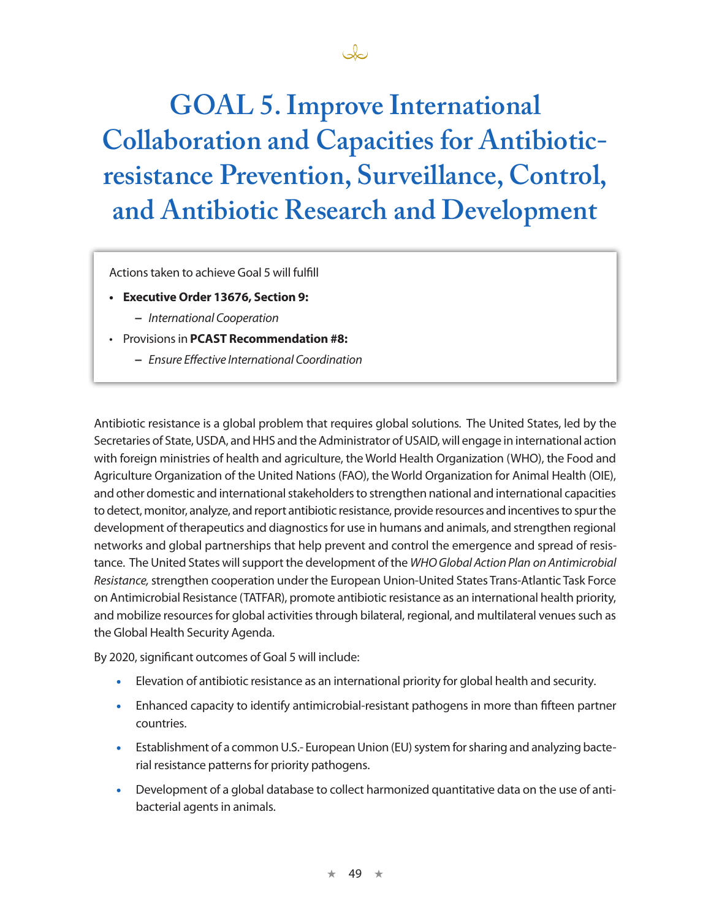# GOAL 5. Improve International Collaboration and Capacities for Antibiotic-resistance Prevention, Surveillance, Control, and Antibiotic Research and Development

Actions taken to achieve Goal 5 will fulfill

- **Executive Order 13676, Section 9:**
  - *International Cooperation*
- Provisions in **PCAST Recommendation #8:**
  - *Ensure Effective International Coordination*

Antibiotic resistance is a global problem that requires global solutions. The United States, led by the Secretaries of State, USDA, and HHS and the Administrator of USAID, will engage in international action with foreign ministries of health and agriculture, the World Health Organization (WHO), the Food and Agriculture Organization of the United Nations (FAO), the World Organization for Animal Health (OIE), and other domestic and international stakeholders to strengthen national and international capacities to detect, monitor, analyze, and report antibiotic resistance, provide resources and incentives to spur the development of therapeutics and diagnostics for use in humans and animals, and strengthen regional networks and global partnerships that help prevent and control the emergence and spread of resistance. The United States will support the development of the *WHO Global Action Plan on Antimicrobial Resistance,* strengthen cooperation under the European Union-United States Trans-Atlantic Task Force on Antimicrobial Resistance (TATFAR), promote antibiotic resistance as an international health priority, and mobilize resources for global activities through bilateral, regional, and multilateral venues such as the Global Health Security Agenda.

By 2020, significant outcomes of Goal 5 will include:

- Elevation of antibiotic resistance as an international priority for global health and security.
- Enhanced capacity to identify antimicrobial-resistant pathogens in more than fifteen partner countries.
- Establishment of a common U.S.- European Union (EU) system for sharing and analyzing bacterial resistance patterns for priority pathogens.
- Development of a global database to collect harmonized quantitative data on the use of antibacterial agents in animals.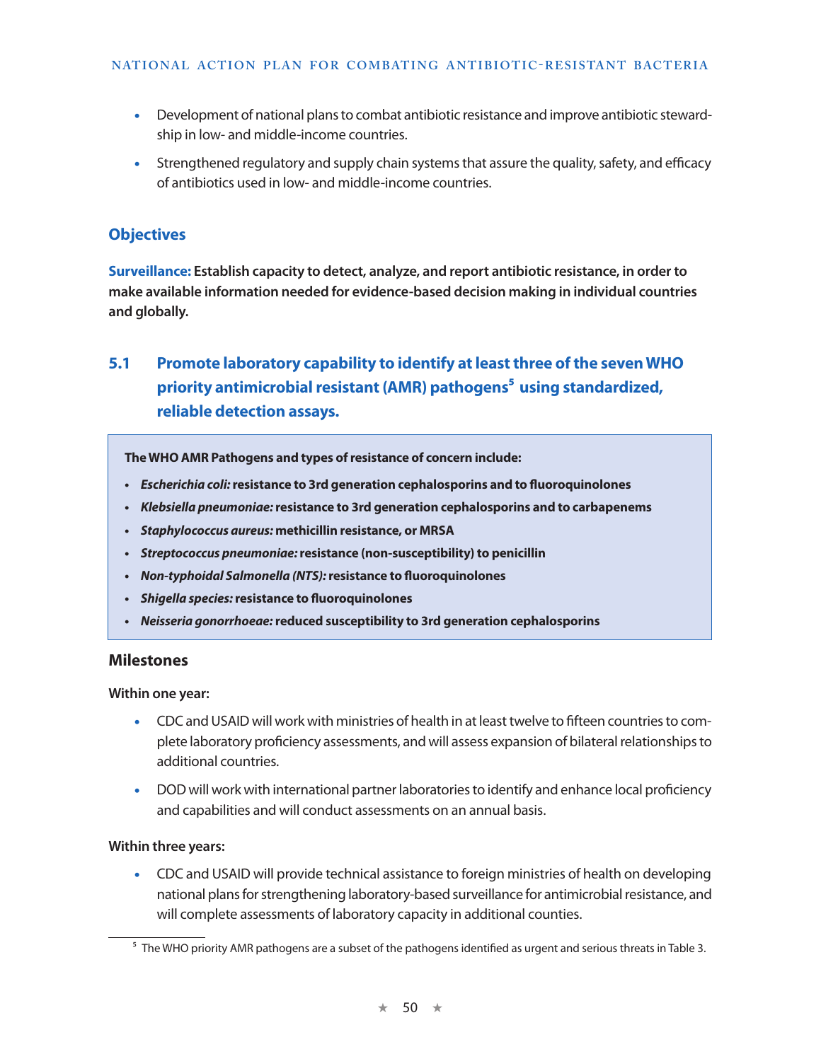- Development of national plans to combat antibiotic resistance and improve antibiotic stewardship in low- and middle-income countries.
- Strengthened regulatory and supply chain systems that assure the quality, safety, and efficacy of antibiotics used in low- and middle-income countries.

## Objectives

**Surveillance: Establish capacity to detect, analyze, and report antibiotic resistance, in order to make available information needed for evidence-based decision making in individual countries and globally.**

### 5.1 Promote laboratory capability to identify at least three of the seven WHO priority antimicrobial resistant (AMR) pathogens[5] using standardized, reliable detection assays.

**The WHO AMR Pathogens and types of resistance of concern include:**

- ***Escherichia coli:*** **resistance to 3rd generation cephalosporins and to fluoroquinolones**
- ***Klebsiella pneumoniae:*** **resistance to 3rd generation cephalosporins and to carbapenems**
- ***Staphylococcus aureus:*** **methicillin resistance, or MRSA**
- ***Streptococcus pneumoniae:*** **resistance (non-susceptibility) to penicillin**
- ***Non-typhoidal Salmonella (NTS):*** **resistance to fluoroquinolones**
- ***Shigella species:*** **resistance to fluoroquinolones**
- ***Neisseria gonorrhoeae:*** **reduced susceptibility to 3rd generation cephalosporins**

#### Milestones

**Within one year:**

- CDC and USAID will work with ministries of health in at least twelve to fifteen countries to complete laboratory proficiency assessments, and will assess expansion of bilateral relationships to additional countries.
- DOD will work with international partner laboratories to identify and enhance local proficiency and capabilities and will conduct assessments on an annual basis.

**Within three years:**

- CDC and USAID will provide technical assistance to foreign ministries of health on developing national plans for strengthening laboratory-based surveillance for antimicrobial resistance, and will complete assessments of laboratory capacity in additional counties.

[5] The WHO priority AMR pathogens are a subset of the pathogens identified as urgent and serious threats in Table 3.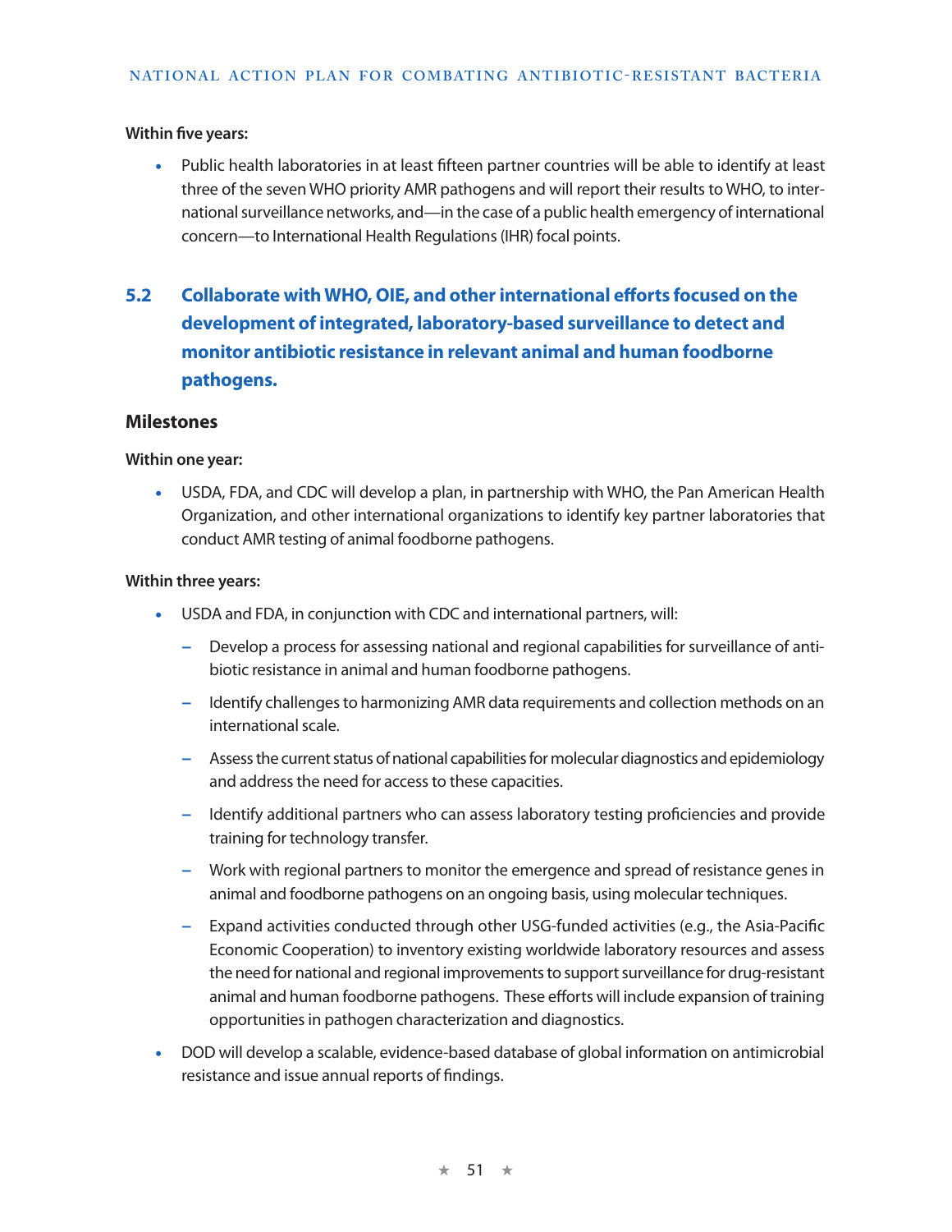**Within five years:**

- Public health laboratories in at least fifteen partner countries will be able to identify at least three of the seven WHO priority AMR pathogens and will report their results to WHO, to international surveillance networks, and—in the case of a public health emergency of international concern—to International Health Regulations (IHR) focal points.

## 5.2 Collaborate with WHO, OIE, and other international efforts focused on the development of integrated, laboratory-based surveillance to detect and monitor antibiotic resistance in relevant animal and human foodborne pathogens.

### Milestones

**Within one year:**

- USDA, FDA, and CDC will develop a plan, in partnership with WHO, the Pan American Health Organization, and other international organizations to identify key partner laboratories that conduct AMR testing of animal foodborne pathogens.

**Within three years:**

- USDA and FDA, in conjunction with CDC and international partners, will:
  - Develop a process for assessing national and regional capabilities for surveillance of antibiotic resistance in animal and human foodborne pathogens.
  - Identify challenges to harmonizing AMR data requirements and collection methods on an international scale.
  - Assess the current status of national capabilities for molecular diagnostics and epidemiology and address the need for access to these capacities.
  - Identify additional partners who can assess laboratory testing proficiencies and provide training for technology transfer.
  - Work with regional partners to monitor the emergence and spread of resistance genes in animal and foodborne pathogens on an ongoing basis, using molecular techniques.
  - Expand activities conducted through other USG-funded activities (e.g., the Asia-Pacific Economic Cooperation) to inventory existing worldwide laboratory resources and assess the need for national and regional improvements to support surveillance for drug-resistant animal and human foodborne pathogens. These efforts will include expansion of training opportunities in pathogen characterization and diagnostics.
- DOD will develop a scalable, evidence-based database of global information on antimicrobial resistance and issue annual reports of findings.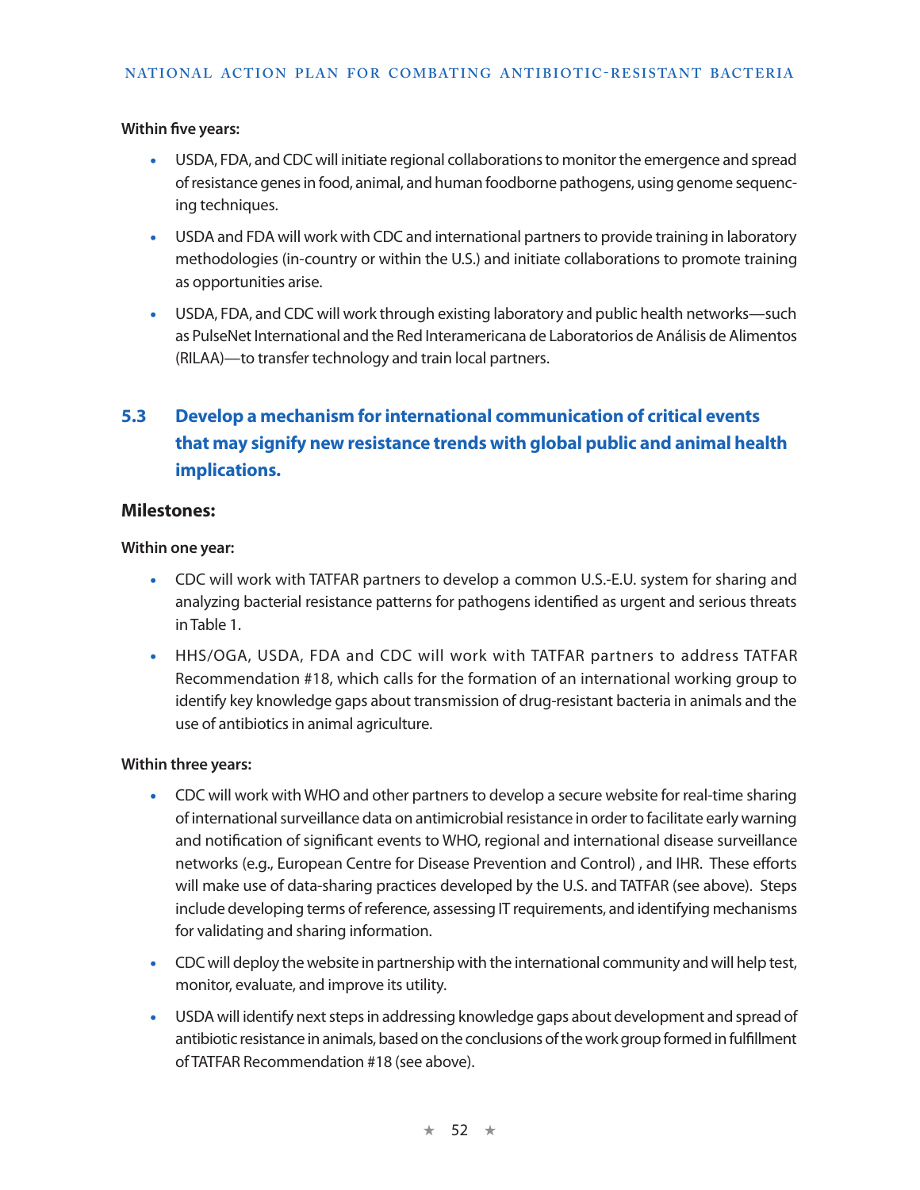**Within five years:**

- USDA, FDA, and CDC will initiate regional collaborations to monitor the emergence and spread of resistance genes in food, animal, and human foodborne pathogens, using genome sequencing techniques.
- USDA and FDA will work with CDC and international partners to provide training in laboratory methodologies (in-country or within the U.S.) and initiate collaborations to promote training as opportunities arise.
- USDA, FDA, and CDC will work through existing laboratory and public health networks—such as PulseNet International and the Red Interamericana de Laboratorios de Análisis de Alimentos (RILAA)—to transfer technology and train local partners.

## 5.3 Develop a mechanism for international communication of critical events that may signify new resistance trends with global public and animal health implications.

### Milestones:

**Within one year:**

- CDC will work with TATFAR partners to develop a common U.S.-E.U. system for sharing and analyzing bacterial resistance patterns for pathogens identified as urgent and serious threats in Table 1.
- HHS/OGA, USDA, FDA and CDC will work with TATFAR partners to address TATFAR Recommendation #18, which calls for the formation of an international working group to identify key knowledge gaps about transmission of drug-resistant bacteria in animals and the use of antibiotics in animal agriculture.

**Within three years:**

- CDC will work with WHO and other partners to develop a secure website for real-time sharing of international surveillance data on antimicrobial resistance in order to facilitate early warning and notification of significant events to WHO, regional and international disease surveillance networks (e.g., European Centre for Disease Prevention and Control) , and IHR. These efforts will make use of data-sharing practices developed by the U.S. and TATFAR (see above). Steps include developing terms of reference, assessing IT requirements, and identifying mechanisms for validating and sharing information.
- CDC will deploy the website in partnership with the international community and will help test, monitor, evaluate, and improve its utility.
- USDA will identify next steps in addressing knowledge gaps about development and spread of antibiotic resistance in animals, based on the conclusions of the work group formed in fulfillment of TATFAR Recommendation #18 (see above).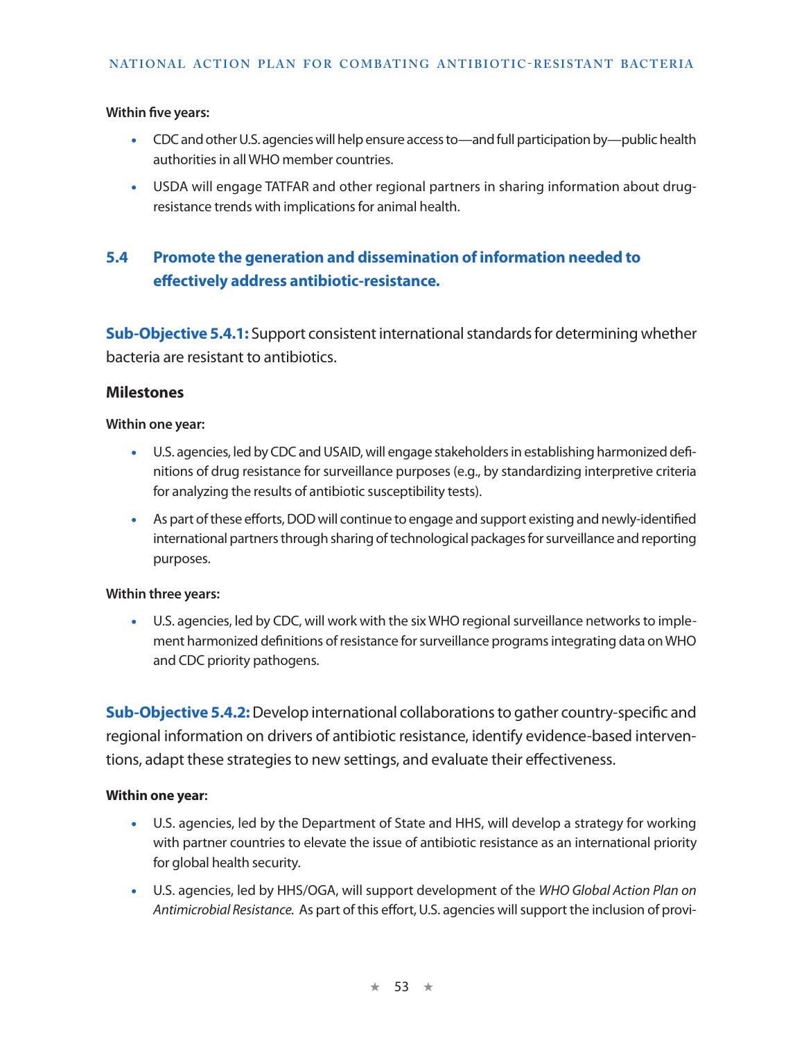**Within five years:**

- CDC and other U.S. agencies will help ensure access to—and full participation by—public health authorities in all WHO member countries.
- USDA will engage TATFAR and other regional partners in sharing information about drug-resistance trends with implications for animal health.

## 5.4 Promote the generation and dissemination of information needed to effectively address antibiotic-resistance.

**Sub-Objective 5.4.1:** Support consistent international standards for determining whether bacteria are resistant to antibiotics.

### Milestones

**Within one year:**

- U.S. agencies, led by CDC and USAID, will engage stakeholders in establishing harmonized definitions of drug resistance for surveillance purposes (e.g., by standardizing interpretive criteria for analyzing the results of antibiotic susceptibility tests).
- As part of these efforts, DOD will continue to engage and support existing and newly-identified international partners through sharing of technological packages for surveillance and reporting purposes.

**Within three years:**

- U.S. agencies, led by CDC, will work with the six WHO regional surveillance networks to implement harmonized definitions of resistance for surveillance programs integrating data on WHO and CDC priority pathogens.

**Sub-Objective 5.4.2:** Develop international collaborations to gather country-specific and regional information on drivers of antibiotic resistance, identify evidence-based interventions, adapt these strategies to new settings, and evaluate their effectiveness.

**Within one year:**

- U.S. agencies, led by the Department of State and HHS, will develop a strategy for working with partner countries to elevate the issue of antibiotic resistance as an international priority for global health security.
- U.S. agencies, led by HHS/OGA, will support development of the *WHO Global Action Plan on Antimicrobial Resistance.* As part of this effort, U.S. agencies will support the inclusion of provi-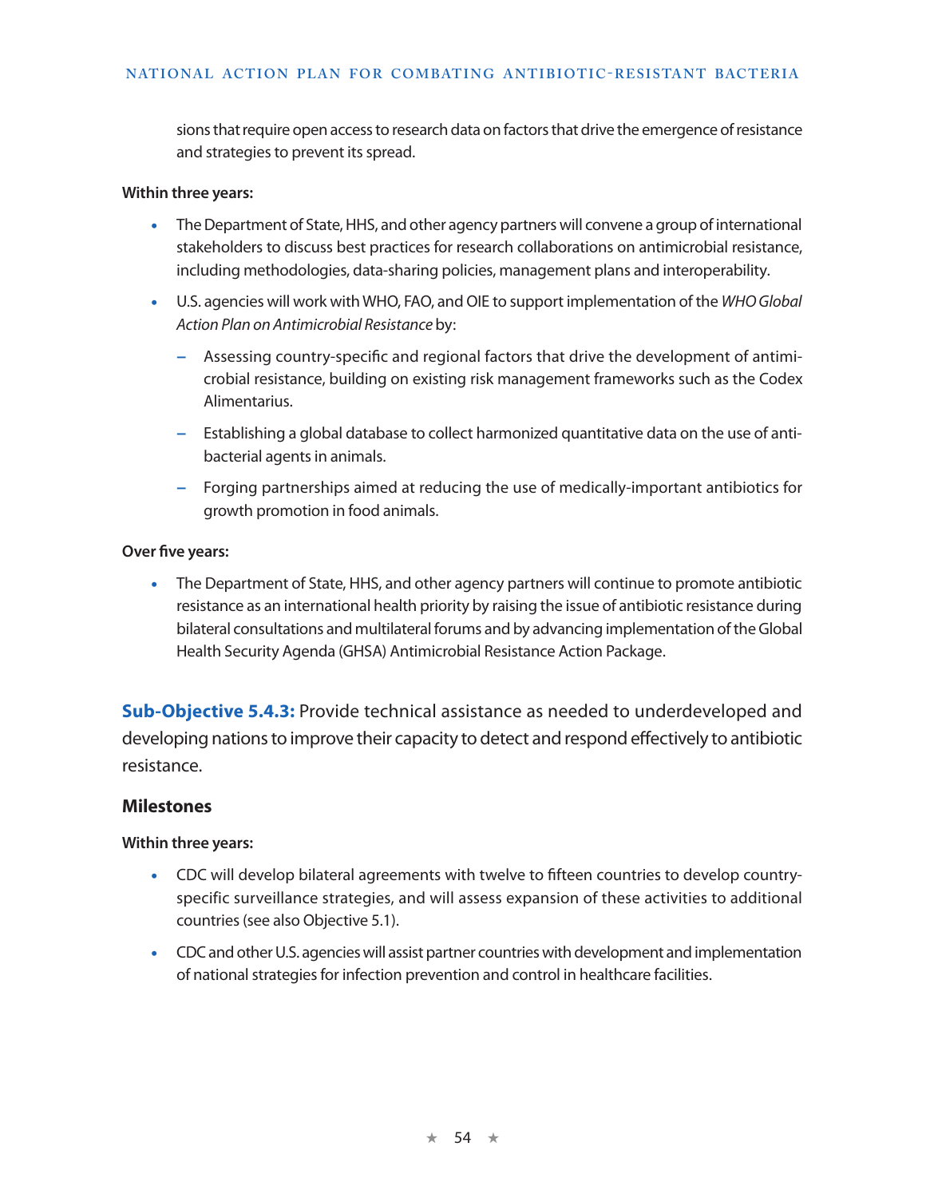sions that require open access to research data on factors that drive the emergence of resistance and strategies to prevent its spread.

**Within three years:**

- The Department of State, HHS, and other agency partners will convene a group of international stakeholders to discuss best practices for research collaborations on antimicrobial resistance, including methodologies, data-sharing policies, management plans and interoperability.
- U.S. agencies will work with WHO, FAO, and OIE to support implementation of the *WHO Global Action Plan on Antimicrobial Resistance* by:
  - Assessing country-specific and regional factors that drive the development of antimicrobial resistance, building on existing risk management frameworks such as the Codex Alimentarius.
  - Establishing a global database to collect harmonized quantitative data on the use of antibacterial agents in animals.
  - Forging partnerships aimed at reducing the use of medically-important antibiotics for growth promotion in food animals.

**Over five years:**

- The Department of State, HHS, and other agency partners will continue to promote antibiotic resistance as an international health priority by raising the issue of antibiotic resistance during bilateral consultations and multilateral forums and by advancing implementation of the Global Health Security Agenda (GHSA) Antimicrobial Resistance Action Package.

**Sub-Objective 5.4.3:** Provide technical assistance as needed to underdeveloped and developing nations to improve their capacity to detect and respond effectively to antibiotic resistance.

### Milestones

**Within three years:**

- CDC will develop bilateral agreements with twelve to fifteen countries to develop country-specific surveillance strategies, and will assess expansion of these activities to additional countries (see also Objective 5.1).
- CDC and other U.S. agencies will assist partner countries with development and implementation of national strategies for infection prevention and control in healthcare facilities.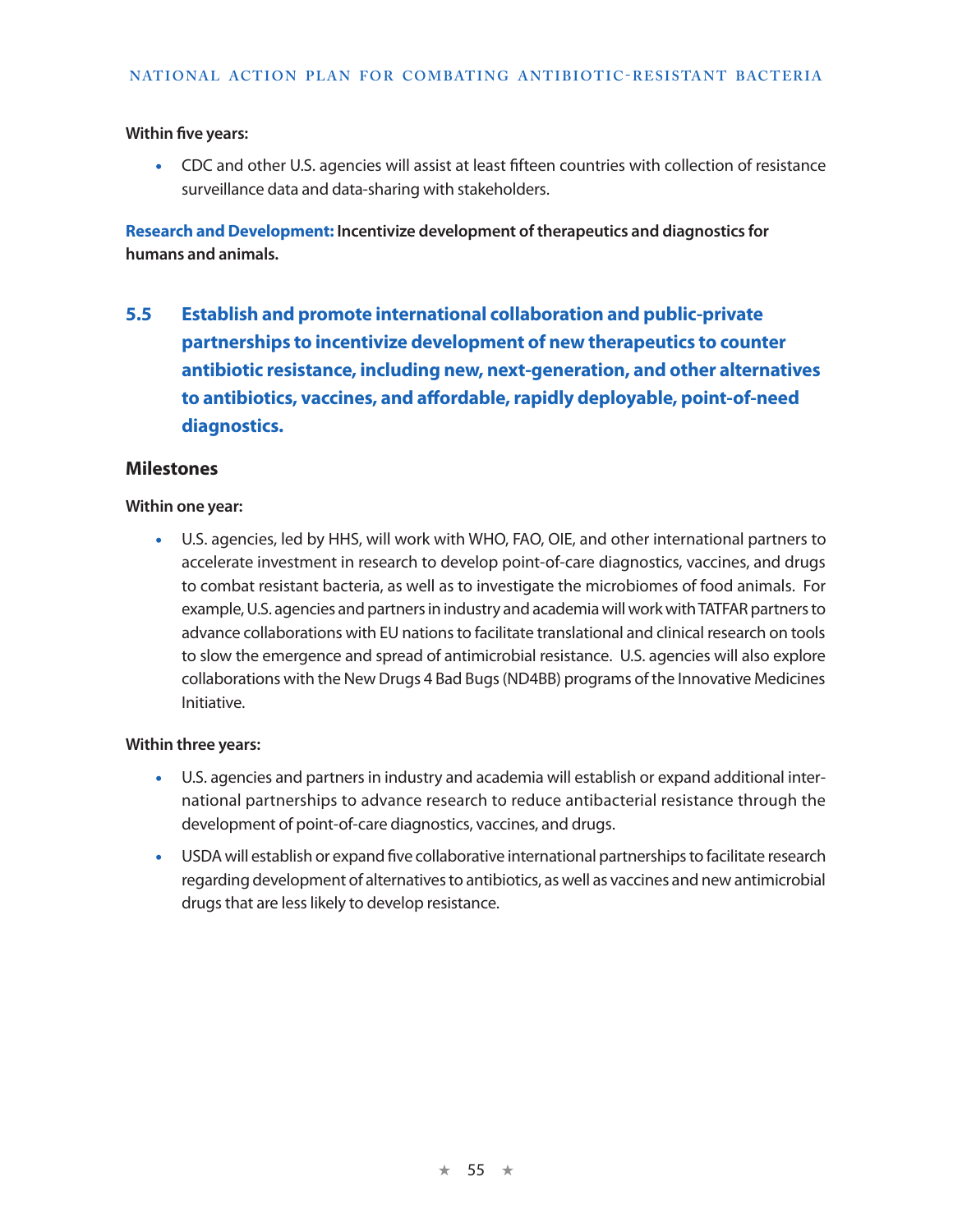**Within five years:**

- CDC and other U.S. agencies will assist at least fifteen countries with collection of resistance surveillance data and data-sharing with stakeholders.

**Research and Development: Incentivize development of therapeutics and diagnostics for humans and animals.**

## 5.5 Establish and promote international collaboration and public-private partnerships to incentivize development of new therapeutics to counter antibiotic resistance, including new, next-generation, and other alternatives to antibiotics, vaccines, and affordable, rapidly deployable, point-of-need diagnostics.

### Milestones

**Within one year:**

- U.S. agencies, led by HHS, will work with WHO, FAO, OIE, and other international partners to accelerate investment in research to develop point-of-care diagnostics, vaccines, and drugs to combat resistant bacteria, as well as to investigate the microbiomes of food animals. For example, U.S. agencies and partners in industry and academia will work with TATFAR partners to advance collaborations with EU nations to facilitate translational and clinical research on tools to slow the emergence and spread of antimicrobial resistance. U.S. agencies will also explore collaborations with the New Drugs 4 Bad Bugs (ND4BB) programs of the Innovative Medicines Initiative.

**Within three years:**

- U.S. agencies and partners in industry and academia will establish or expand additional international partnerships to advance research to reduce antibacterial resistance through the development of point-of-care diagnostics, vaccines, and drugs.
- USDA will establish or expand five collaborative international partnerships to facilitate research regarding development of alternatives to antibiotics, as well as vaccines and new antimicrobial drugs that are less likely to develop resistance.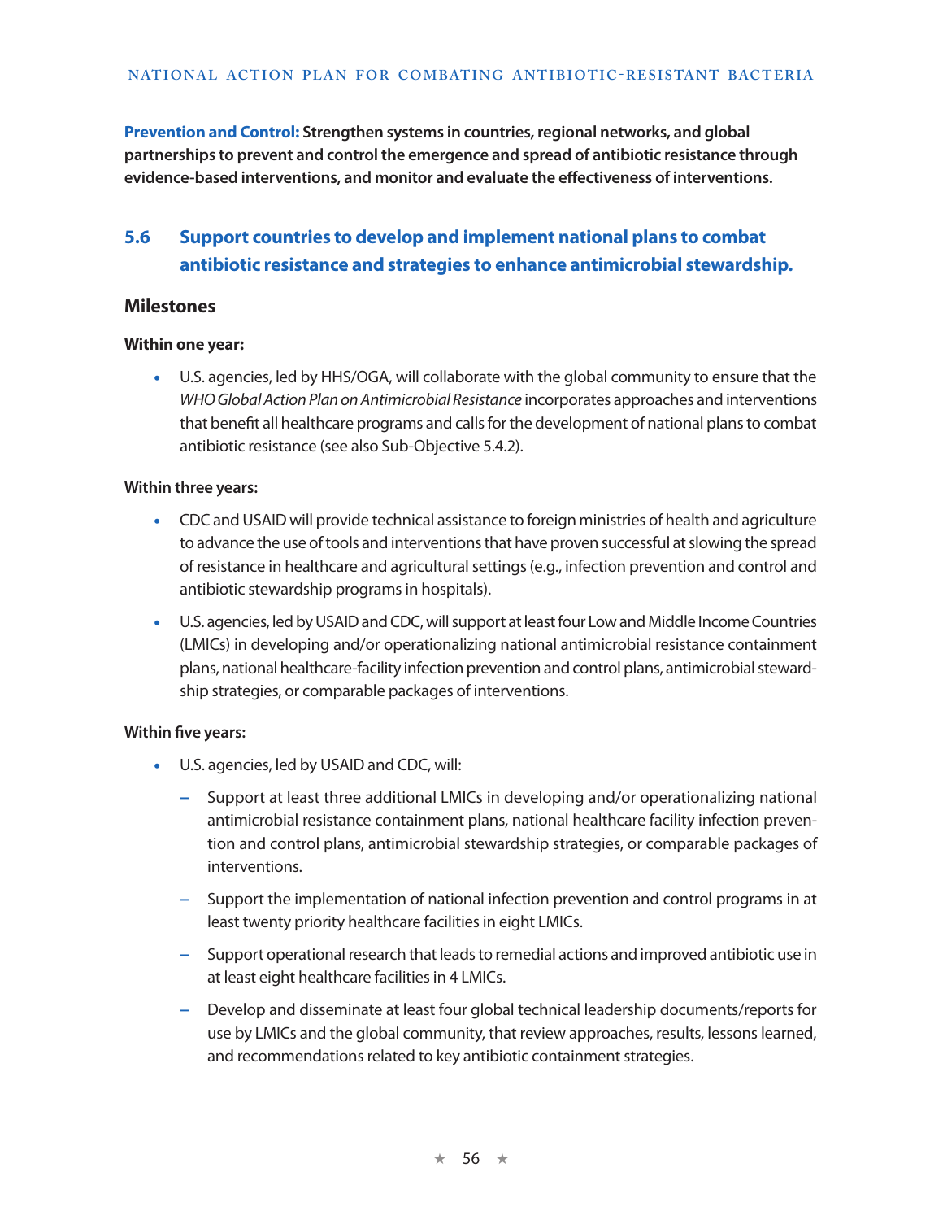**Prevention and Control:** **Strengthen systems in countries, regional networks, and global partnerships to prevent and control the emergence and spread of antibiotic resistance through evidence-based interventions, and monitor and evaluate the effectiveness of interventions.**

## 5.6 Support countries to develop and implement national plans to combat antibiotic resistance and strategies to enhance antimicrobial stewardship.

### Milestones

**Within one year:**

- U.S. agencies, led by HHS/OGA, will collaborate with the global community to ensure that the *WHO Global Action Plan on Antimicrobial Resistance* incorporates approaches and interventions that benefit all healthcare programs and calls for the development of national plans to combat antibiotic resistance (see also Sub-Objective 5.4.2).

**Within three years:**

- CDC and USAID will provide technical assistance to foreign ministries of health and agriculture to advance the use of tools and interventions that have proven successful at slowing the spread of resistance in healthcare and agricultural settings (e.g., infection prevention and control and antibiotic stewardship programs in hospitals).
- U.S. agencies, led by USAID and CDC, will support at least four Low and Middle Income Countries (LMICs) in developing and/or operationalizing national antimicrobial resistance containment plans, national healthcare-facility infection prevention and control plans, antimicrobial stewardship strategies, or comparable packages of interventions.

**Within five years:**

- U.S. agencies, led by USAID and CDC, will:
  - Support at least three additional LMICs in developing and/or operationalizing national antimicrobial resistance containment plans, national healthcare facility infection prevention and control plans, antimicrobial stewardship strategies, or comparable packages of interventions.
  - Support the implementation of national infection prevention and control programs in at least twenty priority healthcare facilities in eight LMICs.
  - Support operational research that leads to remedial actions and improved antibiotic use in at least eight healthcare facilities in 4 LMICs.
  - Develop and disseminate at least four global technical leadership documents/reports for use by LMICs and the global community, that review approaches, results, lessons learned, and recommendations related to key antibiotic containment strategies.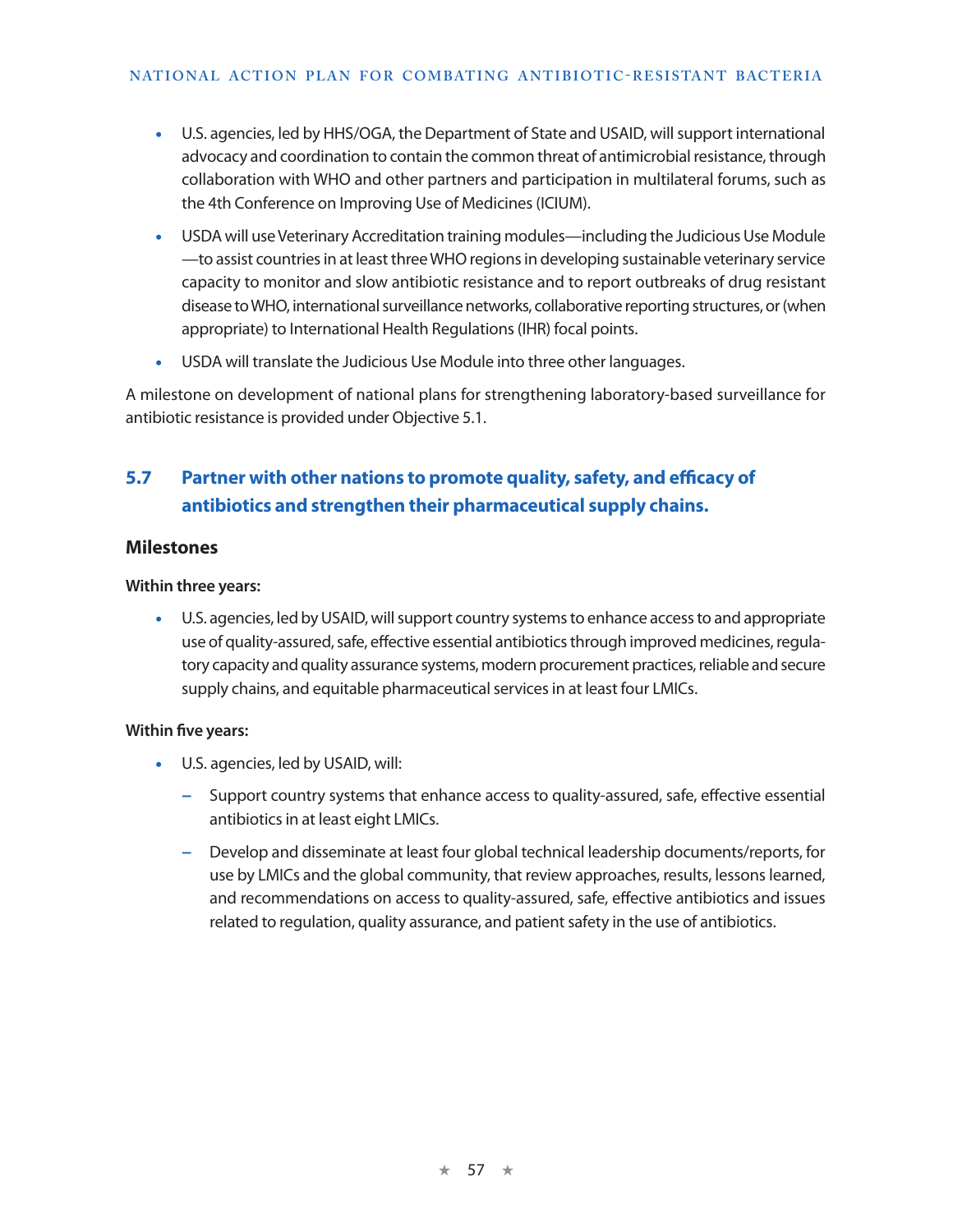- U.S. agencies, led by HHS/OGA, the Department of State and USAID, will support international advocacy and coordination to contain the common threat of antimicrobial resistance, through collaboration with WHO and other partners and participation in multilateral forums, such as the 4th Conference on Improving Use of Medicines (ICIUM).
- USDA will use Veterinary Accreditation training modules—including the Judicious Use Module —to assist countries in at least three WHO regions in developing sustainable veterinary service capacity to monitor and slow antibiotic resistance and to report outbreaks of drug resistant disease to WHO, international surveillance networks, collaborative reporting structures, or (when appropriate) to International Health Regulations (IHR) focal points.
- USDA will translate the Judicious Use Module into three other languages.

A milestone on development of national plans for strengthening laboratory-based surveillance for antibiotic resistance is provided under Objective 5.1.

## 5.7 Partner with other nations to promote quality, safety, and efficacy of antibiotics and strengthen their pharmaceutical supply chains.

### Milestones

**Within three years:**

- U.S. agencies, led by USAID, will support country systems to enhance access to and appropriate use of quality-assured, safe, effective essential antibiotics through improved medicines, regulatory capacity and quality assurance systems, modern procurement practices, reliable and secure supply chains, and equitable pharmaceutical services in at least four LMICs.

**Within five years:**

- U.S. agencies, led by USAID, will:
  - Support country systems that enhance access to quality-assured, safe, effective essential antibiotics in at least eight LMICs.
  - Develop and disseminate at least four global technical leadership documents/reports, for use by LMICs and the global community, that review approaches, results, lessons learned, and recommendations on access to quality-assured, safe, effective antibiotics and issues related to regulation, quality assurance, and patient safety in the use of antibiotics.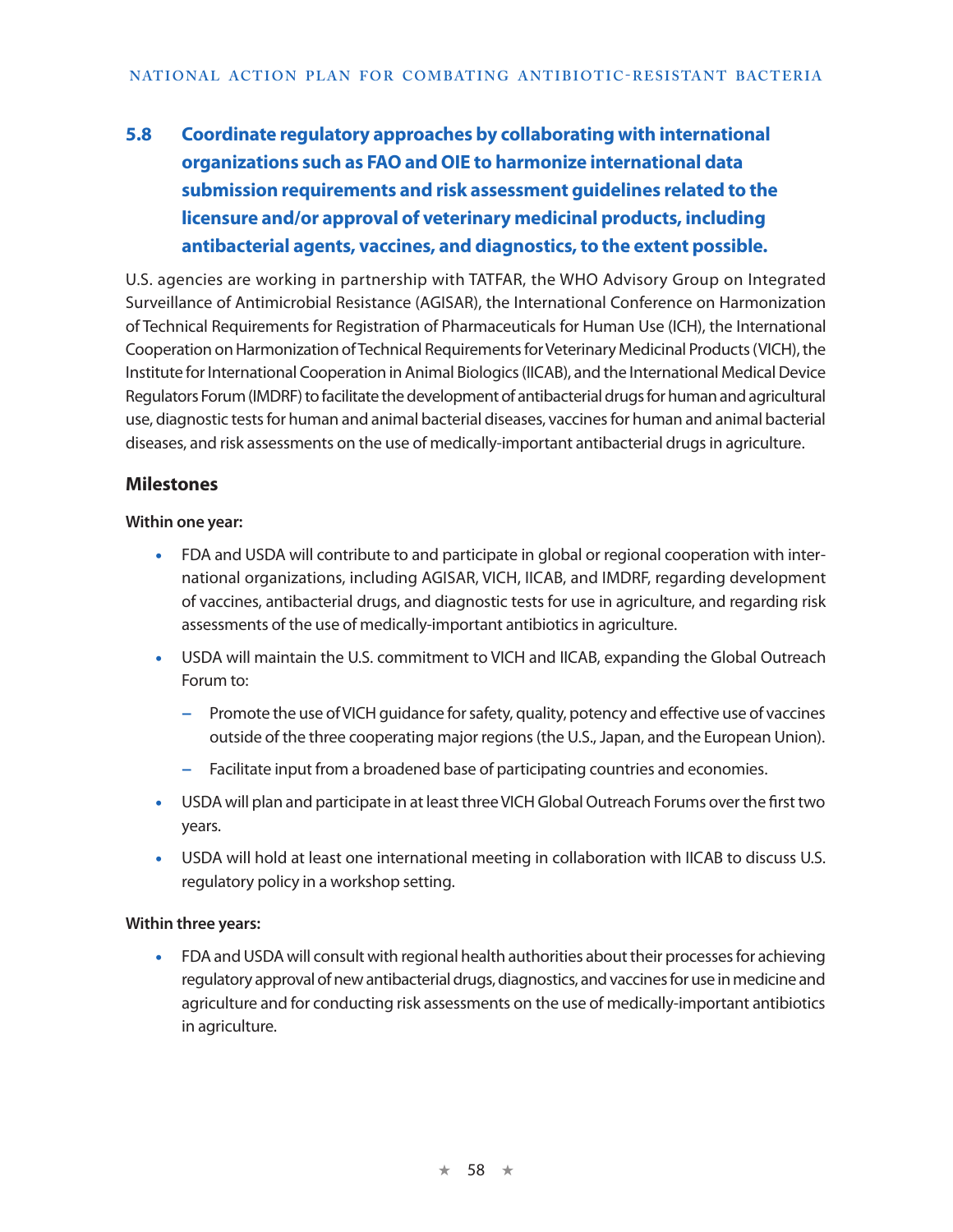### 5.8 Coordinate regulatory approaches by collaborating with international organizations such as FAO and OIE to harmonize international data submission requirements and risk assessment guidelines related to the licensure and/or approval of veterinary medicinal products, including antibacterial agents, vaccines, and diagnostics, to the extent possible.

U.S. agencies are working in partnership with TATFAR, the WHO Advisory Group on Integrated Surveillance of Antimicrobial Resistance (AGISAR), the International Conference on Harmonization of Technical Requirements for Registration of Pharmaceuticals for Human Use (ICH), the International Cooperation on Harmonization of Technical Requirements for Veterinary Medicinal Products (VICH), the Institute for International Cooperation in Animal Biologics (IICAB), and the International Medical Device Regulators Forum (IMDRF) to facilitate the development of antibacterial drugs for human and agricultural use, diagnostic tests for human and animal bacterial diseases, vaccines for human and animal bacterial diseases, and risk assessments on the use of medically-important antibacterial drugs in agriculture.

#### Milestones

**Within one year:**

- FDA and USDA will contribute to and participate in global or regional cooperation with international organizations, including AGISAR, VICH, IICAB, and IMDRF, regarding development of vaccines, antibacterial drugs, and diagnostic tests for use in agriculture, and regarding risk assessments of the use of medically-important antibiotics in agriculture.
- USDA will maintain the U.S. commitment to VICH and IICAB, expanding the Global Outreach Forum to:
  - Promote the use of VICH guidance for safety, quality, potency and effective use of vaccines outside of the three cooperating major regions (the U.S., Japan, and the European Union).
  - Facilitate input from a broadened base of participating countries and economies.
- USDA will plan and participate in at least three VICH Global Outreach Forums over the first two years.
- USDA will hold at least one international meeting in collaboration with IICAB to discuss U.S. regulatory policy in a workshop setting.

**Within three years:**

- FDA and USDA will consult with regional health authorities about their processes for achieving regulatory approval of new antibacterial drugs, diagnostics, and vaccines for use in medicine and agriculture and for conducting risk assessments on the use of medically-important antibiotics in agriculture.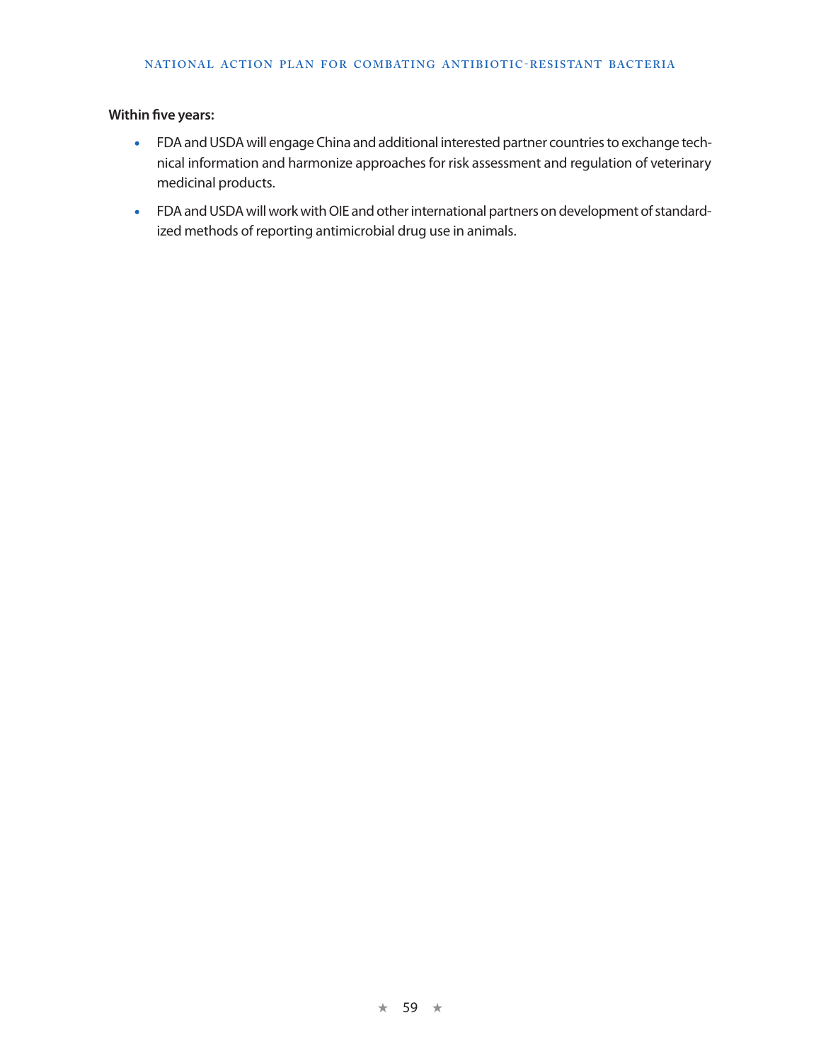**Within five years:**

- FDA and USDA will engage China and additional interested partner countries to exchange technical information and harmonize approaches for risk assessment and regulation of veterinary medicinal products.
- FDA and USDA will work with OIE and other international partners on development of standardized methods of reporting antimicrobial drug use in animals.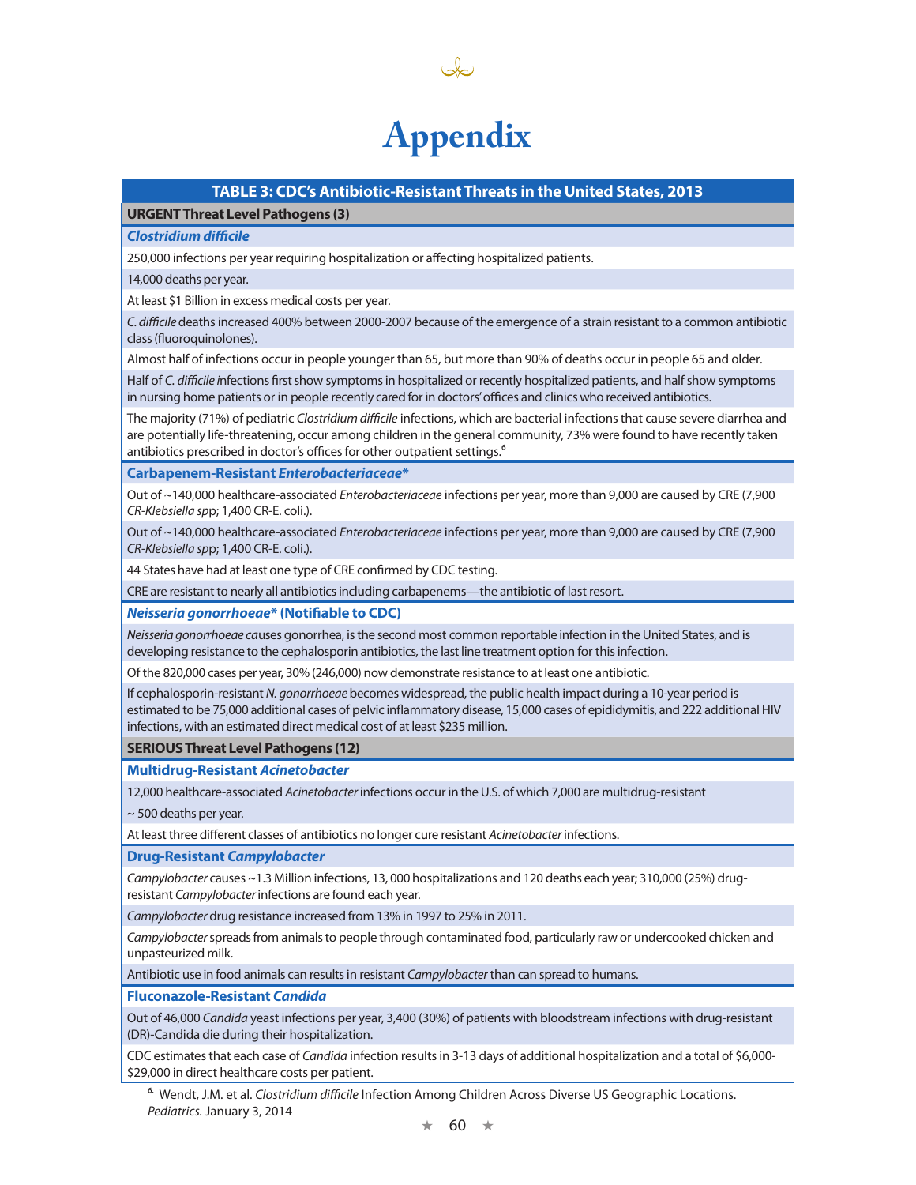# Appendix

| TABLE 3: CDC's Antibiotic-Resistant Threats in the United States, 2013 |
|---|
| **URGENT Threat Level Pathogens (3)** |
| ***Clostridium difficile*** |
| 250,000 infections per year requiring hospitalization or affecting hospitalized patients. |
| 14,000 deaths per year. |
| At least $1 Billion in excess medical costs per year. |
| *C. difficile* deaths increased 400% between 2000-2007 because of the emergence of a strain resistant to a common antibiotic class (fluoroquinolones). |
| Almost half of infections occur in people younger than 65, but more than 90% of deaths occur in people 65 and older. |
| Half of *C. difficile i*nfections first show symptoms in hospitalized or recently hospitalized patients, and half show symptoms in nursing home patients or in people recently cared for in doctors' offices and clinics who received antibiotics. |
| The majority (71%) of pediatric *Clostridium difficile* infections, which are bacterial infections that cause severe diarrhea and are potentially life-threatening, occur among children in the general community, 73% were found to have recently taken antibiotics prescribed in doctor's offices for other outpatient settings.[6] |
| **Carbapenem-Resistant *Enterobacteriaceae**** |
| Out of ~140,000 healthcare-associated *Enterobacteriaceae* infections per year, more than 9,000 are caused by CRE (7,900 *CR-Klebsiella* spp; 1,400 CR-E. coli.). |
| Out of ~140,000 healthcare-associated *Enterobacteriaceae* infections per year, more than 9,000 are caused by CRE (7,900 *CR-Klebsiella* spp; 1,400 CR-E. coli.). |
| 44 States have had at least one type of CRE confirmed by CDC testing. |
| CRE are resistant to nearly all antibiotics including carbapenems—the antibiotic of last resort. |
| ***Neisseria gonorrhoeae** (Notifiable to CDC)* |
| *Neisseria gonorrhoeae ca*uses gonorrhea, is the second most common reportable infection in the United States, and is developing resistance to the cephalosporin antibiotics, the last line treatment option for this infection. |
| Of the 820,000 cases per year, 30% (246,000) now demonstrate resistance to at least one antibiotic. |
| If cephalosporin-resistant *N. gonorrhoeae* becomes widespread, the public health impact during a 10-year period is estimated to be 75,000 additional cases of pelvic inflammatory disease, 15,000 cases of epididymitis, and 222 additional HIV infections, with an estimated direct medical cost of at least $235 million. |
| **SERIOUS Threat Level Pathogens (12)** |
| **Multidrug-Resistant *Acinetobacter*** |
| 12,000 healthcare-associated *Acinetobacter* infections occur in the U.S. of which 7,000 are multidrug-resistant |
| ~ 500 deaths per year. |
| At least three different classes of antibiotics no longer cure resistant *Acinetobacter* infections. |
| **Drug-Resistant *Campylobacter*** |
| *Campylobacter* causes ~1.3 Million infections, 13, 000 hospitalizations and 120 deaths each year; 310,000 (25%) drug-resistant *Campylobacter* infections are found each year. |
| *Campylobacter* drug resistance increased from 13% in 1997 to 25% in 2011. |
| *Campylobacter* spreads from animals to people through contaminated food, particularly raw or undercooked chicken and unpasteurized milk. |
| Antibiotic use in food animals can results in resistant *Campylobacter* than can spread to humans. |
| **Fluconazole-Resistant *Candida*** |
| Out of 46,000 *Candida* yeast infections per year, 3,400 (30%) of patients with bloodstream infections with drug-resistant (DR)-Candida die during their hospitalization. |
| CDC estimates that each case of *Candida* infection results in 3-13 days of additional hospitalization and a total of $6,000-$29,000 in direct healthcare costs per patient. |

[6] Wendt, J.M. et al. *Clostridium difficile* Infection Among Children Across Diverse US Geographic Locations. *Pediatrics.* January 3, 2014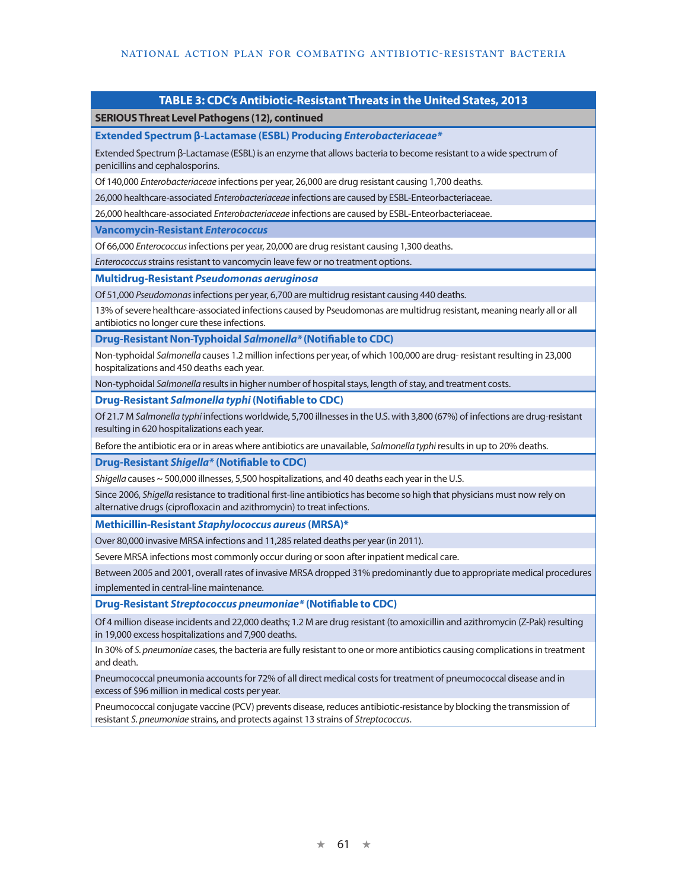| TABLE 3: CDC's Antibiotic-Resistant Threats in the United States, 2013 |
|---|
| **SERIOUS Threat Level Pathogens (12), continued** |
| **Extended Spectrum β-Lactamase (ESBL) Producing *Enterobacteriaceae**** |
| Extended Spectrum β-Lactamase (ESBL) is an enzyme that allows bacteria to become resistant to a wide spectrum of penicillins and cephalosporins. |
| Of 140,000 *Enterobacteriaceae* infections per year, 26,000 are drug resistant causing 1,700 deaths. |
| 26,000 healthcare-associated *Enterobacteriaceae* infections are caused by ESBL-Enteorbacteriaceae. |
| 26,000 healthcare-associated *Enterobacteriaceae* infections are caused by ESBL-Enteorbacteriaceae. |
| **Vancomycin-Resistant *Enterococcus*** |
| Of 66,000 *Enterococcus* infections per year, 20,000 are drug resistant causing 1,300 deaths. |
| *Enterococcus* strains resistant to vancomycin leave few or no treatment options. |
| **Multidrug-Resistant *Pseudomonas aeruginosa*** |
| Of 51,000 *Pseudomonas* infections per year, 6,700 are multidrug resistant causing 440 deaths. |
| 13% of severe healthcare-associated infections caused by Pseudomonas are multidrug resistant, meaning nearly all or all antibiotics no longer cure these infections. |
| **Drug-Resistant Non-Typhoidal *Salmonella** (Notifiable to CDC)** |
| Non-typhoidal *Salmonella* causes 1.2 million infections per year, of which 100,000 are drug- resistant resulting in 23,000 hospitalizations and 450 deaths each year. |
| Non-typhoidal *Salmonella* results in higher number of hospital stays, length of stay, and treatment costs. |
| **Drug-Resistant *Salmonella typhi* (Notifiable to CDC)** |
| Of 21.7 M *Salmonella typhi* infections worldwide, 5,700 illnesses in the U.S. with 3,800 (67%) of infections are drug-resistant resulting in 620 hospitalizations each year. |
| Before the antibiotic era or in areas where antibiotics are unavailable, *Salmonella typhi* results in up to 20% deaths. |
| **Drug-Resistant *Shigella** (Notifiable to CDC)** |
| *Shigella* causes ~ 500,000 illnesses, 5,500 hospitalizations, and 40 deaths each year in the U.S. |
| Since 2006, *Shigella* resistance to traditional first-line antibiotics has become so high that physicians must now rely on alternative drugs (ciprofloxacin and azithromycin) to treat infections. |
| **Methicillin-Resistant *Staphylococcus aureus* (MRSA)*** |
| Over 80,000 invasive MRSA infections and 11,285 related deaths per year (in 2011). |
| Severe MRSA infections most commonly occur during or soon after inpatient medical care. |
| Between 2005 and 2001, overall rates of invasive MRSA dropped 31% predominantly due to appropriate medical procedures implemented in central-line maintenance. |
| **Drug-Resistant *Streptococcus pneumoniae** (Notifiable to CDC)** |
| Of 4 million disease incidents and 22,000 deaths; 1.2 M are drug resistant (to amoxicillin and azithromycin (Z-Pak) resulting in 19,000 excess hospitalizations and 7,900 deaths. |
| In 30% of *S. pneumoniae* cases, the bacteria are fully resistant to one or more antibiotics causing complications in treatment and death. |
| Pneumococcal pneumonia accounts for 72% of all direct medical costs for treatment of pneumococcal disease and in excess of $96 million in medical costs per year. |
| Pneumococcal conjugate vaccine (PCV) prevents disease, reduces antibiotic-resistance by blocking the transmission of resistant *S. pneumoniae* strains, and protects against 13 strains of *Streptococcus*. |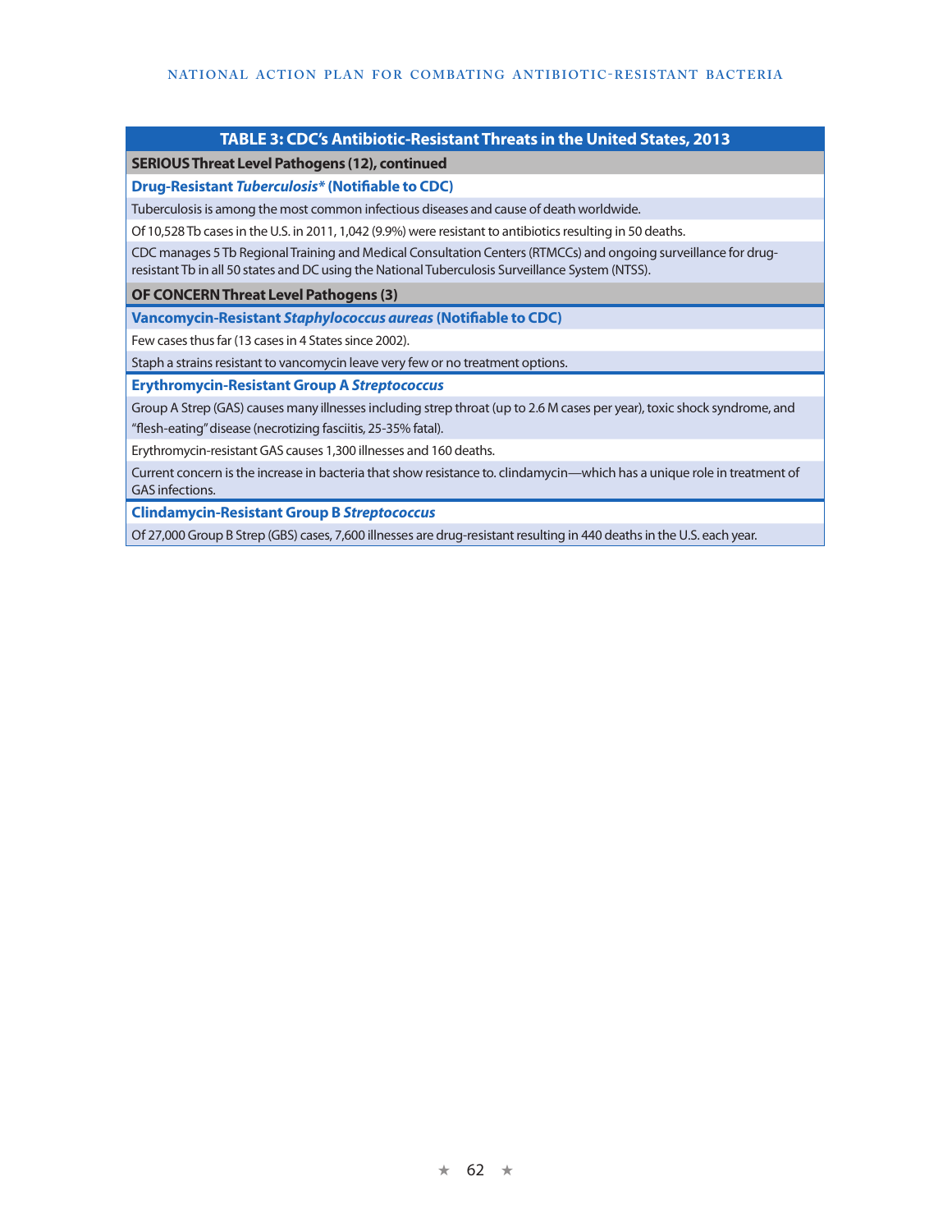| TABLE 3: CDC's Antibiotic-Resistant Threats in the United States, 2013 |
|---|
| **SERIOUS Threat Level Pathogens (12), continued** |
| **Drug-Resistant *Tuberculosis** (Notifiable to CDC)** |
| Tuberculosis is among the most common infectious diseases and cause of death worldwide. |
| Of 10,528 Tb cases in the U.S. in 2011, 1,042 (9.9%) were resistant to antibiotics resulting in 50 deaths. |
| CDC manages 5 Tb Regional Training and Medical Consultation Centers (RTMCCs) and ongoing surveillance for drug-resistant Tb in all 50 states and DC using the National Tuberculosis Surveillance System (NTSS). |
| **OF CONCERN Threat Level Pathogens (3)** |
| **Vancomycin-Resistant *Staphylococcus aureas* (Notifiable to CDC)** |
| Few cases thus far (13 cases in 4 States since 2002). |
| Staph a strains resistant to vancomycin leave very few or no treatment options. |
| **Erythromycin-Resistant Group A *Streptococcus*** |
| Group A Strep (GAS) causes many illnesses including strep throat (up to 2.6 M cases per year), toxic shock syndrome, and "flesh-eating" disease (necrotizing fasciitis, 25-35% fatal). |
| Erythromycin-resistant GAS causes 1,300 illnesses and 160 deaths. |
| Current concern is the increase in bacteria that show resistance to. clindamycin—which has a unique role in treatment of GAS infections. |
| **Clindamycin-Resistant Group B *Streptococcus*** |
| Of 27,000 Group B Strep (GBS) cases, 7,600 illnesses are drug-resistant resulting in 440 deaths in the U.S. each year. |